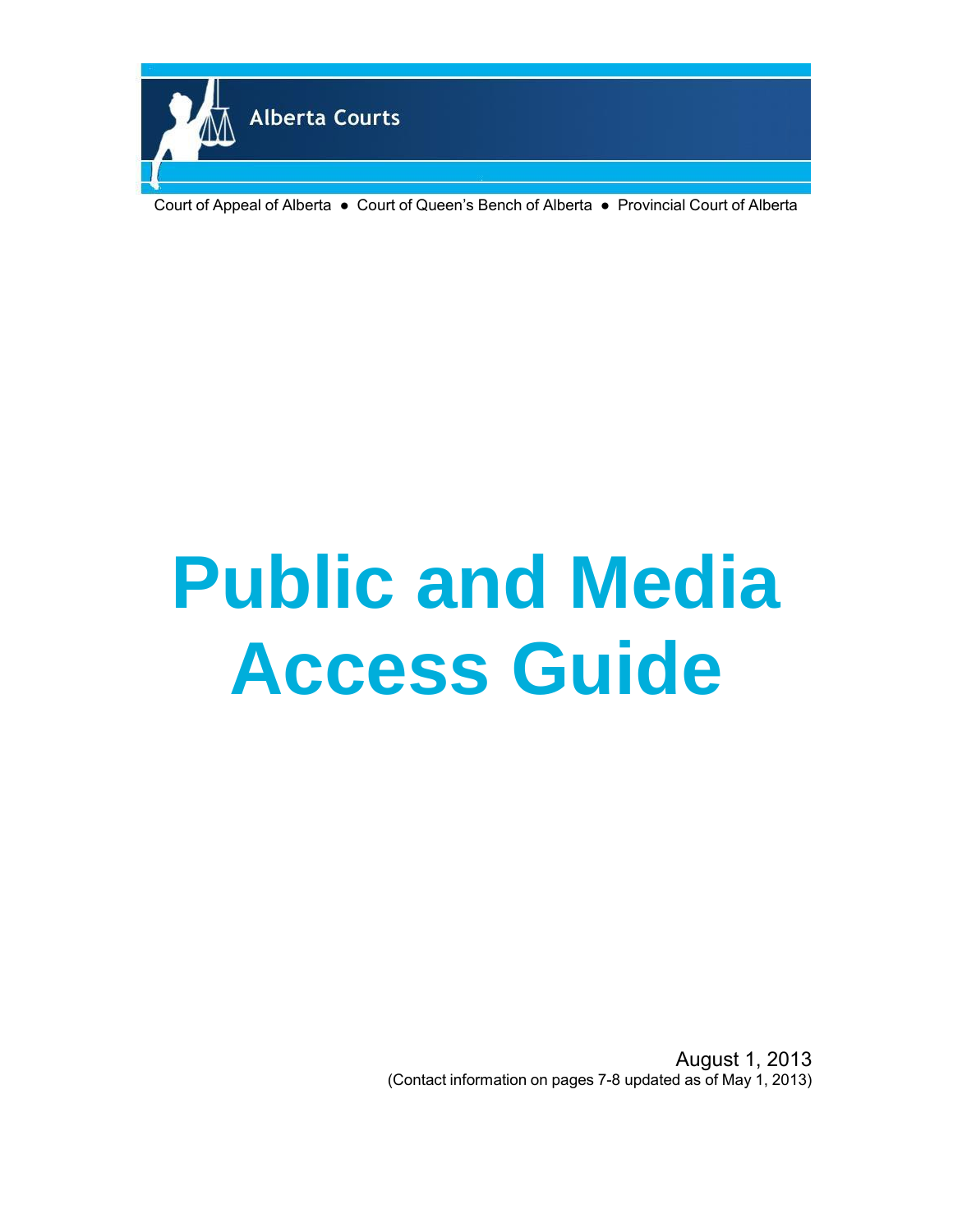Alberta Courts

Court of Appeal of Alberta ● Court of Queen's Bench of Alberta ● Provincial Court of Alberta

# Public and Media Access Guide

August 1, 2013
(Contact information on pages 7-8 updated as of May 1, 2013)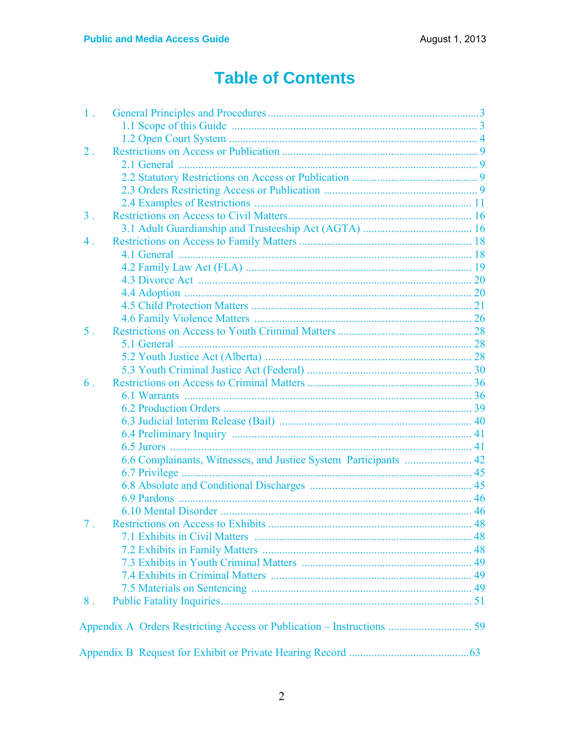# Table of Contents

1. General Principles and Procedures ... 3
   - 1.1 Scope of this Guide ... 3
   - 1.2 Open Court System ... 4
2. Restrictions on Access or Publication ... 9
   - 2.1 General ... 9
   - 2.2 Statutory Restrictions on Access or Publication ... 9
   - 2.3 Orders Restricting Access or Publication ... 9
   - 2.4 Examples of Restrictions ... 11
3. Restrictions on Access to Civil Matters ... 16
   - 3.1 Adult Guardianship and Trusteeship Act (AGTA) ... 16
4. Restrictions on Access to Family Matters ... 18
   - 4.1 General ... 18
   - 4.2 Family Law Act (FLA) ... 19
   - 4.3 Divorce Act ... 20
   - 4.4 Adoption ... 20
   - 4.5 Child Protection Matters ... 21
   - 4.6 Family Violence Matters ... 26
5. Restrictions on Access to Youth Criminal Matters ... 28
   - 5.1 General ... 28
   - 5.2 Youth Justice Act (Alberta) ... 28
   - 5.3 Youth Criminal Justice Act (Federal) ... 30
6. Restrictions on Access to Criminal Matters ... 36
   - 6.1 Warrants ... 36
   - 6.2 Production Orders ... 39
   - 6.3 Judicial Interim Release (Bail) ... 40
   - 6.4 Preliminary Inquiry ... 41
   - 6.5 Jurors ... 41
   - 6.6 Complainants, Witnesses, and Justice System Participants ... 42
   - 6.7 Privilege ... 45
   - 6.8 Absolute and Conditional Discharges ... 45
   - 6.9 Pardons ... 46
   - 6.10 Mental Disorder ... 46
7. Restrictions on Access to Exhibits ... 48
   - 7.1 Exhibits in Civil Matters ... 48
   - 7.2 Exhibits in Family Matters ... 48
   - 7.3 Exhibits in Youth Criminal Matters ... 49
   - 7.4 Exhibits in Criminal Matters ... 49
   - 7.5 Materials on Sentencing ... 49
8. Public Fatality Inquiries ... 51

Appendix A Orders Restricting Access or Publication – Instructions ... 59

Appendix B Request for Exhibit or Private Hearing Record ... 63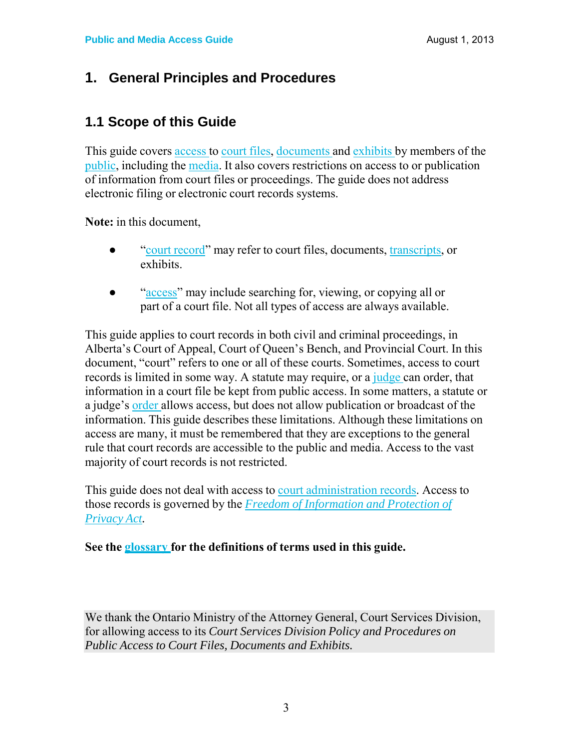# 1. General Principles and Procedures

## 1.1 Scope of this Guide

This guide covers access to court files, documents and exhibits by members of the public, including the media. It also covers restrictions on access to or publication of information from court files or proceedings. The guide does not address electronic filing or electronic court records systems.

**Note:** in this document,

- "court record" may refer to court files, documents, transcripts, or exhibits.
- "access" may include searching for, viewing, or copying all or part of a court file. Not all types of access are always available.

This guide applies to court records in both civil and criminal proceedings, in Alberta's Court of Appeal, Court of Queen's Bench, and Provincial Court. In this document, "court" refers to one or all of these courts. Sometimes, access to court records is limited in some way. A statute may require, or a judge can order, that information in a court file be kept from public access. In some matters, a statute or a judge's order allows access, but does not allow publication or broadcast of the information. This guide describes these limitations. Although these limitations on access are many, it must be remembered that they are exceptions to the general rule that court records are accessible to the public and media. Access to the vast majority of court records is not restricted.

This guide does not deal with access to court administration records. Access to those records is governed by the *Freedom of Information and Protection of Privacy Act*.

**See the glossary for the definitions of terms used in this guide.**

We thank the Ontario Ministry of the Attorney General, Court Services Division, for allowing access to its *Court Services Division Policy and Procedures on Public Access to Court Files, Documents and Exhibits.*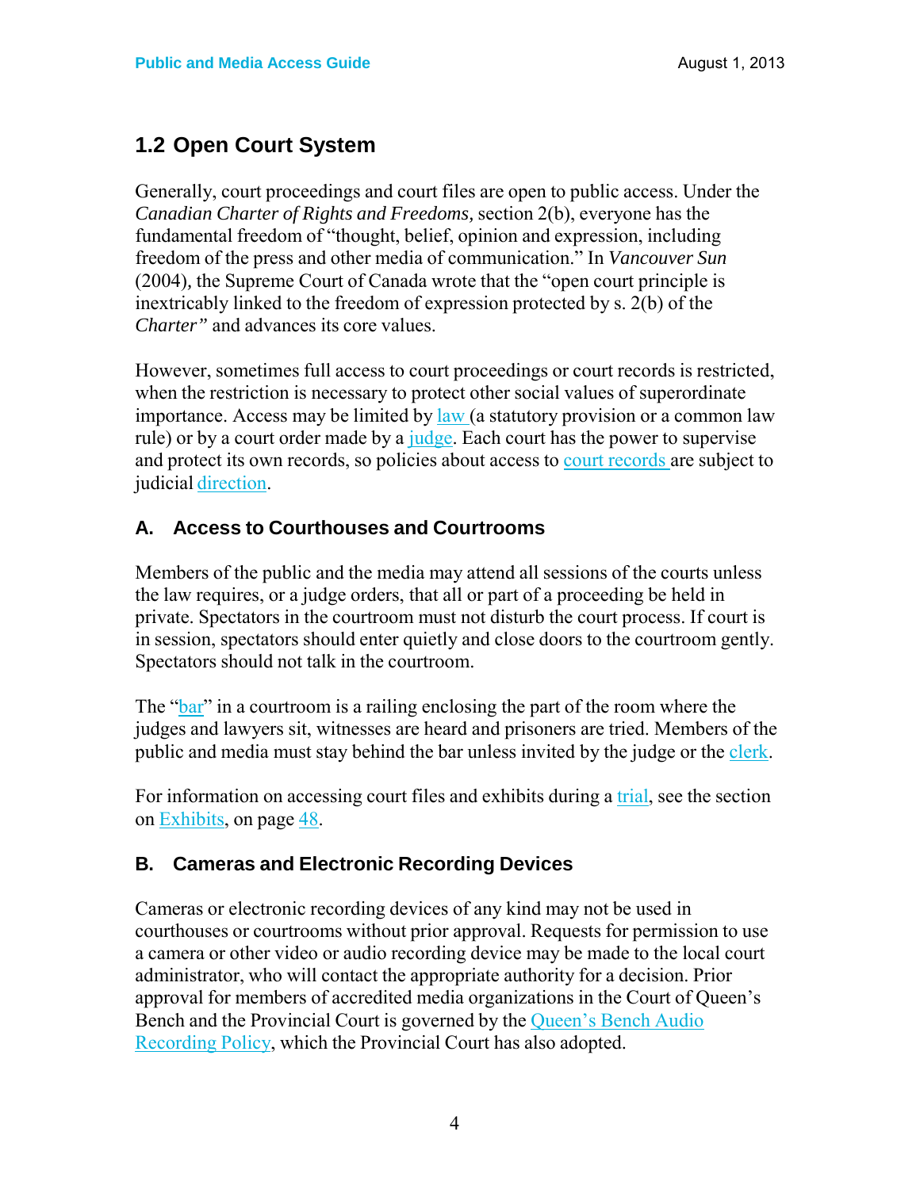## 1.2 Open Court System

Generally, court proceedings and court files are open to public access. Under the *Canadian Charter of Rights and Freedoms,* section 2(b), everyone has the fundamental freedom of "thought, belief, opinion and expression, including freedom of the press and other media of communication." In *Vancouver Sun* (2004), the Supreme Court of Canada wrote that the "open court principle is inextricably linked to the freedom of expression protected by s. 2(b) of the *Charter"* and advances its core values.

However, sometimes full access to court proceedings or court records is restricted, when the restriction is necessary to protect other social values of superordinate importance. Access may be limited by law (a statutory provision or a common law rule) or by a court order made by a judge. Each court has the power to supervise and protect its own records, so policies about access to court records are subject to judicial direction.

### A. Access to Courthouses and Courtrooms

Members of the public and the media may attend all sessions of the courts unless the law requires, or a judge orders, that all or part of a proceeding be held in private. Spectators in the courtroom must not disturb the court process. If court is in session, spectators should enter quietly and close doors to the courtroom gently. Spectators should not talk in the courtroom.

The "bar" in a courtroom is a railing enclosing the part of the room where the judges and lawyers sit, witnesses are heard and prisoners are tried. Members of the public and media must stay behind the bar unless invited by the judge or the clerk.

For information on accessing court files and exhibits during a trial, see the section on Exhibits, on page 48.

### B. Cameras and Electronic Recording Devices

Cameras or electronic recording devices of any kind may not be used in courthouses or courtrooms without prior approval. Requests for permission to use a camera or other video or audio recording device may be made to the local court administrator, who will contact the appropriate authority for a decision. Prior approval for members of accredited media organizations in the Court of Queen's Bench and the Provincial Court is governed by the Queen's Bench Audio Recording Policy, which the Provincial Court has also adopted.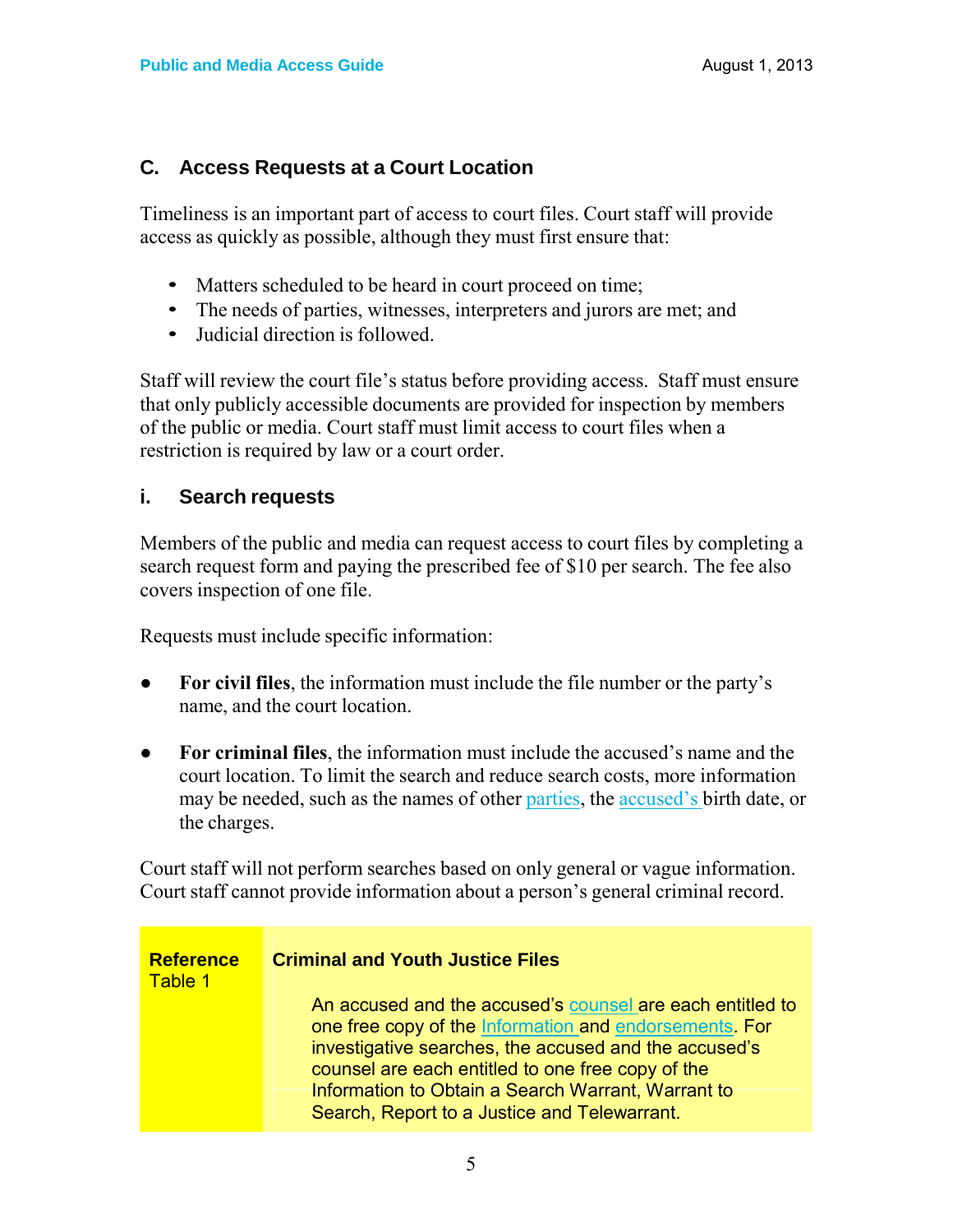## C. Access Requests at a Court Location

Timeliness is an important part of access to court files. Court staff will provide access as quickly as possible, although they must first ensure that:

- Matters scheduled to be heard in court proceed on time;
- The needs of parties, witnesses, interpreters and jurors are met; and
- Judicial direction is followed.

Staff will review the court file's status before providing access. Staff must ensure that only publicly accessible documents are provided for inspection by members of the public or media. Court staff must limit access to court files when a restriction is required by law or a court order.

### i. Search requests

Members of the public and media can request access to court files by completing a search request form and paying the prescribed fee of $10 per search. The fee also covers inspection of one file.

Requests must include specific information:

- **For civil files**, the information must include the file number or the party's name, and the court location.
- **For criminal files**, the information must include the accused's name and the court location. To limit the search and reduce search costs, more information may be needed, such as the names of other parties, the accused's birth date, or the charges.

Court staff will not perform searches based on only general or vague information. Court staff cannot provide information about a person's general criminal record.

| **Reference** Table 1 | **Criminal and Youth Justice Files**<br><br>An accused and the accused's counsel are each entitled to one free copy of the Information and endorsements. For investigative searches, the accused and the accused's counsel are each entitled to one free copy of the Information to Obtain a Search Warrant, Warrant to Search, Report to a Justice and Telewarrant. |
|---|---|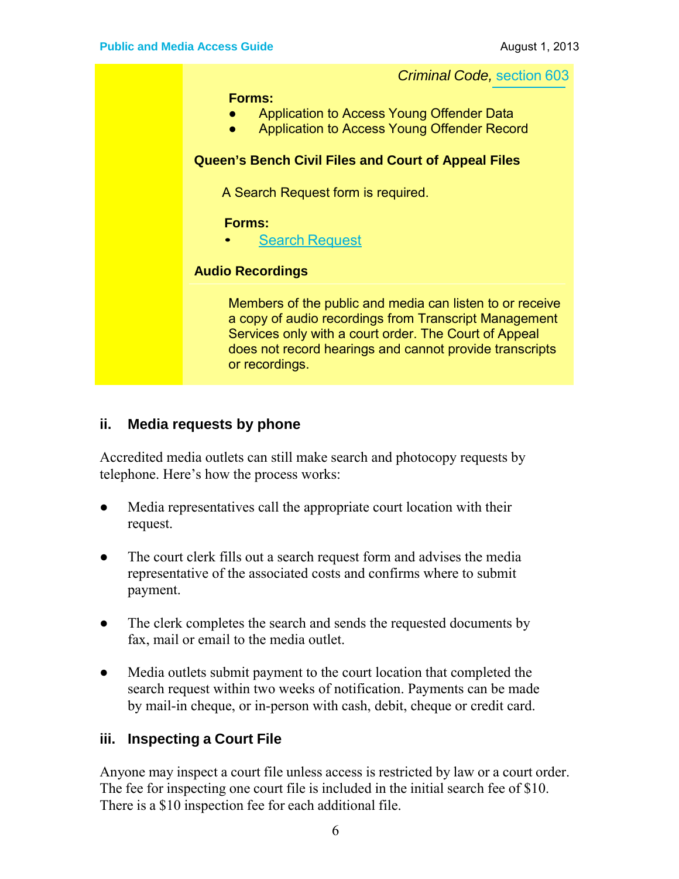*Criminal Code,* section 603

**Forms:**

- Application to Access Young Offender Data
- Application to Access Young Offender Record

**Queen's Bench Civil Files and Court of Appeal Files**

A Search Request form is required.

**Forms:**

- Search Request

**Audio Recordings**

Members of the public and media can listen to or receive a copy of audio recordings from Transcript Management Services only with a court order. The Court of Appeal does not record hearings and cannot provide transcripts or recordings.

### ii. Media requests by phone

Accredited media outlets can still make search and photocopy requests by telephone. Here's how the process works:

- Media representatives call the appropriate court location with their request.
- The court clerk fills out a search request form and advises the media representative of the associated costs and confirms where to submit payment.
- The clerk completes the search and sends the requested documents by fax, mail or email to the media outlet.
- Media outlets submit payment to the court location that completed the search request within two weeks of notification. Payments can be made by mail-in cheque, or in-person with cash, debit, cheque or credit card.

### iii. Inspecting a Court File

Anyone may inspect a court file unless access is restricted by law or a court order. The fee for inspecting one court file is included in the initial search fee of $10. There is a $10 inspection fee for each additional file.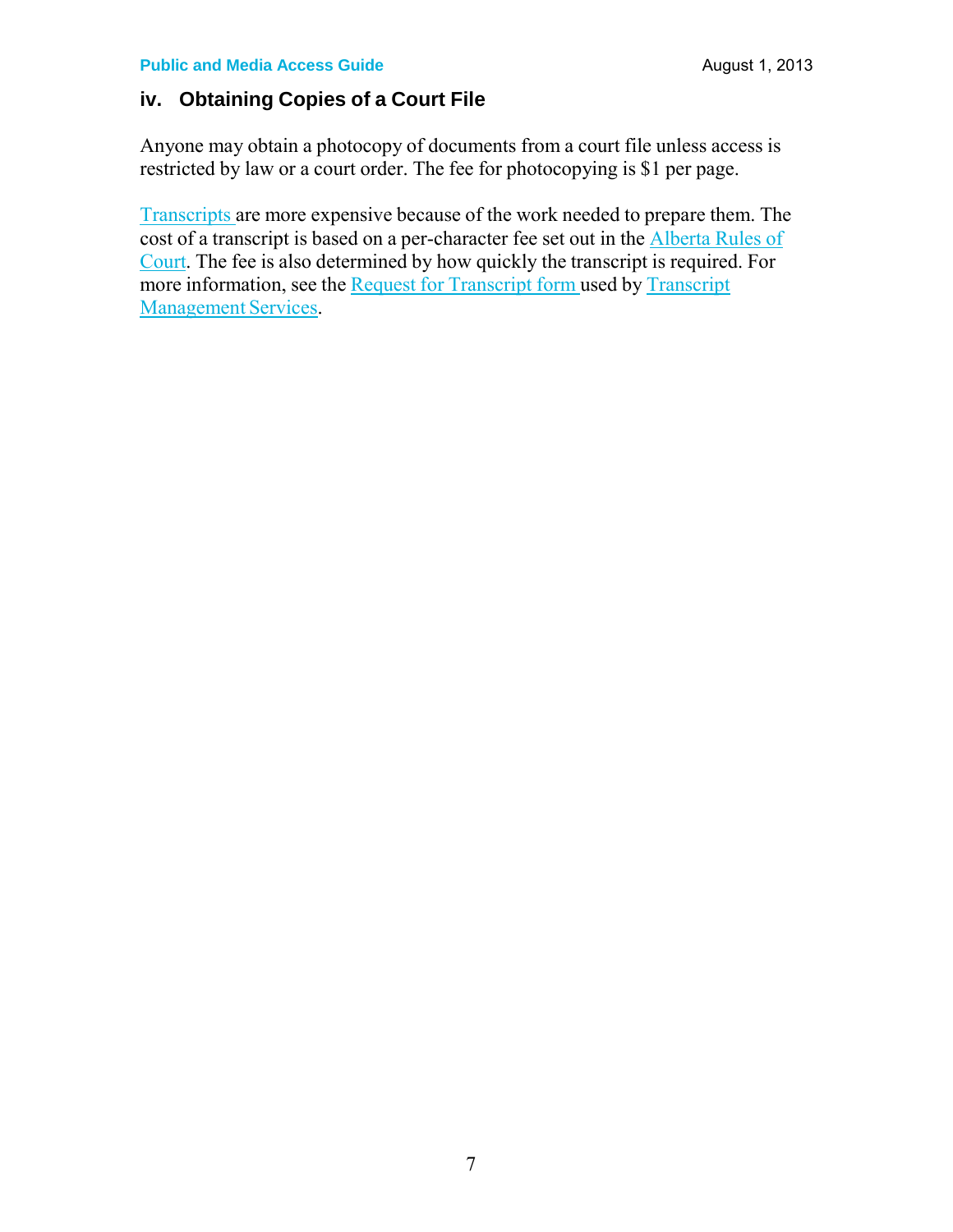### iv. Obtaining Copies of a Court File

Anyone may obtain a photocopy of documents from a court file unless access is restricted by law or a court order. The fee for photocopying is $1 per page.

Transcripts are more expensive because of the work needed to prepare them. The cost of a transcript is based on a per-character fee set out in the Alberta Rules of Court. The fee is also determined by how quickly the transcript is required. For more information, see the Request for Transcript form used by Transcript Management Services.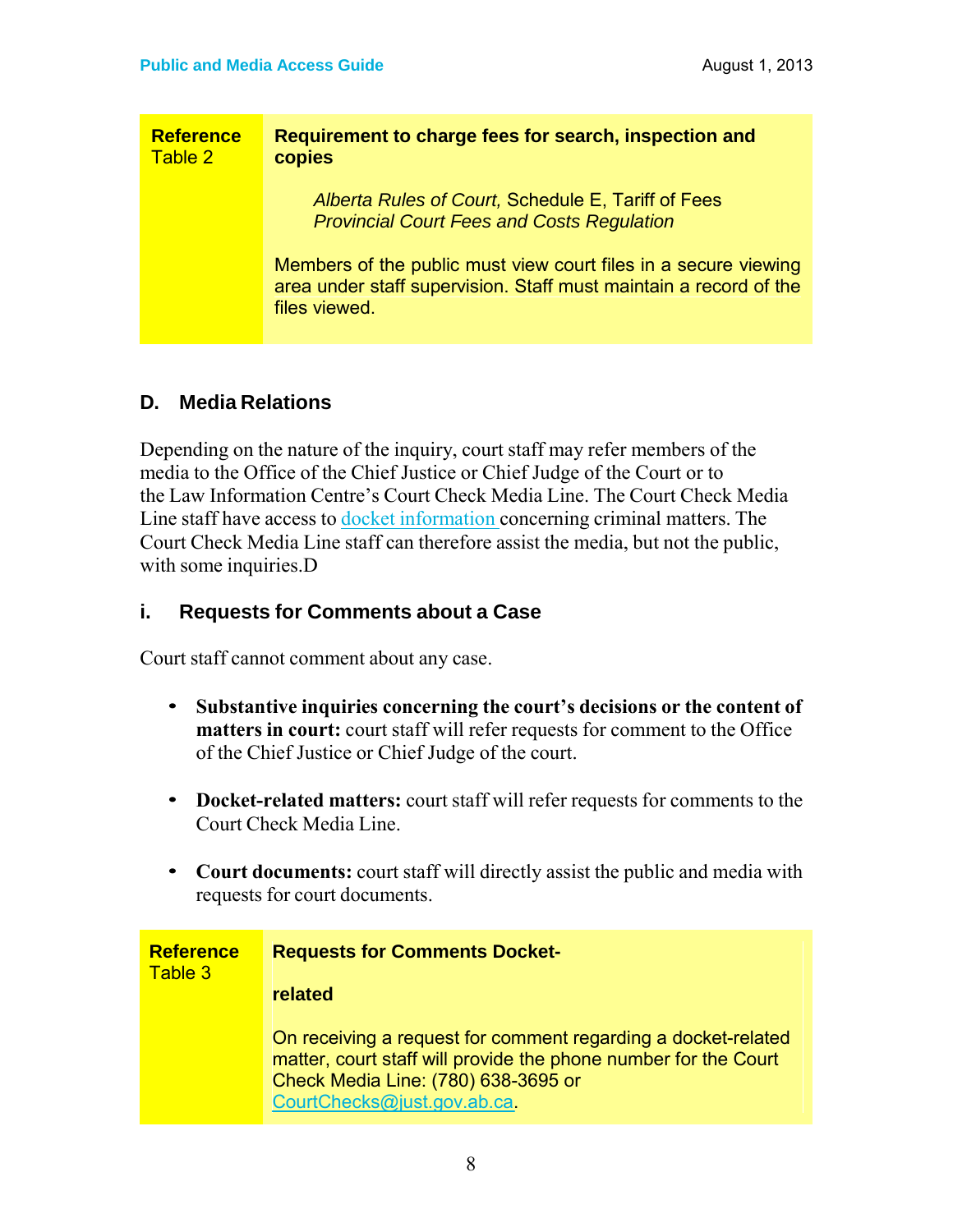| Reference Table 2 | **Requirement to charge fees for search, inspection and copies**<br><br>*Alberta Rules of Court,* Schedule E, Tariff of Fees<br>*Provincial Court Fees and Costs Regulation*<br><br>Members of the public must view court files in a secure viewing area under staff supervision. Staff must maintain a record of the files viewed. |
|---|---|

## D. Media Relations

Depending on the nature of the inquiry, court staff may refer members of the media to the Office of the Chief Justice or Chief Judge of the Court or to the Law Information Centre's Court Check Media Line. The Court Check Media Line staff have access to docket information concerning criminal matters. The Court Check Media Line staff can therefore assist the media, but not the public, with some inquiries.D

### i. Requests for Comments about a Case

Court staff cannot comment about any case.

- **Substantive inquiries concerning the court's decisions or the content of matters in court:** court staff will refer requests for comment to the Office of the Chief Justice or Chief Judge of the court.
- **Docket-related matters:** court staff will refer requests for comments to the Court Check Media Line.
- **Court documents:** court staff will directly assist the public and media with requests for court documents.

| Reference Table 3 | **Requests for Comments Docket-**<br><br>**related**<br><br>On receiving a request for comment regarding a docket-related matter, court staff will provide the phone number for the Court Check Media Line: (780) 638-3695 or CourtChecks@just.gov.ab.ca. |
|---|---|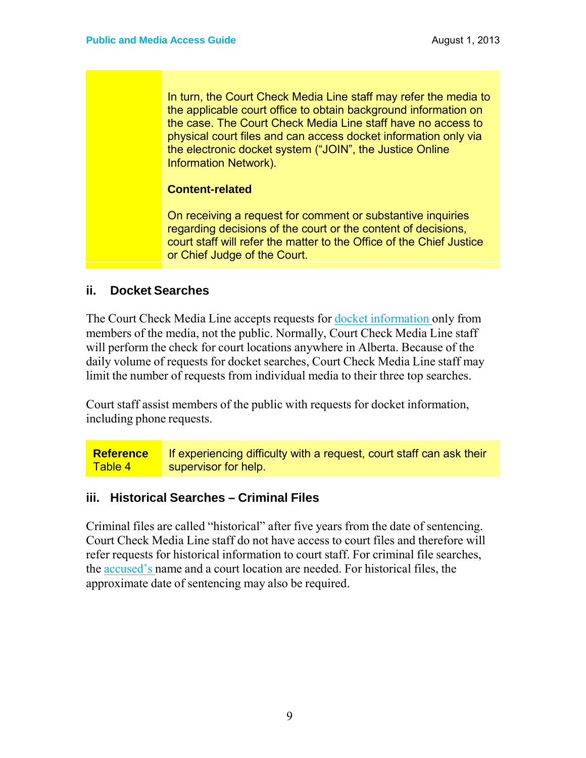| | |
|---|---|
| | In turn, the Court Check Media Line staff may refer the media to the applicable court office to obtain background information on the case. The Court Check Media Line staff have no access to physical court files and can access docket information only via the electronic docket system ("JOIN", the Justice Online Information Network).<br><br>**Content-related**<br><br>On receiving a request for comment or substantive inquiries regarding decisions of the court or the content of decisions, court staff will refer the matter to the Office of the Chief Justice or Chief Judge of the Court. |

### ii. Docket Searches

The Court Check Media Line accepts requests for docket information only from members of the media, not the public. Normally, Court Check Media Line staff will perform the check for court locations anywhere in Alberta. Because of the daily volume of requests for docket searches, Court Check Media Line staff may limit the number of requests from individual media to their three top searches.

Court staff assist members of the public with requests for docket information, including phone requests.

| | |
|---|---|
| **Reference** Table 4 | If experiencing difficulty with a request, court staff can ask their supervisor for help. |

### iii. Historical Searches – Criminal Files

Criminal files are called "historical" after five years from the date of sentencing. Court Check Media Line staff do not have access to court files and therefore will refer requests for historical information to court staff. For criminal file searches, the accused's name and a court location are needed. For historical files, the approximate date of sentencing may also be required.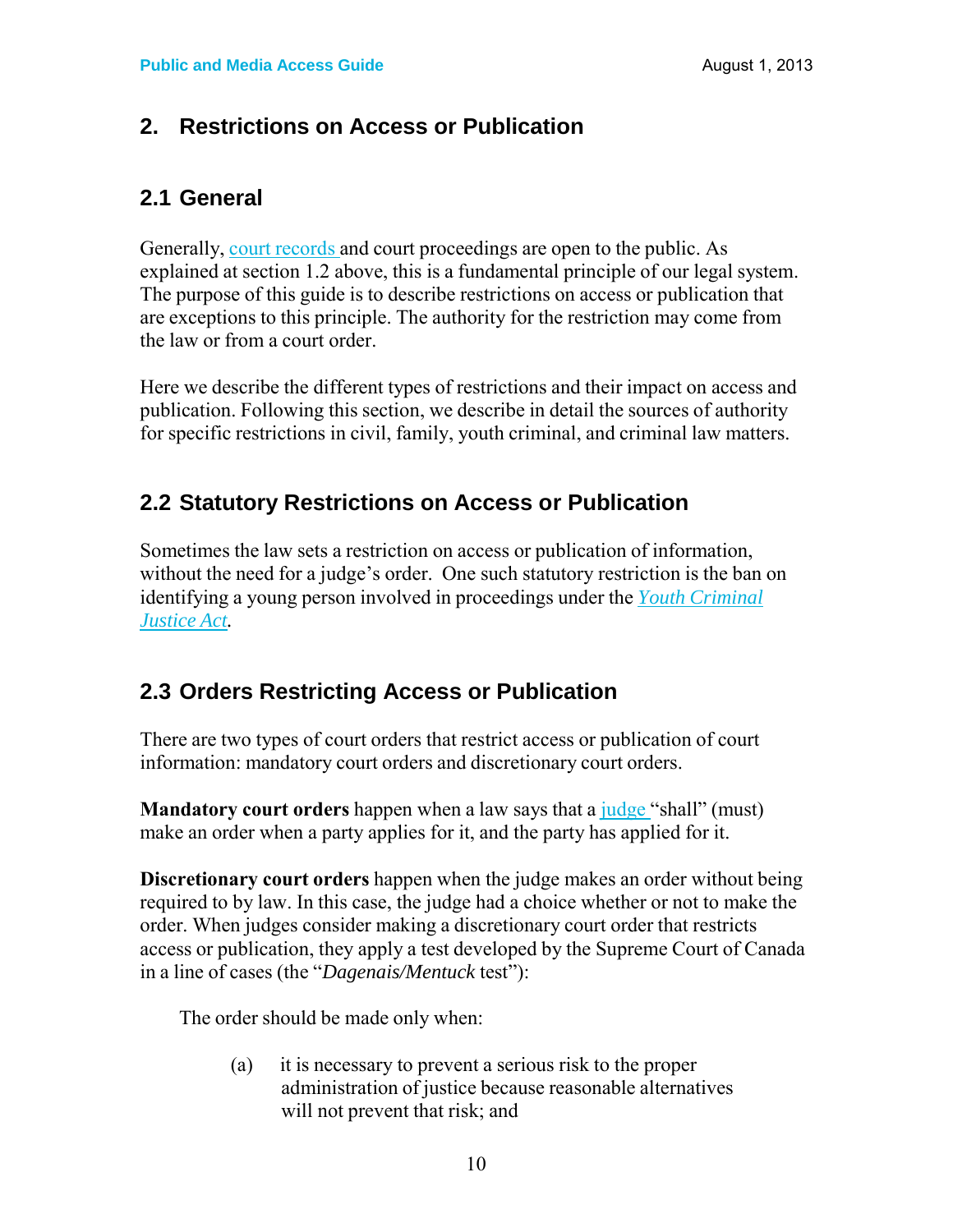## 2. Restrictions on Access or Publication

### 2.1 General

Generally, court records and court proceedings are open to the public. As explained at section 1.2 above, this is a fundamental principle of our legal system. The purpose of this guide is to describe restrictions on access or publication that are exceptions to this principle. The authority for the restriction may come from the law or from a court order.

Here we describe the different types of restrictions and their impact on access and publication. Following this section, we describe in detail the sources of authority for specific restrictions in civil, family, youth criminal, and criminal law matters.

### 2.2 Statutory Restrictions on Access or Publication

Sometimes the law sets a restriction on access or publication of information, without the need for a judge's order. One such statutory restriction is the ban on identifying a young person involved in proceedings under the *Youth Criminal Justice Act*.

### 2.3 Orders Restricting Access or Publication

There are two types of court orders that restrict access or publication of court information: mandatory court orders and discretionary court orders.

**Mandatory court orders** happen when a law says that a judge "shall" (must) make an order when a party applies for it, and the party has applied for it.

**Discretionary court orders** happen when the judge makes an order without being required to by law. In this case, the judge had a choice whether or not to make the order. When judges consider making a discretionary court order that restricts access or publication, they apply a test developed by the Supreme Court of Canada in a line of cases (the "*Dagenais/Mentuck* test"):

The order should be made only when:

(a) it is necessary to prevent a serious risk to the proper administration of justice because reasonable alternatives will not prevent that risk; and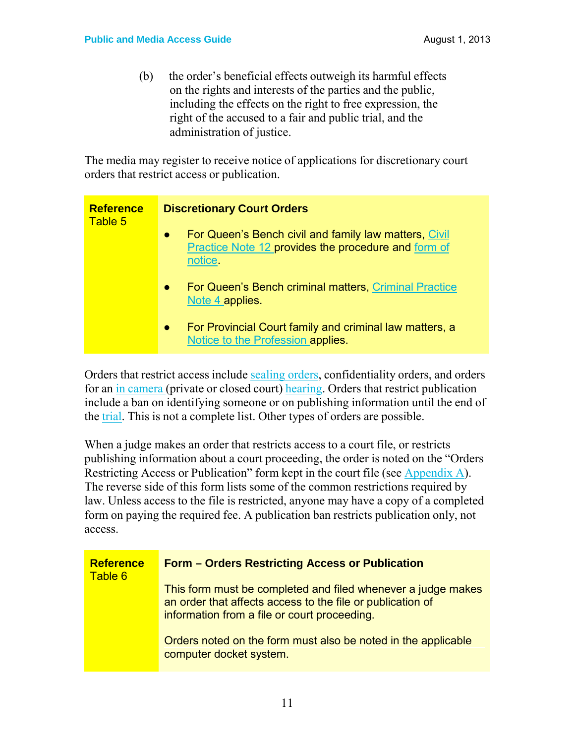(b) the order's beneficial effects outweigh its harmful effects on the rights and interests of the parties and the public, including the effects on the right to free expression, the right of the accused to a fair and public trial, and the administration of justice.

The media may register to receive notice of applications for discretionary court orders that restrict access or publication.

| **Reference** Table 5 | **Discretionary Court Orders** |
|---|---|
| | ● For Queen's Bench civil and family law matters, Civil Practice Note 12 provides the procedure and form of notice. <br> ● For Queen's Bench criminal matters, Criminal Practice Note 4 applies. <br> ● For Provincial Court family and criminal law matters, a Notice to the Profession applies. |

Orders that restrict access include sealing orders, confidentiality orders, and orders for an in camera (private or closed court) hearing. Orders that restrict publication include a ban on identifying someone or on publishing information until the end of the trial. This is not a complete list. Other types of orders are possible.

When a judge makes an order that restricts access to a court file, or restricts publishing information about a court proceeding, the order is noted on the "Orders Restricting Access or Publication" form kept in the court file (see Appendix A). The reverse side of this form lists some of the common restrictions required by law. Unless access to the file is restricted, anyone may have a copy of a completed form on paying the required fee. A publication ban restricts publication only, not access.

| **Reference** Table 6 | **Form – Orders Restricting Access or Publication** |
|---|---|
| | This form must be completed and filed whenever a judge makes an order that affects access to the file or publication of information from a file or court proceeding. <br><br> Orders noted on the form must also be noted in the applicable computer docket system. |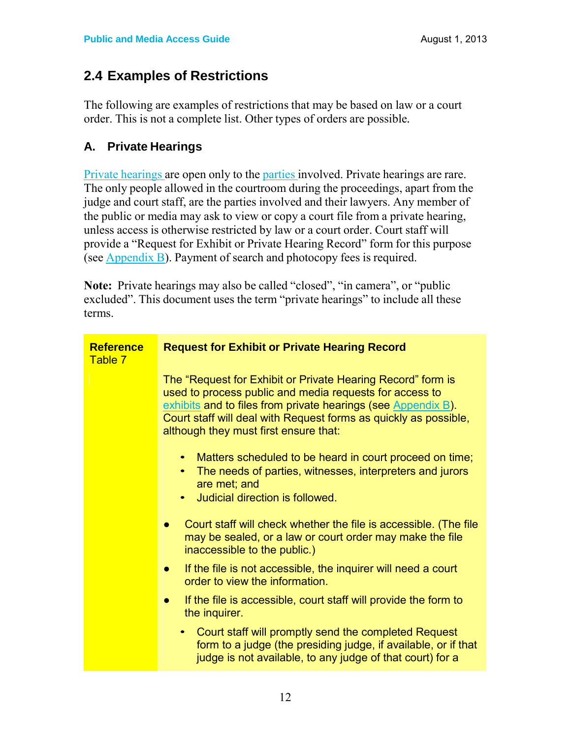## 2.4 Examples of Restrictions

The following are examples of restrictions that may be based on law or a court order. This is not a complete list. Other types of orders are possible.

### A. Private Hearings

Private hearings are open only to the parties involved. Private hearings are rare. The only people allowed in the courtroom during the proceedings, apart from the judge and court staff, are the parties involved and their lawyers. Any member of the public or media may ask to view or copy a court file from a private hearing, unless access is otherwise restricted by law or a court order. Court staff will provide a "Request for Exhibit or Private Hearing Record" form for this purpose (see Appendix B). Payment of search and photocopy fees is required.

**Note:** Private hearings may also be called "closed", "in camera", or "public excluded". This document uses the term "private hearings" to include all these terms.

| **Reference** Table 7 | **Request for Exhibit or Private Hearing Record**<br><br>The "Request for Exhibit or Private Hearing Record" form is used to process public and media requests for access to exhibits and to files from private hearings (see Appendix B). Court staff will deal with Request forms as quickly as possible, although they must first ensure that:<br><br>• Matters scheduled to be heard in court proceed on time;<br>• The needs of parties, witnesses, interpreters and jurors are met; and<br>• Judicial direction is followed.<br><br>● Court staff will check whether the file is accessible. (The file may be sealed, or a law or court order may make the file inaccessible to the public.)<br>● If the file is not accessible, the inquirer will need a court order to view the information.<br>● If the file is accessible, court staff will provide the form to the inquirer.<br>&nbsp;&nbsp;• Court staff will promptly send the completed Request form to a judge (the presiding judge, if available, or if that judge is not available, to any judge of that court) for a |
|---|---|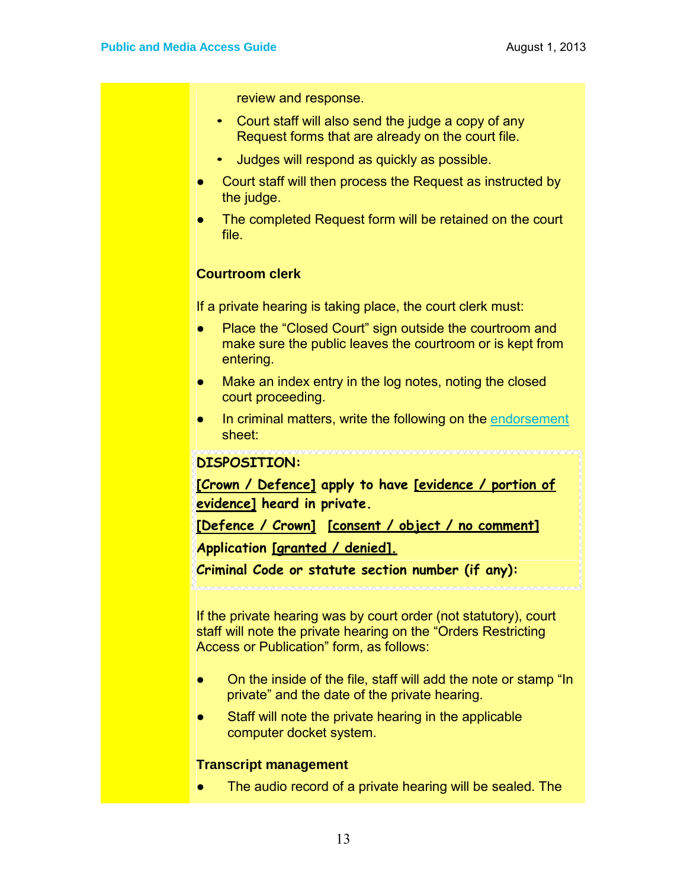review and response.

- Court staff will also send the judge a copy of any Request forms that are already on the court file.
- Judges will respond as quickly as possible.

- Court staff will then process the Request as instructed by the judge.
- The completed Request form will be retained on the court file.

**Courtroom clerk**

If a private hearing is taking place, the court clerk must:

- Place the "Closed Court" sign outside the courtroom and make sure the public leaves the courtroom or is kept from entering.
- Make an index entry in the log notes, noting the closed court proceeding.
- In criminal matters, write the following on the endorsement sheet:

**DISPOSITION:**

**[Crown / Defence] apply to have [evidence / portion of evidence] heard in private.**

**[Defence / Crown] [consent / object / no comment]**

**Application [granted / denied].**

**Criminal Code or statute section number (if any):**

If the private hearing was by court order (not statutory), court staff will note the private hearing on the "Orders Restricting Access or Publication" form, as follows:

- On the inside of the file, staff will add the note or stamp "In private" and the date of the private hearing.
- Staff will note the private hearing in the applicable computer docket system.

**Transcript management**

- The audio record of a private hearing will be sealed. The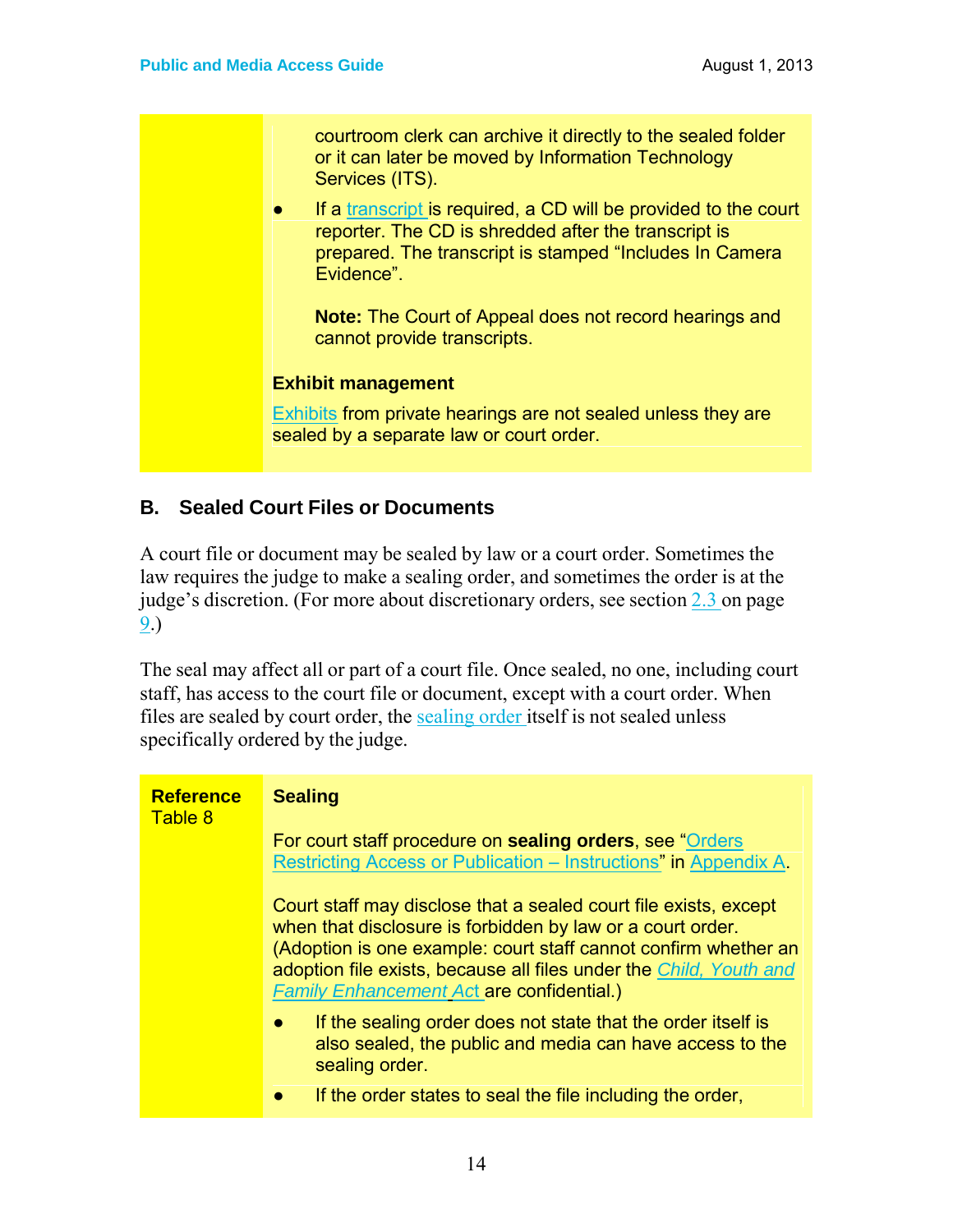courtroom clerk can archive it directly to the sealed folder or it can later be moved by Information Technology Services (ITS).

- If a transcript is required, a CD will be provided to the court reporter. The CD is shredded after the transcript is prepared. The transcript is stamped "Includes In Camera Evidence".

  **Note:** The Court of Appeal does not record hearings and cannot provide transcripts.

**Exhibit management**

Exhibits from private hearings are not sealed unless they are sealed by a separate law or court order.

## B. Sealed Court Files or Documents

A court file or document may be sealed by law or a court order. Sometimes the law requires the judge to make a sealing order, and sometimes the order is at the judge's discretion. (For more about discretionary orders, see section 2.3 on page 9.)

The seal may affect all or part of a court file. Once sealed, no one, including court staff, has access to the court file or document, except with a court order. When files are sealed by court order, the sealing order itself is not sealed unless specifically ordered by the judge.

**Reference** Table 8

**Sealing**

For court staff procedure on **sealing orders**, see "Orders Restricting Access or Publication – Instructions" in Appendix A.

Court staff may disclose that a sealed court file exists, except when that disclosure is forbidden by law or a court order. (Adoption is one example: court staff cannot confirm whether an adoption file exists, because all files under the *Child, Youth and Family Enhancement Act* are confidential.)

- If the sealing order does not state that the order itself is also sealed, the public and media can have access to the sealing order.
- If the order states to seal the file including the order,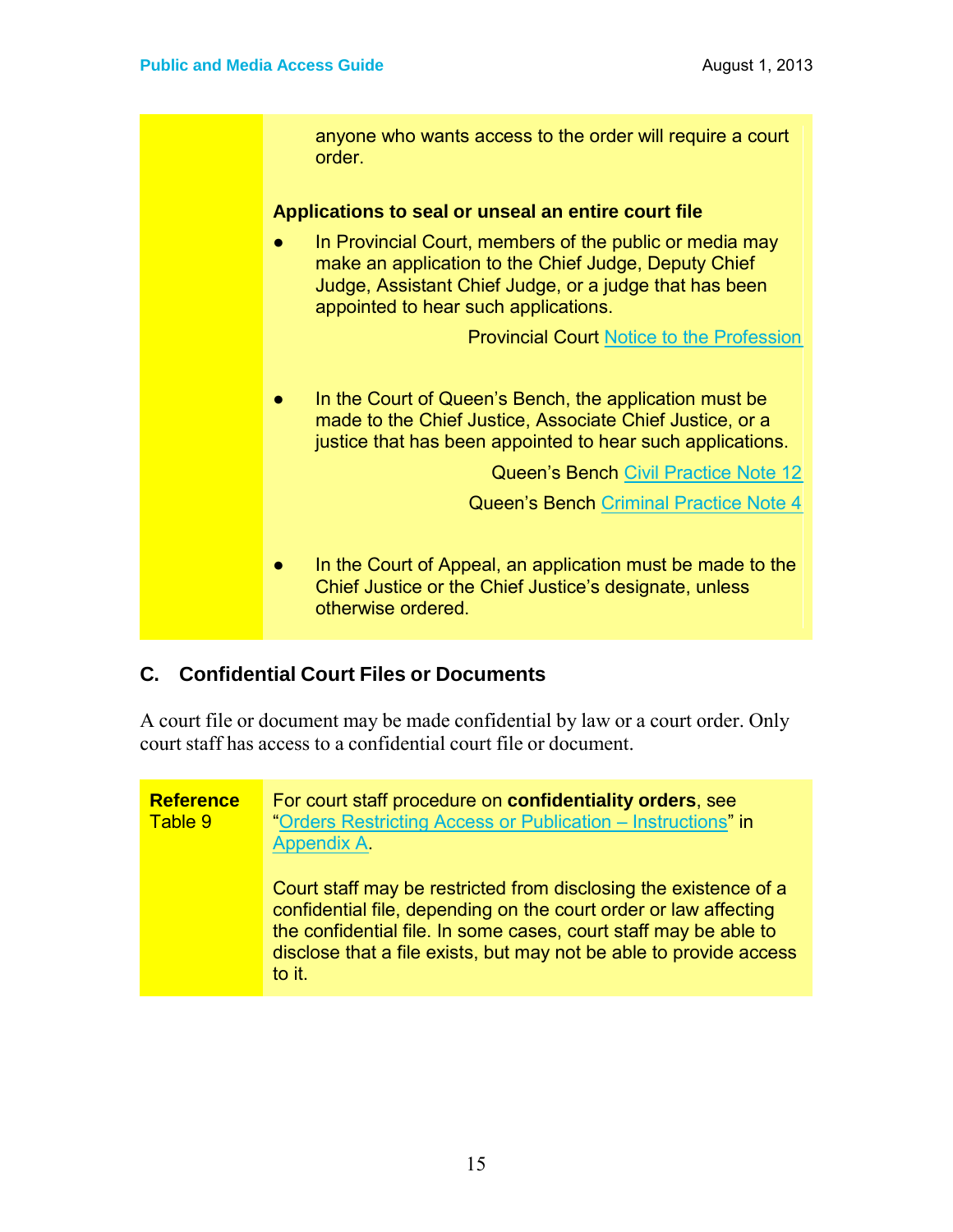anyone who wants access to the order will require a court order.

**Applications to seal or unseal an entire court file**

- In Provincial Court, members of the public or media may make an application to the Chief Judge, Deputy Chief Judge, Assistant Chief Judge, or a judge that has been appointed to hear such applications.

  Provincial Court Notice to the Profession

- In the Court of Queen's Bench, the application must be made to the Chief Justice, Associate Chief Justice, or a justice that has been appointed to hear such applications.

  Queen's Bench Civil Practice Note 12

  Queen's Bench Criminal Practice Note 4

- In the Court of Appeal, an application must be made to the Chief Justice or the Chief Justice's designate, unless otherwise ordered.

## C. Confidential Court Files or Documents

A court file or document may be made confidential by law or a court order. Only court staff has access to a confidential court file or document.

| **Reference** Table 9 | For court staff procedure on **confidentiality orders**, see "Orders Restricting Access or Publication – Instructions" in Appendix A.<br><br>Court staff may be restricted from disclosing the existence of a confidential file, depending on the court order or law affecting the confidential file. In some cases, court staff may be able to disclose that a file exists, but may not be able to provide access to it. |
|---|---|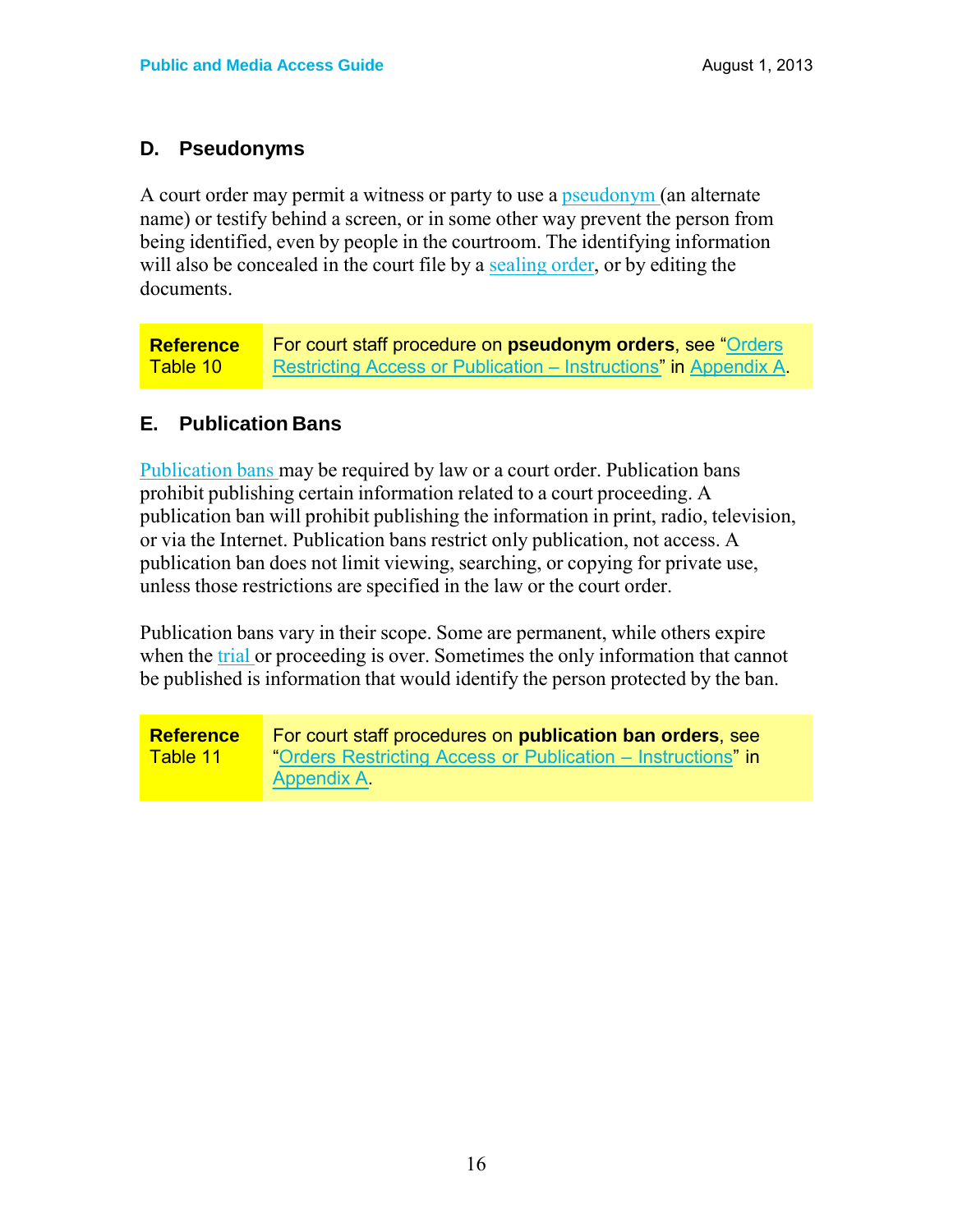## D. Pseudonyms

A court order may permit a witness or party to use a pseudonym (an alternate name) or testify behind a screen, or in some other way prevent the person from being identified, even by people in the courtroom. The identifying information will also be concealed in the court file by a sealing order, or by editing the documents.

| **Reference** Table 10 | For court staff procedure on **pseudonym orders**, see "Orders Restricting Access or Publication – Instructions" in Appendix A. |
|---|---|

## E. Publication Bans

Publication bans may be required by law or a court order. Publication bans prohibit publishing certain information related to a court proceeding. A publication ban will prohibit publishing the information in print, radio, television, or via the Internet. Publication bans restrict only publication, not access. A publication ban does not limit viewing, searching, or copying for private use, unless those restrictions are specified in the law or the court order.

Publication bans vary in their scope. Some are permanent, while others expire when the trial or proceeding is over. Sometimes the only information that cannot be published is information that would identify the person protected by the ban.

| **Reference** Table 11 | For court staff procedures on **publication ban orders**, see "Orders Restricting Access or Publication – Instructions" in Appendix A. |
|---|---|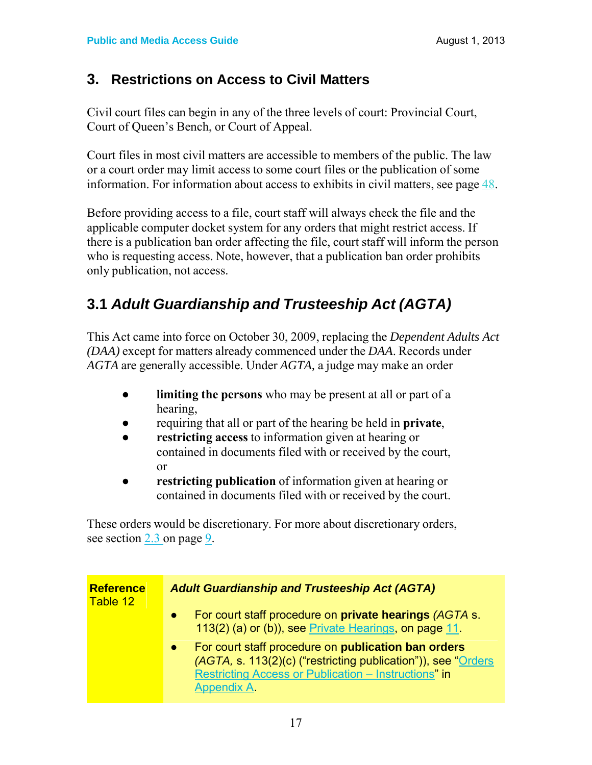## 3. Restrictions on Access to Civil Matters

Civil court files can begin in any of the three levels of court: Provincial Court, Court of Queen's Bench, or Court of Appeal.

Court files in most civil matters are accessible to members of the public. The law or a court order may limit access to some court files or the publication of some information. For information about access to exhibits in civil matters, see page 48.

Before providing access to a file, court staff will always check the file and the applicable computer docket system for any orders that might restrict access. If there is a publication ban order affecting the file, court staff will inform the person who is requesting access. Note, however, that a publication ban order prohibits only publication, not access.

### 3.1 *Adult Guardianship and Trusteeship Act (AGTA)*

This Act came into force on October 30, 2009, replacing the *Dependent Adults Act (DAA)* except for matters already commenced under the *DAA*. Records under *AGTA* are generally accessible. Under *AGTA,* a judge may make an order

- **limiting the persons** who may be present at all or part of a hearing,
- requiring that all or part of the hearing be held in **private**,
- **restricting access** to information given at hearing or contained in documents filed with or received by the court, or
- **restricting publication** of information given at hearing or contained in documents filed with or received by the court.

These orders would be discretionary. For more about discretionary orders, see section 2.3 on page 9.

| **Reference** Table 12 | ***Adult Guardianship and Trusteeship Act (AGTA)*** |
|---|---|
| | ● For court staff procedure on **private hearings** *(AGTA* s. 113(2) (a) or (b)), see Private Hearings, on page 11. |
| | ● For court staff procedure on **publication ban orders** *(AGTA,* s. 113(2)(c) ("restricting publication")), see "Orders Restricting Access or Publication – Instructions" in Appendix A. |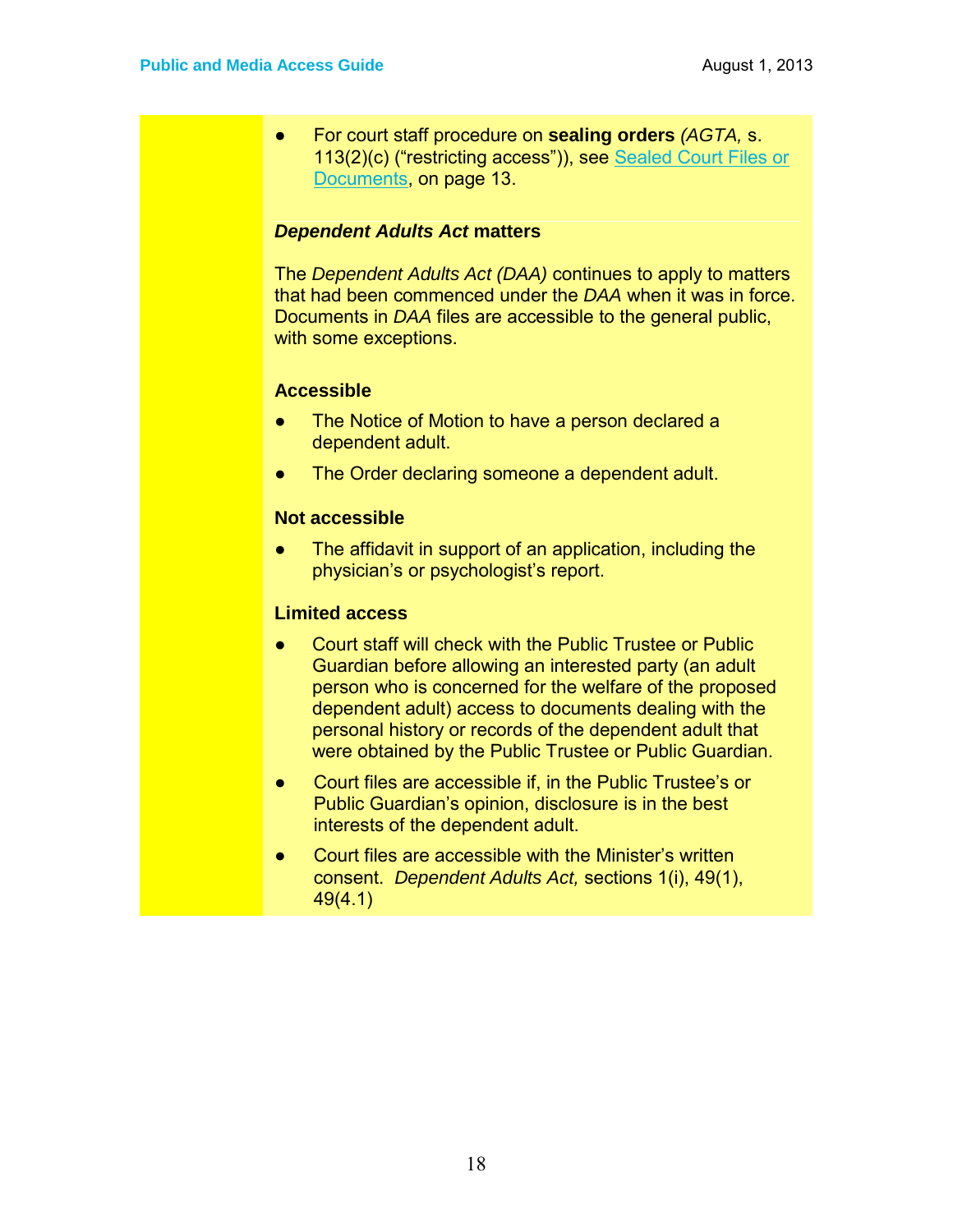- For court staff procedure on **sealing orders** *(AGTA,* s. 113(2)(c) ("restricting access")), see [Sealed Court Files or Documents](), on page 13.

### ***Dependent Adults Act* matters**

The *Dependent Adults Act (DAA)* continues to apply to matters that had been commenced under the *DAA* when it was in force. Documents in *DAA* files are accessible to the general public, with some exceptions.

**Accessible**

- The Notice of Motion to have a person declared a dependent adult.
- The Order declaring someone a dependent adult.

**Not accessible**

- The affidavit in support of an application, including the physician's or psychologist's report.

**Limited access**

- Court staff will check with the Public Trustee or Public Guardian before allowing an interested party (an adult person who is concerned for the welfare of the proposed dependent adult) access to documents dealing with the personal history or records of the dependent adult that were obtained by the Public Trustee or Public Guardian.
- Court files are accessible if, in the Public Trustee's or Public Guardian's opinion, disclosure is in the best interests of the dependent adult.
- Court files are accessible with the Minister's written consent. *Dependent Adults Act,* sections 1(i), 49(1), 49(4.1)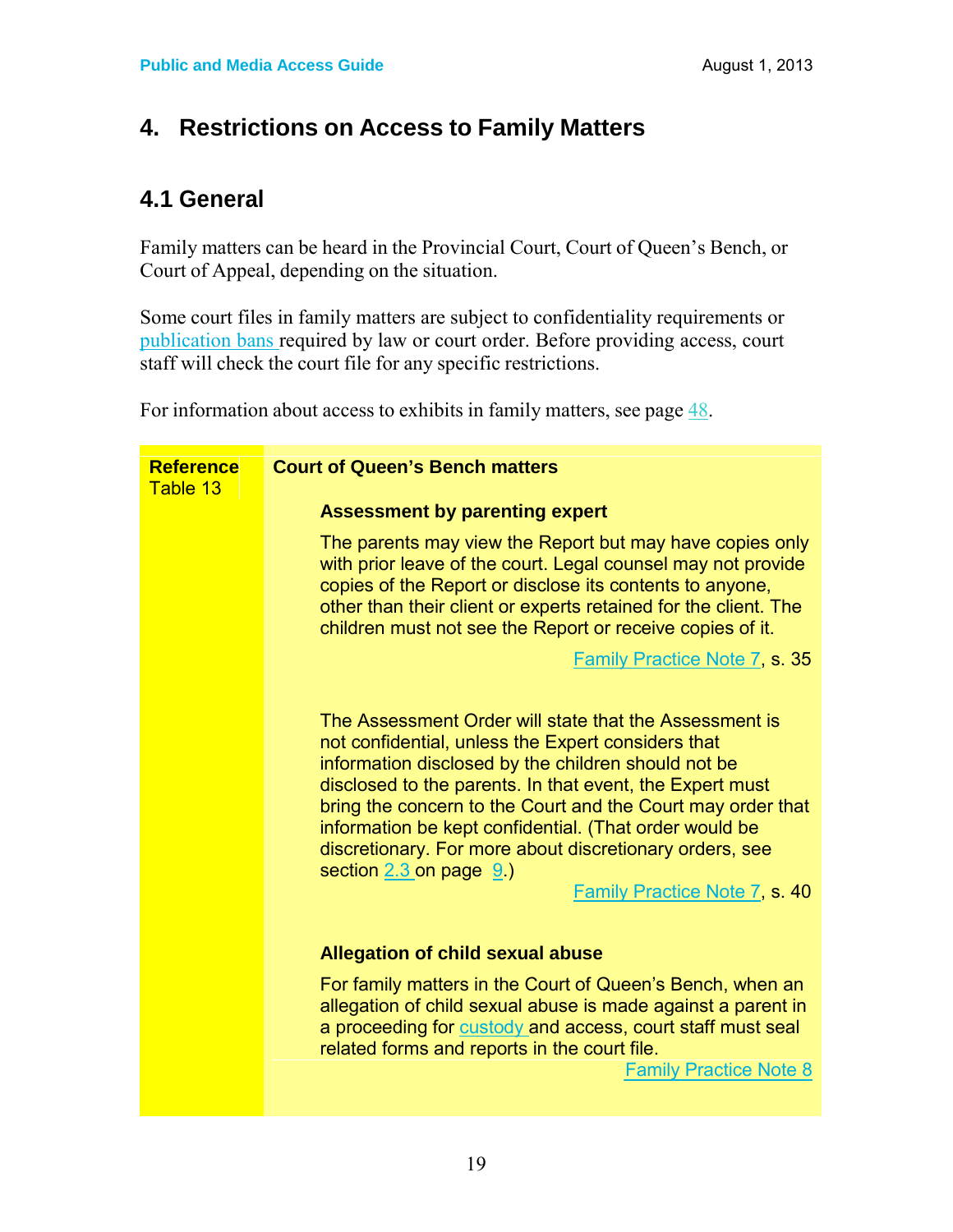# 4. Restrictions on Access to Family Matters

## 4.1 General

Family matters can be heard in the Provincial Court, Court of Queen's Bench, or Court of Appeal, depending on the situation.

Some court files in family matters are subject to confidentiality requirements or publication bans required by law or court order. Before providing access, court staff will check the court file for any specific restrictions.

For information about access to exhibits in family matters, see page 48.

**Reference** Table 13

**Court of Queen's Bench matters**

**Assessment by parenting expert**

The parents may view the Report but may have copies only with prior leave of the court. Legal counsel may not provide copies of the Report or disclose its contents to anyone, other than their client or experts retained for the client. The children must not see the Report or receive copies of it.

Family Practice Note 7, s. 35

The Assessment Order will state that the Assessment is not confidential, unless the Expert considers that information disclosed by the children should not be disclosed to the parents. In that event, the Expert must bring the concern to the Court and the Court may order that information be kept confidential. (That order would be discretionary. For more about discretionary orders, see section 2.3 on page 9.)

Family Practice Note 7, s. 40

**Allegation of child sexual abuse**

For family matters in the Court of Queen's Bench, when an allegation of child sexual abuse is made against a parent in a proceeding for custody and access, court staff must seal related forms and reports in the court file.

Family Practice Note 8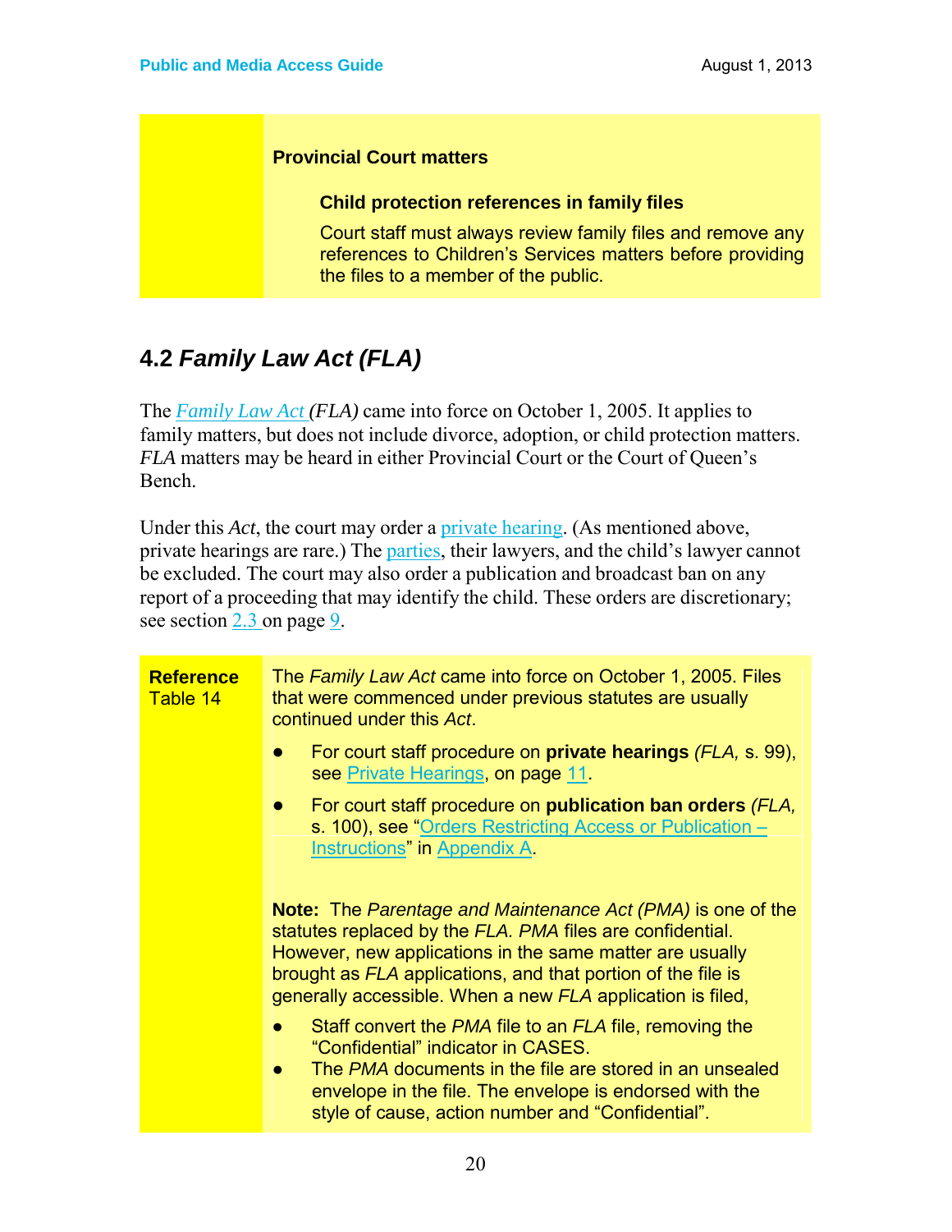**Provincial Court matters**

**Child protection references in family files**

Court staff must always review family files and remove any references to Children's Services matters before providing the files to a member of the public.

## 4.2 *Family Law Act (FLA)*

The *Family Law Act (FLA)* came into force on October 1, 2005. It applies to family matters, but does not include divorce, adoption, or child protection matters. *FLA* matters may be heard in either Provincial Court or the Court of Queen's Bench.

Under this *Act*, the court may order a private hearing. (As mentioned above, private hearings are rare.) The parties, their lawyers, and the child's lawyer cannot be excluded. The court may also order a publication and broadcast ban on any report of a proceeding that may identify the child. These orders are discretionary; see section 2.3 on page 9.

**Reference**
Table 14

The *Family Law Act* came into force on October 1, 2005. Files that were commenced under previous statutes are usually continued under this *Act*.

- For court staff procedure on **private hearings** *(FLA,* s. 99), see Private Hearings, on page 11.
- For court staff procedure on **publication ban orders** *(FLA,* s. 100), see "Orders Restricting Access or Publication – Instructions" in Appendix A.

**Note:** The *Parentage and Maintenance Act (PMA)* is one of the statutes replaced by the *FLA. PMA* files are confidential. However, new applications in the same matter are usually brought as *FLA* applications, and that portion of the file is generally accessible. When a new *FLA* application is filed,

- Staff convert the *PMA* file to an *FLA* file, removing the "Confidential" indicator in CASES.
- The *PMA* documents in the file are stored in an unsealed envelope in the file. The envelope is endorsed with the style of cause, action number and "Confidential".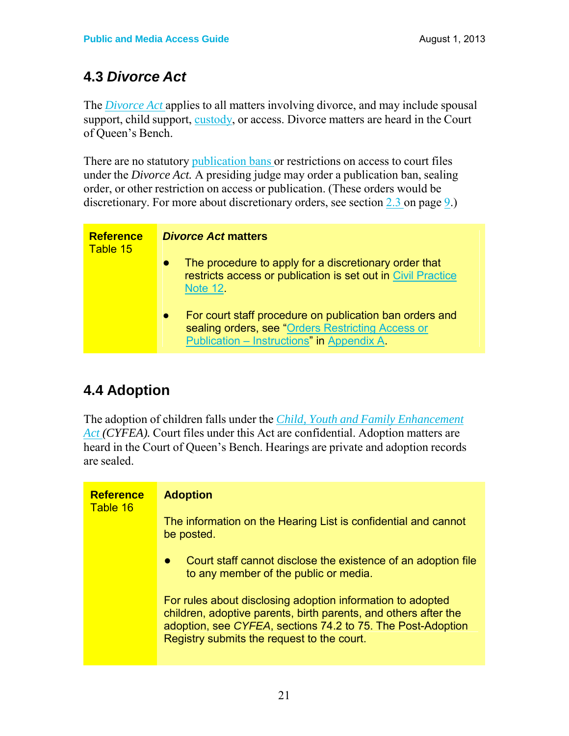## 4.3 *Divorce Act*

The *Divorce Act* applies to all matters involving divorce, and may include spousal support, child support, custody, or access. Divorce matters are heard in the Court of Queen's Bench.

There are no statutory publication bans or restrictions on access to court files under the *Divorce Act.* A presiding judge may order a publication ban, sealing order, or other restriction on access or publication. (These orders would be discretionary. For more about discretionary orders, see section 2.3 on page 9.)

| **Reference** Table 15 | ***Divorce Act* matters**<br><br>● The procedure to apply for a discretionary order that restricts access or publication is set out in Civil Practice Note 12.<br><br>● For court staff procedure on publication ban orders and sealing orders, see "Orders Restricting Access or Publication – Instructions" in Appendix A. |
|---|---|

## 4.4 Adoption

The adoption of children falls under the *Child, Youth and Family Enhancement Act (CYFEA).* Court files under this Act are confidential. Adoption matters are heard in the Court of Queen's Bench. Hearings are private and adoption records are sealed.

| **Reference** Table 16 | **Adoption**<br><br>The information on the Hearing List is confidential and cannot be posted.<br><br>● Court staff cannot disclose the existence of an adoption file to any member of the public or media.<br><br>For rules about disclosing adoption information to adopted children, adoptive parents, birth parents, and others after the adoption, see *CYFEA*, sections 74.2 to 75. The Post-Adoption Registry submits the request to the court. |
|---|---|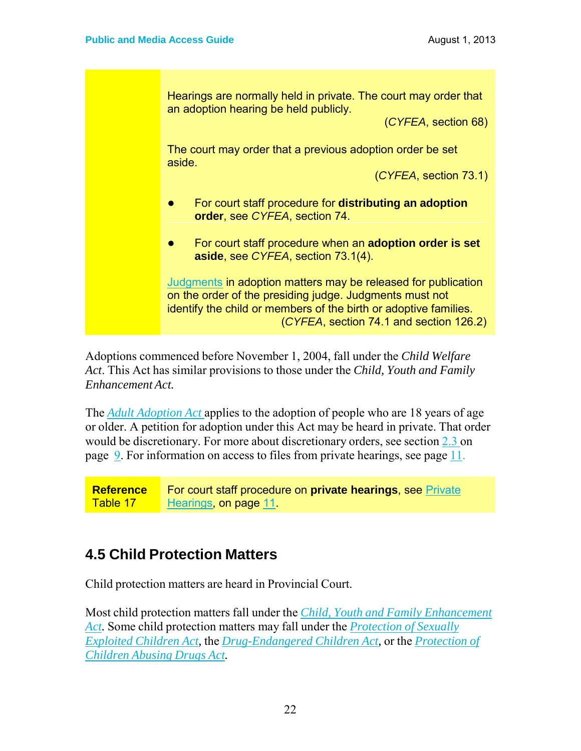Hearings are normally held in private. The court may order that an adoption hearing be held publicly.

(*CYFEA*, section 68)

The court may order that a previous adoption order be set aside.

(*CYFEA*, section 73.1)

- For court staff procedure for **distributing an adoption order**, see *CYFEA*, section 74.
- For court staff procedure when an **adoption order is set aside**, see *CYFEA*, section 73.1(4).

Judgments in adoption matters may be released for publication on the order of the presiding judge. Judgments must not identify the child or members of the birth or adoptive families.

(*CYFEA*, section 74.1 and section 126.2)

Adoptions commenced before November 1, 2004, fall under the *Child Welfare Act*. This Act has similar provisions to those under the *Child, Youth and Family Enhancement Act.*

The *Adult Adoption Act* applies to the adoption of people who are 18 years of age or older. A petition for adoption under this Act may be heard in private. That order would be discretionary. For more about discretionary orders, see section 2.3 on page 9. For information on access to files from private hearings, see page 11.

| **Reference** Table 17 | For court staff procedure on **private hearings**, see Private Hearings, on page 11. |
|---|---|

## 4.5 Child Protection Matters

Child protection matters are heard in Provincial Court.

Most child protection matters fall under the *Child, Youth and Family Enhancement Act*. Some child protection matters may fall under the *Protection of Sexually Exploited Children Act*, the *Drug-Endangered Children Act*, or the *Protection of Children Abusing Drugs Act*.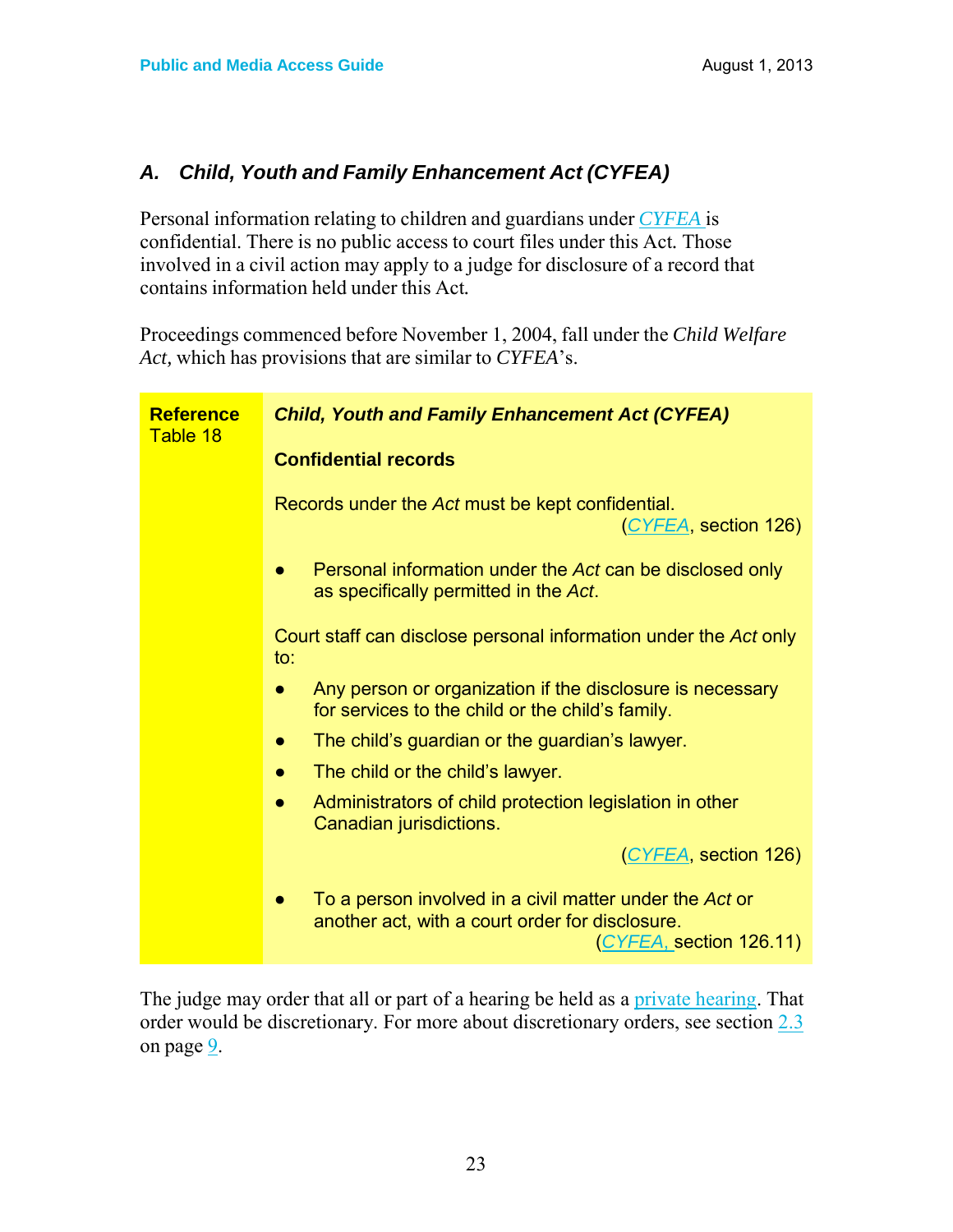### A. *Child, Youth and Family Enhancement Act (CYFEA)*

Personal information relating to children and guardians under *CYFEA* is confidential. There is no public access to court files under this Act. Those involved in a civil action may apply to a judge for disclosure of a record that contains information held under this Act.

Proceedings commenced before November 1, 2004, fall under the *Child Welfare Act,* which has provisions that are similar to *CYFEA*'s.

**Reference**
Table 18

***Child, Youth and Family Enhancement Act (CYFEA)***

**Confidential records**

Records under the *Act* must be kept confidential.
(*CYFEA*, section 126)

- Personal information under the *Act* can be disclosed only as specifically permitted in the *Act*.

Court staff can disclose personal information under the *Act* only to:

- Any person or organization if the disclosure is necessary for services to the child or the child's family.
- The child's guardian or the guardian's lawyer.
- The child or the child's lawyer.
- Administrators of child protection legislation in other Canadian jurisdictions.

(*CYFEA*, section 126)

- To a person involved in a civil matter under the *Act* or another act, with a court order for disclosure.
(*CYFEA,* section 126.11)

The judge may order that all or part of a hearing be held as a private hearing. That order would be discretionary. For more about discretionary orders, see section 2.3 on page 9.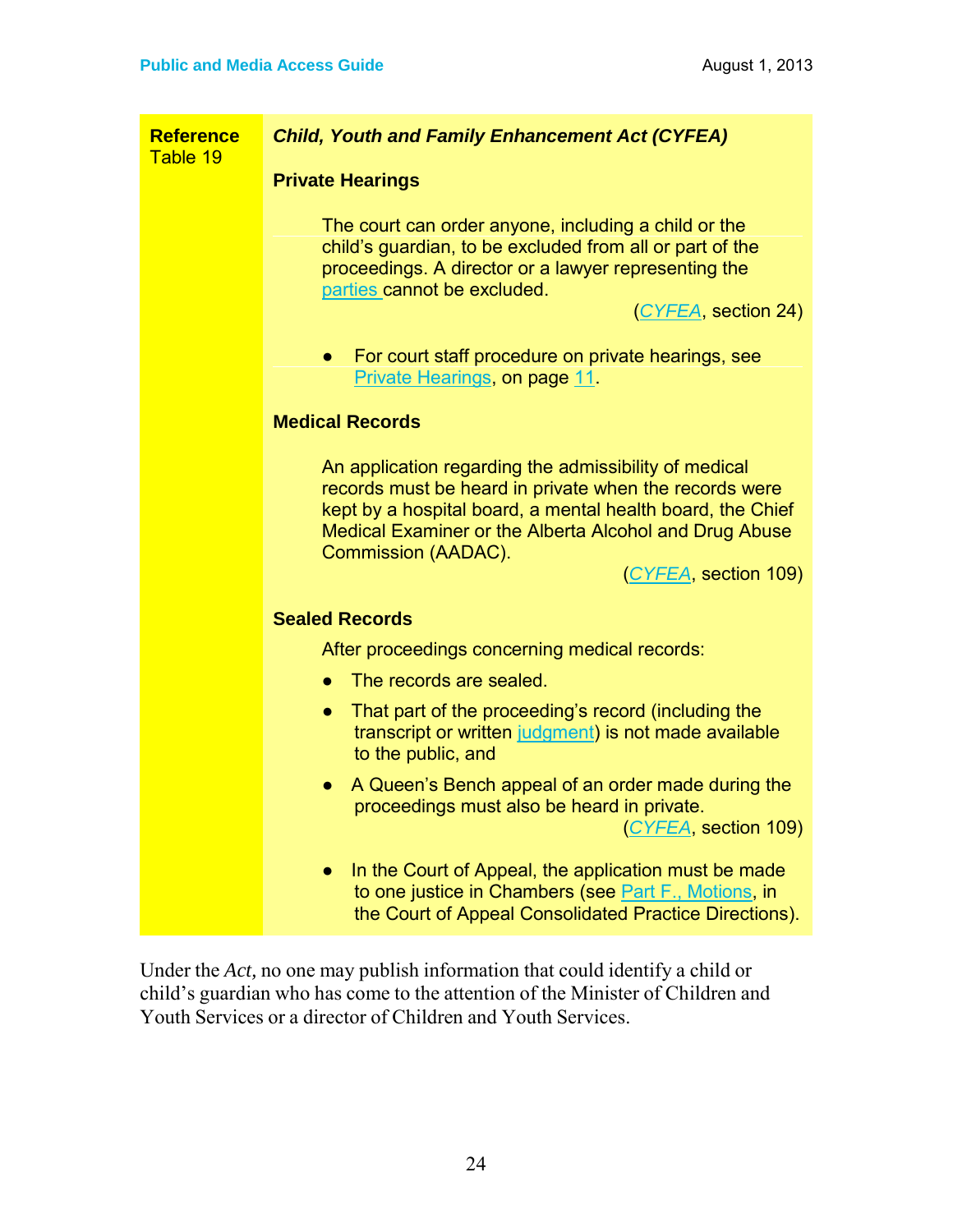| **Reference** Table 19 | ***Child, Youth and Family Enhancement Act (CYFEA)*** |
|---|---|
| | **Private Hearings** |
| | The court can order anyone, including a child or the child's guardian, to be excluded from all or part of the proceedings. A director or a lawyer representing the parties cannot be excluded. (*CYFEA*, section 24) |
| | • For court staff procedure on private hearings, see Private Hearings, on page 11. |
| | **Medical Records** |
| | An application regarding the admissibility of medical records must be heard in private when the records were kept by a hospital board, a mental health board, the Chief Medical Examiner or the Alberta Alcohol and Drug Abuse Commission (AADAC). (*CYFEA*, section 109) |
| | **Sealed Records** |
| | After proceedings concerning medical records: |
| | • The records are sealed. |
| | • That part of the proceeding's record (including the transcript or written judgment) is not made available to the public, and |
| | • A Queen's Bench appeal of an order made during the proceedings must also be heard in private. (*CYFEA*, section 109) |
| | • In the Court of Appeal, the application must be made to one justice in Chambers (see Part F., Motions, in the Court of Appeal Consolidated Practice Directions). |

Under the *Act,* no one may publish information that could identify a child or child's guardian who has come to the attention of the Minister of Children and Youth Services or a director of Children and Youth Services.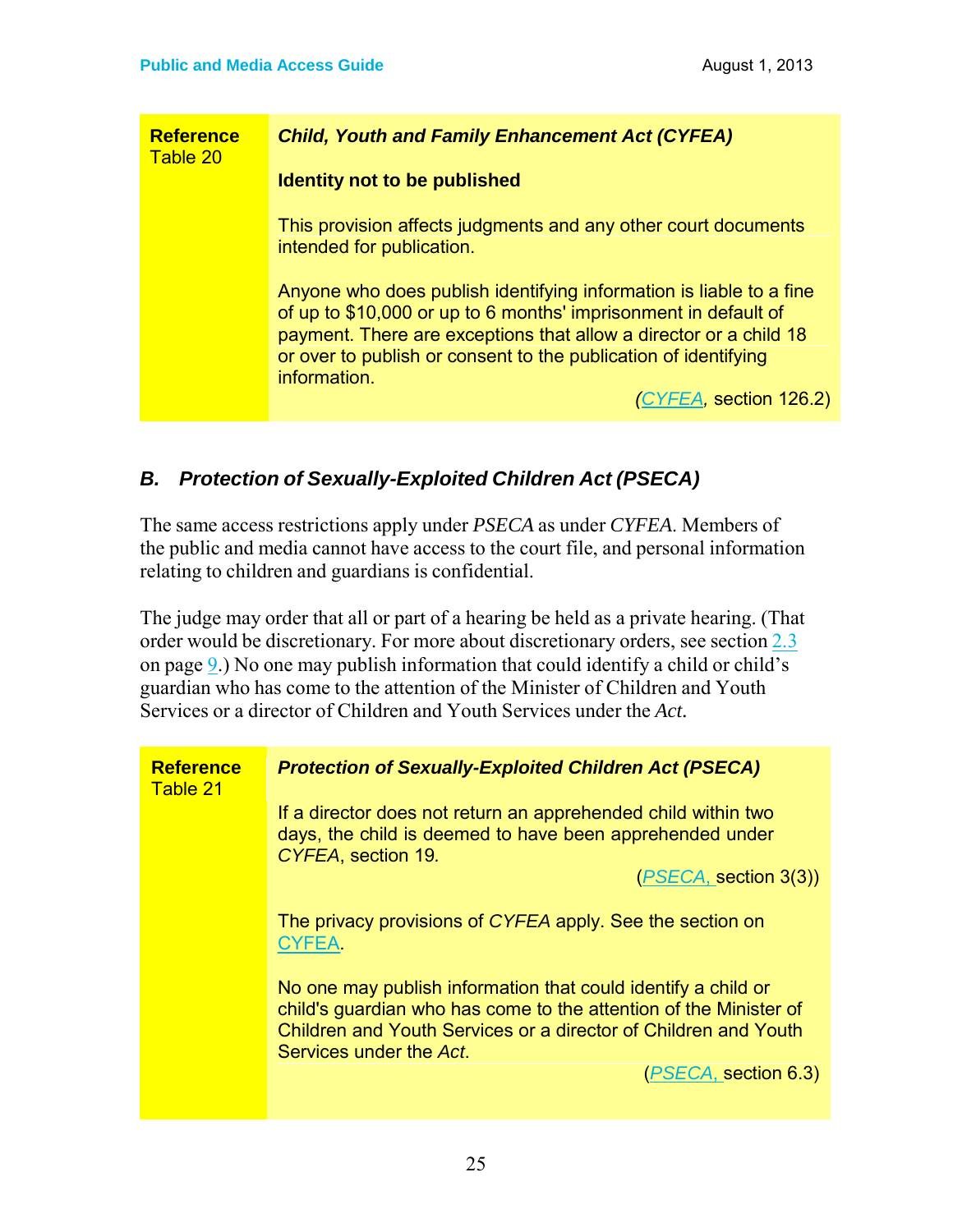| **Reference** Table 20 | ***Child, Youth and Family Enhancement Act (CYFEA)*** |
|---|---|
| | **Identity not to be published** |
| | This provision affects judgments and any other court documents intended for publication. |
| | Anyone who does publish identifying information is liable to a fine of up to $10,000 or up to 6 months' imprisonment in default of payment. There are exceptions that allow a director or a child 18 or over to publish or consent to the publication of identifying information. (*CYFEA*, section 126.2) |

## *B. Protection of Sexually-Exploited Children Act (PSECA)*

The same access restrictions apply under *PSECA* as under *CYFEA*. Members of the public and media cannot have access to the court file, and personal information relating to children and guardians is confidential.

The judge may order that all or part of a hearing be held as a private hearing. (That order would be discretionary. For more about discretionary orders, see section 2.3 on page 9.) No one may publish information that could identify a child or child's guardian who has come to the attention of the Minister of Children and Youth Services or a director of Children and Youth Services under the *Act*.

| **Reference** Table 21 | ***Protection of Sexually-Exploited Children Act (PSECA)*** |
|---|---|
| | If a director does not return an apprehended child within two days, the child is deemed to have been apprehended under *CYFEA*, section 19. (*PSECA*, section 3(3)) |
| | The privacy provisions of *CYFEA* apply. See the section on CYFEA. |
| | No one may publish information that could identify a child or child's guardian who has come to the attention of the Minister of Children and Youth Services or a director of Children and Youth Services under the *Act*. (*PSECA*, section 6.3) |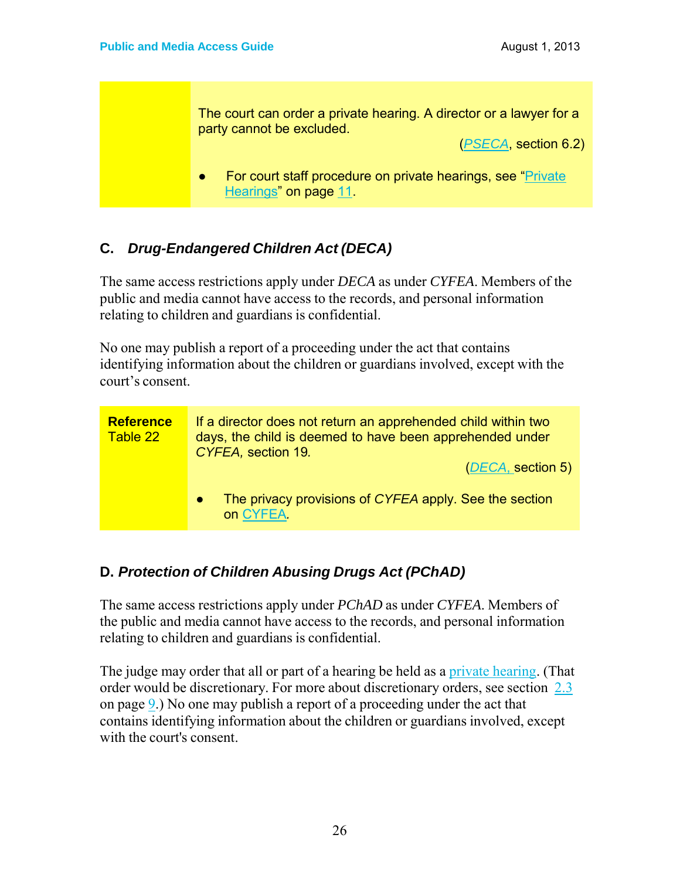| | |
|---|---|
| | The court can order a private hearing. A director or a lawyer for a party cannot be excluded.<br>(*PSECA*, section 6.2)<br>● For court staff procedure on private hearings, see "Private Hearings" on page 11. |

### C. *Drug-Endangered Children Act (DECA)*

The same access restrictions apply under *DECA* as under *CYFEA*. Members of the public and media cannot have access to the records, and personal information relating to children and guardians is confidential.

No one may publish a report of a proceeding under the act that contains identifying information about the children or guardians involved, except with the court's consent.

| | |
|---|---|
| **Reference** Table 22 | If a director does not return an apprehended child within two days, the child is deemed to have been apprehended under *CYFEA*, section 19.<br>(*DECA*, section 5)<br>● The privacy provisions of *CYFEA* apply. See the section on CYFEA. |

### D. *Protection of Children Abusing Drugs Act (PChAD)*

The same access restrictions apply under *PChAD* as under *CYFEA*. Members of the public and media cannot have access to the records, and personal information relating to children and guardians is confidential.

The judge may order that all or part of a hearing be held as a private hearing. (That order would be discretionary. For more about discretionary orders, see section 2.3 on page 9.) No one may publish a report of a proceeding under the act that contains identifying information about the children or guardians involved, except with the court's consent.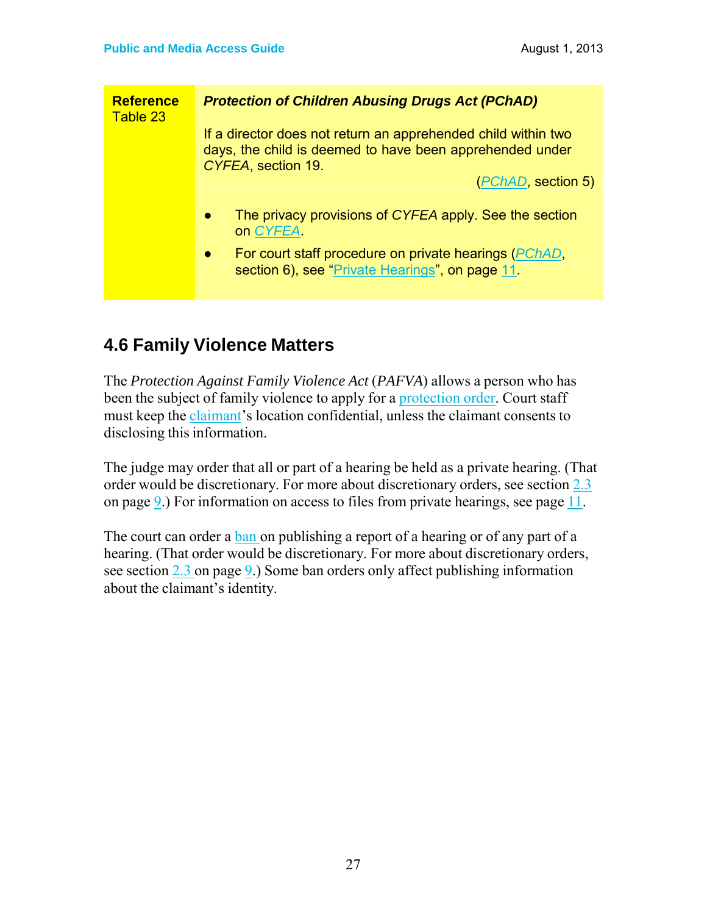| **Reference** Table 23 | ***Protection of Children Abusing Drugs Act (PChAD)*** <br><br> If a director does not return an apprehended child within two days, the child is deemed to have been apprehended under *CYFEA*, section 19. <br> (*PChAD*, section 5) <br><br> ● The privacy provisions of *CYFEA* apply. See the section on *CYFEA*. <br> ● For court staff procedure on private hearings (*PChAD*, section 6), see "Private Hearings", on page 11. |
|---|---|

## 4.6 Family Violence Matters

The *Protection Against Family Violence Act* (*PAFVA*) allows a person who has been the subject of family violence to apply for a protection order. Court staff must keep the claimant's location confidential, unless the claimant consents to disclosing this information.

The judge may order that all or part of a hearing be held as a private hearing. (That order would be discretionary. For more about discretionary orders, see section 2.3 on page 9.) For information on access to files from private hearings, see page 11.

The court can order a ban on publishing a report of a hearing or of any part of a hearing. (That order would be discretionary. For more about discretionary orders, see section 2.3 on page 9.) Some ban orders only affect publishing information about the claimant's identity.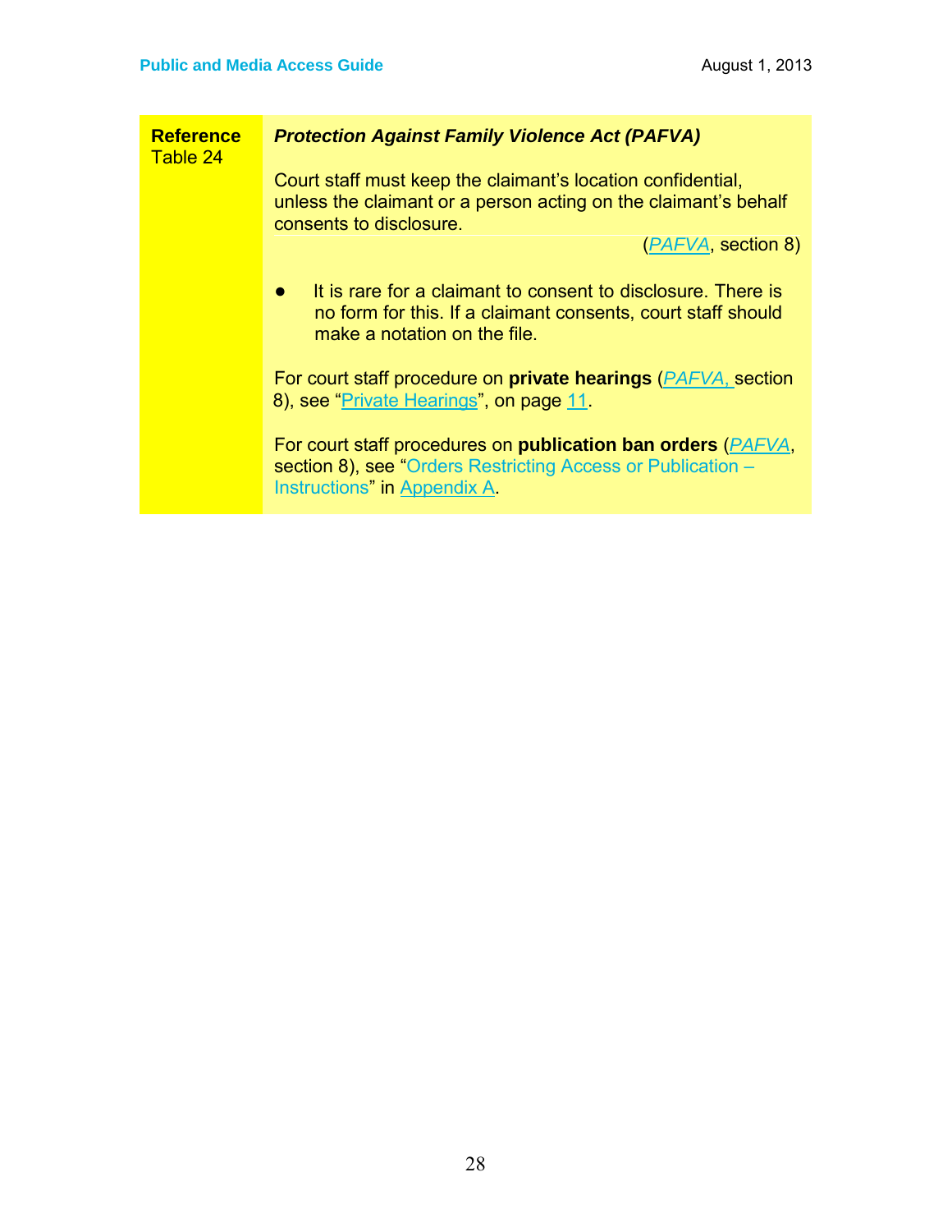| **Reference** Table 24 | ***Protection Against Family Violence Act (PAFVA)*** <br><br> Court staff must keep the claimant's location confidential, unless the claimant or a person acting on the claimant's behalf consents to disclosure. <br> (*PAFVA*, section 8) <br><br> ● It is rare for a claimant to consent to disclosure. There is no form for this. If a claimant consents, court staff should make a notation on the file. <br><br> For court staff procedure on **private hearings** (*PAFVA,* section 8), see "Private Hearings", on page 11. <br><br> For court staff procedures on **publication ban orders** (*PAFVA*, section 8), see "Orders Restricting Access or Publication – Instructions" in Appendix A. |
|---|---|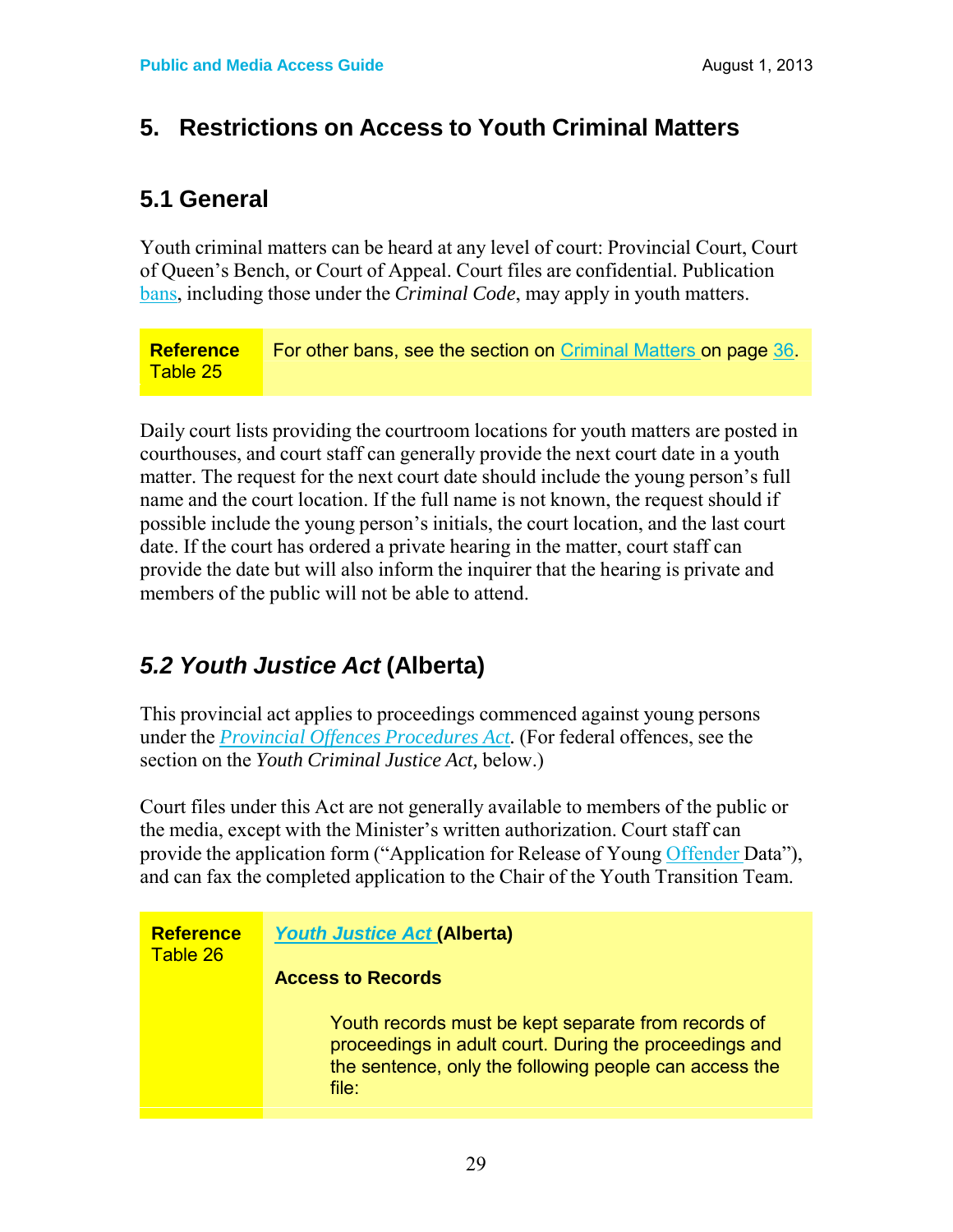# 5. Restrictions on Access to Youth Criminal Matters

## 5.1 General

Youth criminal matters can be heard at any level of court: Provincial Court, Court of Queen's Bench, or Court of Appeal. Court files are confidential. Publication bans, including those under the *Criminal Code*, may apply in youth matters.

| **Reference** Table 25 | For other bans, see the section on Criminal Matters on page 36. |
|---|---|

Daily court lists providing the courtroom locations for youth matters are posted in courthouses, and court staff can generally provide the next court date in a youth matter. The request for the next court date should include the young person's full name and the court location. If the full name is not known, the request should if possible include the young person's initials, the court location, and the last court date. If the court has ordered a private hearing in the matter, court staff can provide the date but will also inform the inquirer that the hearing is private and members of the public will not be able to attend.

## *5.2 Youth Justice Act* (Alberta)

This provincial act applies to proceedings commenced against young persons under the *Provincial Offences Procedures Act*. (For federal offences, see the section on the *Youth Criminal Justice Act,* below.)

Court files under this Act are not generally available to members of the public or the media, except with the Minister's written authorization. Court staff can provide the application form ("Application for Release of Young Offender Data"), and can fax the completed application to the Chair of the Youth Transition Team.

| **Reference** Table 26 | ***Youth Justice Act*** **(Alberta)**<br><br>**Access to Records**<br><br>Youth records must be kept separate from records of proceedings in adult court. During the proceedings and the sentence, only the following people can access the file: |
|---|---|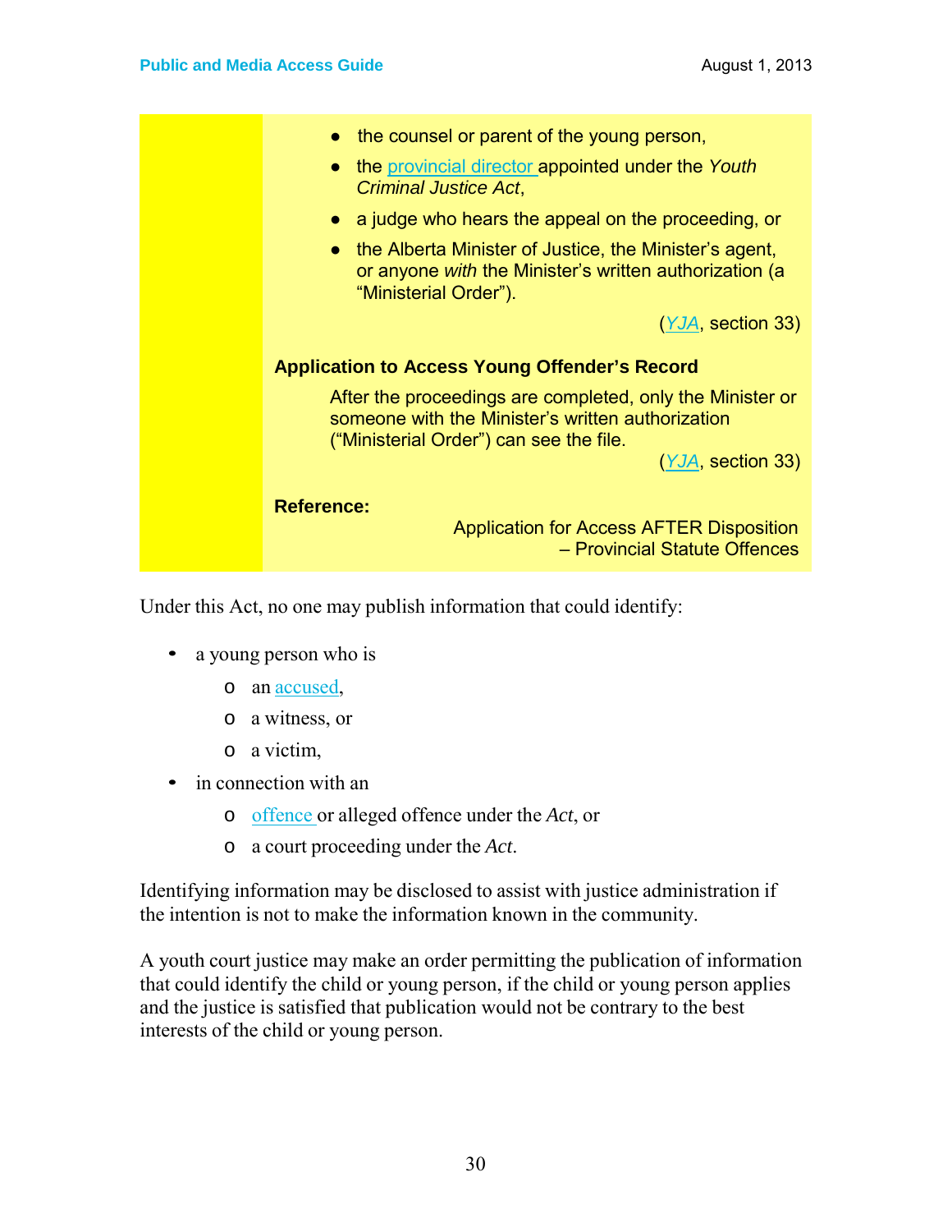- the counsel or parent of the young person,
- the provincial director appointed under the *Youth Criminal Justice Act*,
- a judge who hears the appeal on the proceeding, or
- the Alberta Minister of Justice, the Minister's agent, or anyone *with* the Minister's written authorization (a "Ministerial Order").

(*YJA*, section 33)

**Application to Access Young Offender's Record**

After the proceedings are completed, only the Minister or someone with the Minister's written authorization ("Ministerial Order") can see the file.

(*YJA*, section 33)

**Reference:**

Application for Access AFTER Disposition – Provincial Statute Offences

Under this Act, no one may publish information that could identify:

- a young person who is
  - an accused,
  - a witness, or
  - a victim,
- in connection with an
  - offence or alleged offence under the *Act*, or
  - a court proceeding under the *Act*.

Identifying information may be disclosed to assist with justice administration if the intention is not to make the information known in the community.

A youth court justice may make an order permitting the publication of information that could identify the child or young person, if the child or young person applies and the justice is satisfied that publication would not be contrary to the best interests of the child or young person.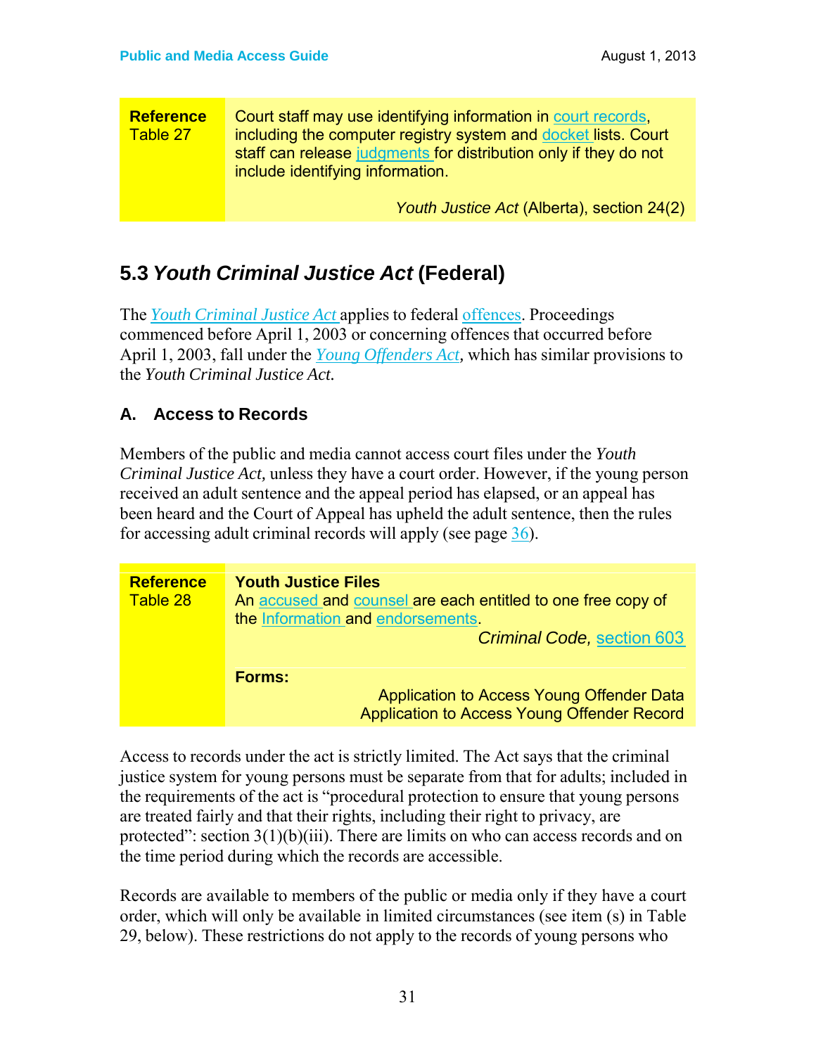| **Reference** Table 27 | Court staff may use identifying information in court records, including the computer registry system and docket lists. Court staff can release judgments for distribution only if they do not include identifying information.<br><br>*Youth Justice Act* (Alberta), section 24(2) |
|---|---|

## 5.3 *Youth Criminal Justice Act* (Federal)

The *Youth Criminal Justice Act* applies to federal offences. Proceedings commenced before April 1, 2003 or concerning offences that occurred before April 1, 2003, fall under the *Young Offenders Act*, which has similar provisions to the *Youth Criminal Justice Act.*

### A. Access to Records

Members of the public and media cannot access court files under the *Youth Criminal Justice Act,* unless they have a court order. However, if the young person received an adult sentence and the appeal period has elapsed, or an appeal has been heard and the Court of Appeal has upheld the adult sentence, then the rules for accessing adult criminal records will apply (see page 36).

| **Reference** Table 28 | **Youth Justice Files**<br>An accused and counsel are each entitled to one free copy of the Information and endorsements.<br>*Criminal Code,* section 603<br><br>**Forms:**<br>Application to Access Young Offender Data<br>Application to Access Young Offender Record |
|---|---|

Access to records under the act is strictly limited. The Act says that the criminal justice system for young persons must be separate from that for adults; included in the requirements of the act is "procedural protection to ensure that young persons are treated fairly and that their rights, including their right to privacy, are protected": section 3(1)(b)(iii). There are limits on who can access records and on the time period during which the records are accessible.

Records are available to members of the public or media only if they have a court order, which will only be available in limited circumstances (see item (s) in Table 29, below). These restrictions do not apply to the records of young persons who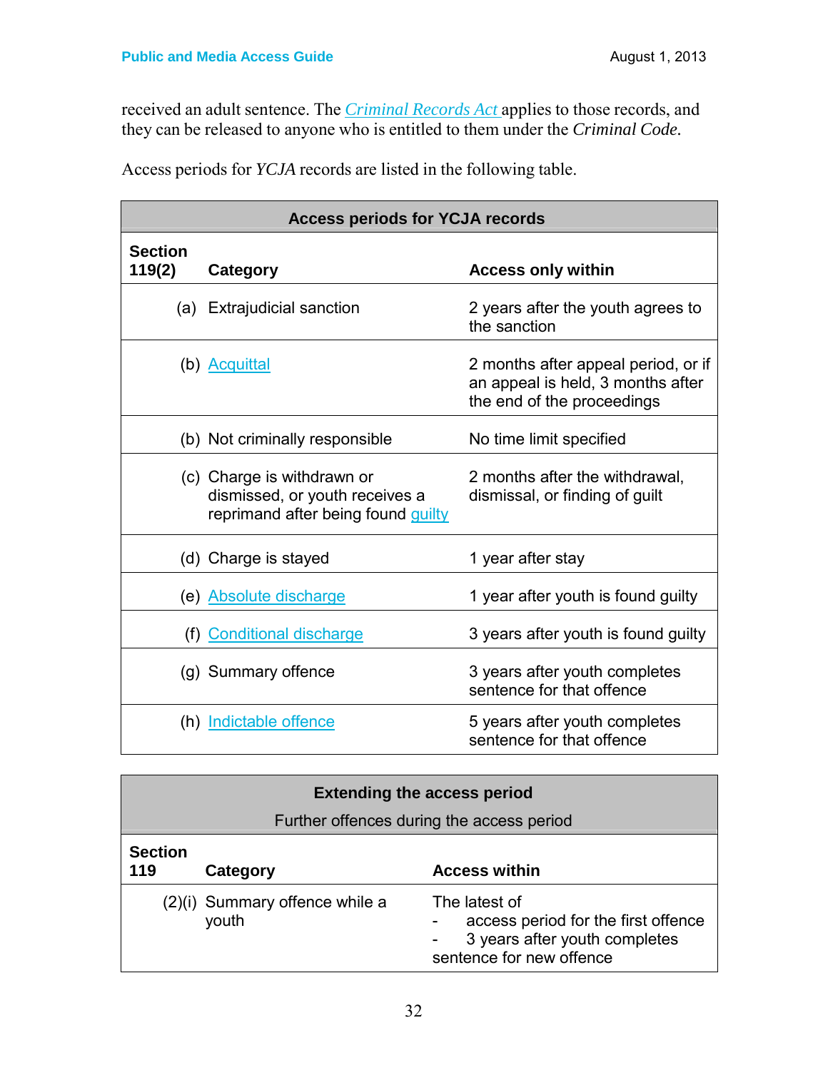received an adult sentence. The *Criminal Records Act* applies to those records, and they can be released to anyone who is entitled to them under the *Criminal Code.*

Access periods for *YCJA* records are listed in the following table.

| **Access periods for YCJA records** | | |
|---|---|---|
| **Section 119(2)** | **Category** | **Access only within** |
| (a) | Extrajudicial sanction | 2 years after the youth agrees to the sanction |
| (b) | Acquittal | 2 months after appeal period, or if an appeal is held, 3 months after the end of the proceedings |
| (b) | Not criminally responsible | No time limit specified |
| (c) | Charge is withdrawn or dismissed, or youth receives a reprimand after being found guilty | 2 months after the withdrawal, dismissal, or finding of guilt |
| (d) | Charge is stayed | 1 year after stay |
| (e) | Absolute discharge | 1 year after youth is found guilty |
| (f) | Conditional discharge | 3 years after youth is found guilty |
| (g) | Summary offence | 3 years after youth completes sentence for that offence |
| (h) | Indictable offence | 5 years after youth completes sentence for that offence |

| **Extending the access period** Further offences during the access period | | |
|---|---|---|
| **Section 119** | **Category** | **Access within** |
| (2)(i) | Summary offence while a youth | The latest of<br>- access period for the first offence<br>- 3 years after youth completes sentence for new offence |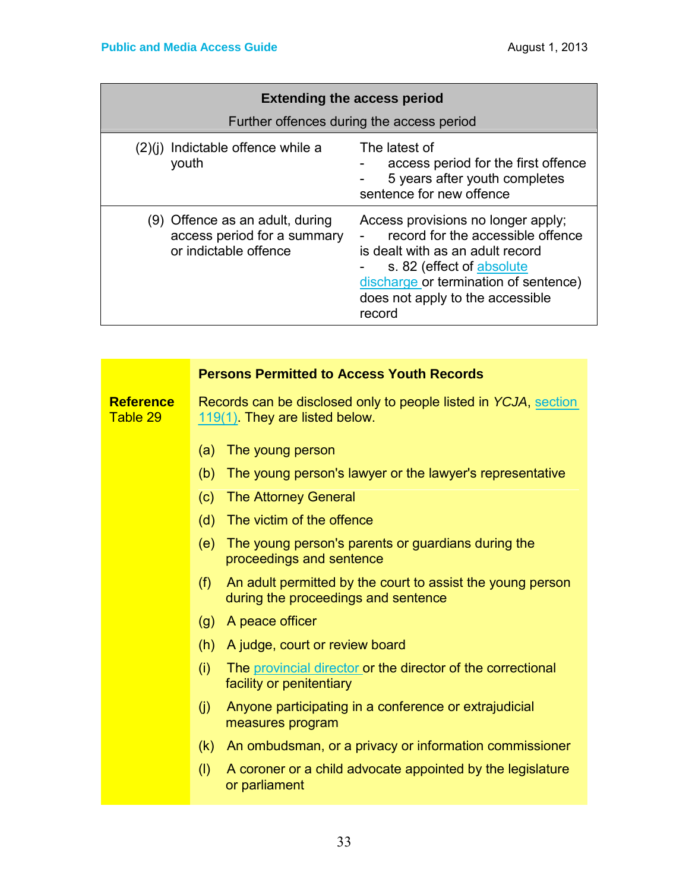| Extending the access period<br>Further offences during the access period | |
|---|---|
| (2)(j) Indictable offence while a youth | The latest of<br>- access period for the first offence<br>- 5 years after youth completes sentence for new offence |
| (9) Offence as an adult, during access period for a summary or indictable offence | Access provisions no longer apply;<br>- record for the accessible offence is dealt with as an adult record<br>- s. 82 (effect of absolute discharge or termination of sentence) does not apply to the accessible record |

**Reference**
Table 29

**Persons Permitted to Access Youth Records**

Records can be disclosed only to people listed in *YCJA*, section 119(1). They are listed below.

(a) The young person

(b) The young person's lawyer or the lawyer's representative

(c) The Attorney General

(d) The victim of the offence

(e) The young person's parents or guardians during the proceedings and sentence

(f) An adult permitted by the court to assist the young person during the proceedings and sentence

(g) A peace officer

(h) A judge, court or review board

(i) The provincial director or the director of the correctional facility or penitentiary

(j) Anyone participating in a conference or extrajudicial measures program

(k) An ombudsman, or a privacy or information commissioner

(l) A coroner or a child advocate appointed by the legislature or parliament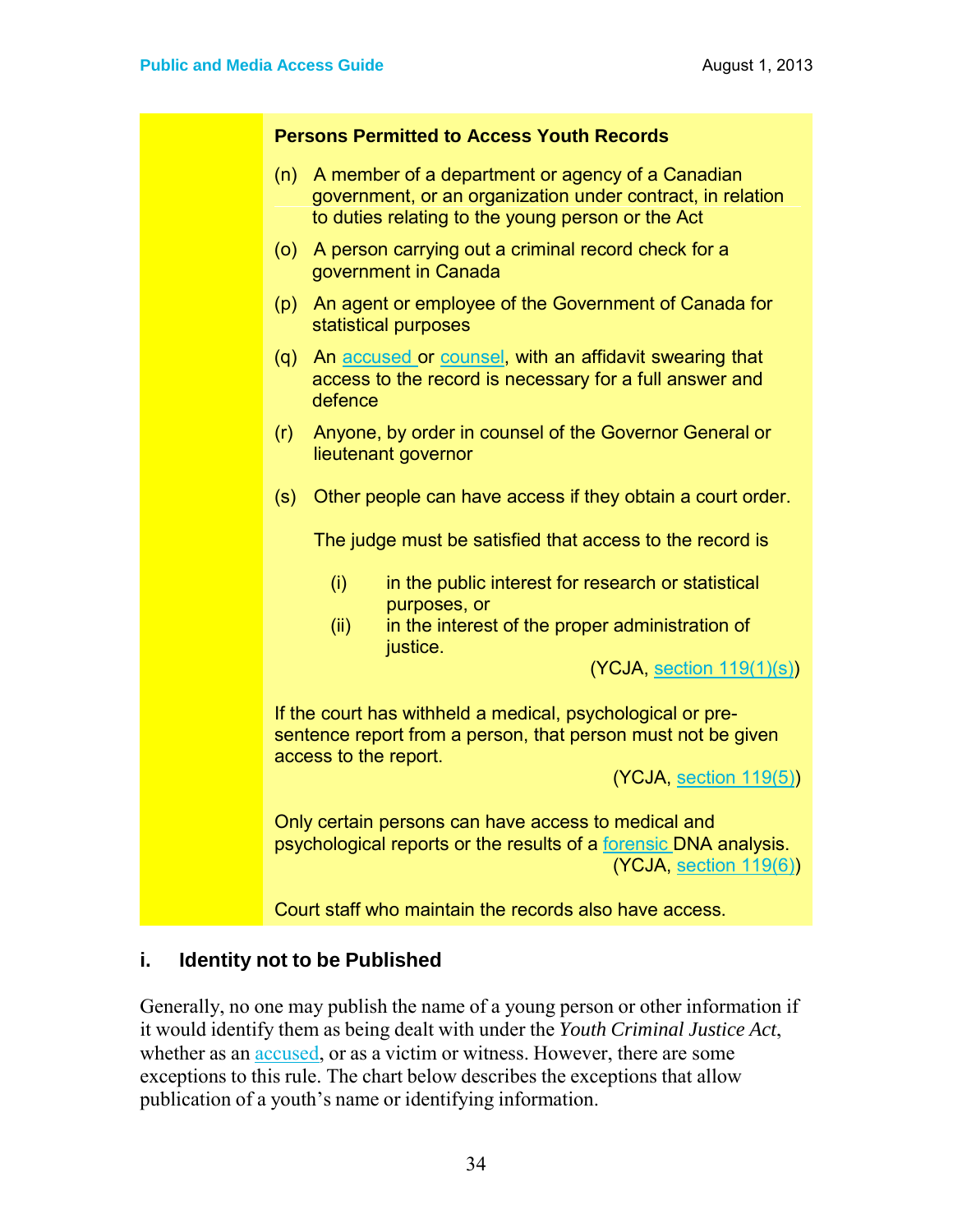**Persons Permitted to Access Youth Records**

(n) A member of a department or agency of a Canadian government, or an organization under contract, in relation to duties relating to the young person or the Act

(o) A person carrying out a criminal record check for a government in Canada

(p) An agent or employee of the Government of Canada for statistical purposes

(q) An accused or counsel, with an affidavit swearing that access to the record is necessary for a full answer and defence

(r) Anyone, by order in counsel of the Governor General or lieutenant governor

(s) Other people can have access if they obtain a court order.

The judge must be satisfied that access to the record is

(i) in the public interest for research or statistical purposes, or
(ii) in the interest of the proper administration of justice.

(YCJA, section 119(1)(s))

If the court has withheld a medical, psychological or pre-sentence report from a person, that person must not be given access to the report.

(YCJA, section 119(5))

Only certain persons can have access to medical and psychological reports or the results of a forensic DNA analysis.
(YCJA, section 119(6))

Court staff who maintain the records also have access.

### i. Identity not to be Published

Generally, no one may publish the name of a young person or other information if it would identify them as being dealt with under the *Youth Criminal Justice Act*, whether as an accused, or as a victim or witness. However, there are some exceptions to this rule. The chart below describes the exceptions that allow publication of a youth's name or identifying information.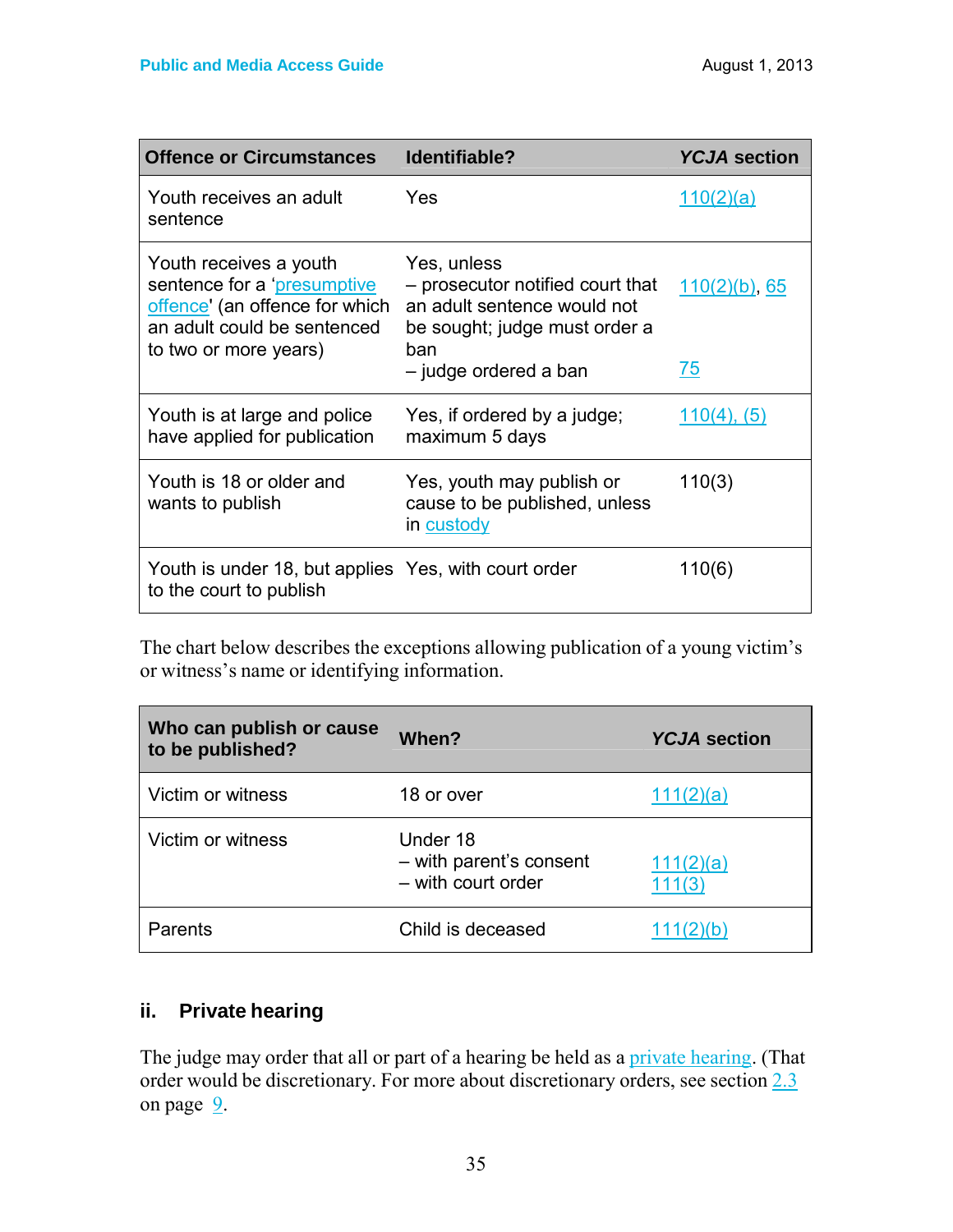| Offence or Circumstances | Identifiable? | *YCJA* section |
|---|---|---|
| Youth receives an adult sentence | Yes | 110(2)(a) |
| Youth receives a youth sentence for a 'presumptive offence' (an offence for which an adult could be sentenced to two or more years) | Yes, unless<br>– prosecutor notified court that an adult sentence would not be sought; judge must order a ban<br>– judge ordered a ban | 110(2)(b), 65<br><br>75 |
| Youth is at large and police have applied for publication | Yes, if ordered by a judge; maximum 5 days | 110(4), (5) |
| Youth is 18 or older and wants to publish | Yes, youth may publish or cause to be published, unless in custody | 110(3) |
| Youth is under 18, but applies to the court to publish | Yes, with court order | 110(6) |

The chart below describes the exceptions allowing publication of a young victim's or witness's name or identifying information.

| Who can publish or cause to be published? | When? | *YCJA* section |
|---|---|---|
| Victim or witness | 18 or over | 111(2)(a) |
| Victim or witness | Under 18<br>– with parent's consent<br>– with court order | <br>111(2)(a)<br>111(3) |
| Parents | Child is deceased | 111(2)(b) |

### ii. Private hearing

The judge may order that all or part of a hearing be held as a private hearing. (That order would be discretionary. For more about discretionary orders, see section 2.3 on page 9.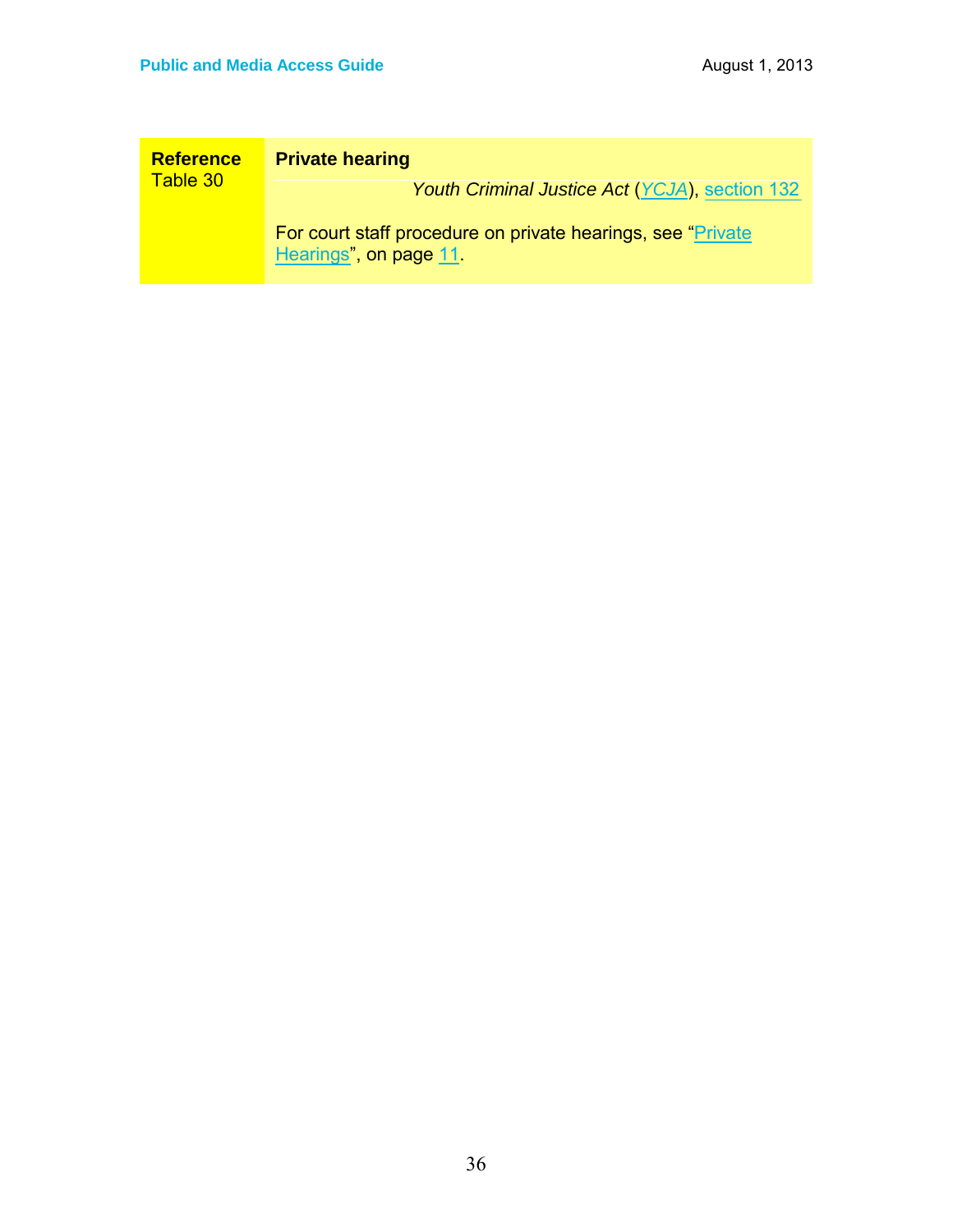| **Reference** Table 30 | **Private hearing** *Youth Criminal Justice Act* (*YCJA*), section 132 For court staff procedure on private hearings, see "Private Hearings", on page 11. |
|---|---|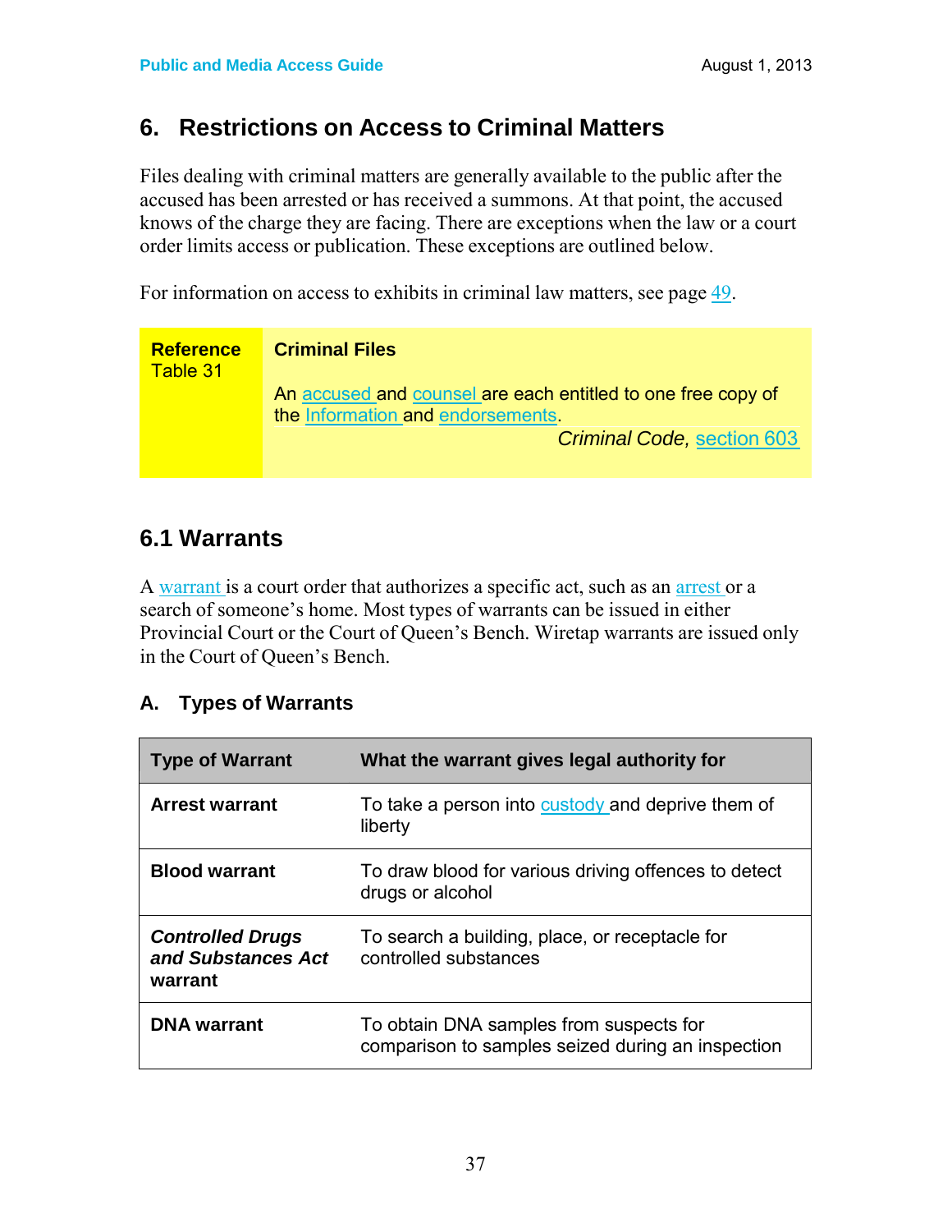## 6. Restrictions on Access to Criminal Matters

Files dealing with criminal matters are generally available to the public after the accused has been arrested or has received a summons. At that point, the accused knows of the charge they are facing. There are exceptions when the law or a court order limits access or publication. These exceptions are outlined below.

For information on access to exhibits in criminal law matters, see page 49.

| **Reference** Table 31 | **Criminal Files**<br><br>An accused and counsel are each entitled to one free copy of the Information and endorsements.<br>*Criminal Code,* section 603 |
|---|---|

### 6.1 Warrants

A warrant is a court order that authorizes a specific act, such as an arrest or a search of someone's home. Most types of warrants can be issued in either Provincial Court or the Court of Queen's Bench. Wiretap warrants are issued only in the Court of Queen's Bench.

#### A. Types of Warrants

| Type of Warrant | What the warrant gives legal authority for |
|---|---|
| **Arrest warrant** | To take a person into custody and deprive them of liberty |
| **Blood warrant** | To draw blood for various driving offences to detect drugs or alcohol |
| ***Controlled Drugs and Substances Act* warrant** | To search a building, place, or receptacle for controlled substances |
| **DNA warrant** | To obtain DNA samples from suspects for comparison to samples seized during an inspection |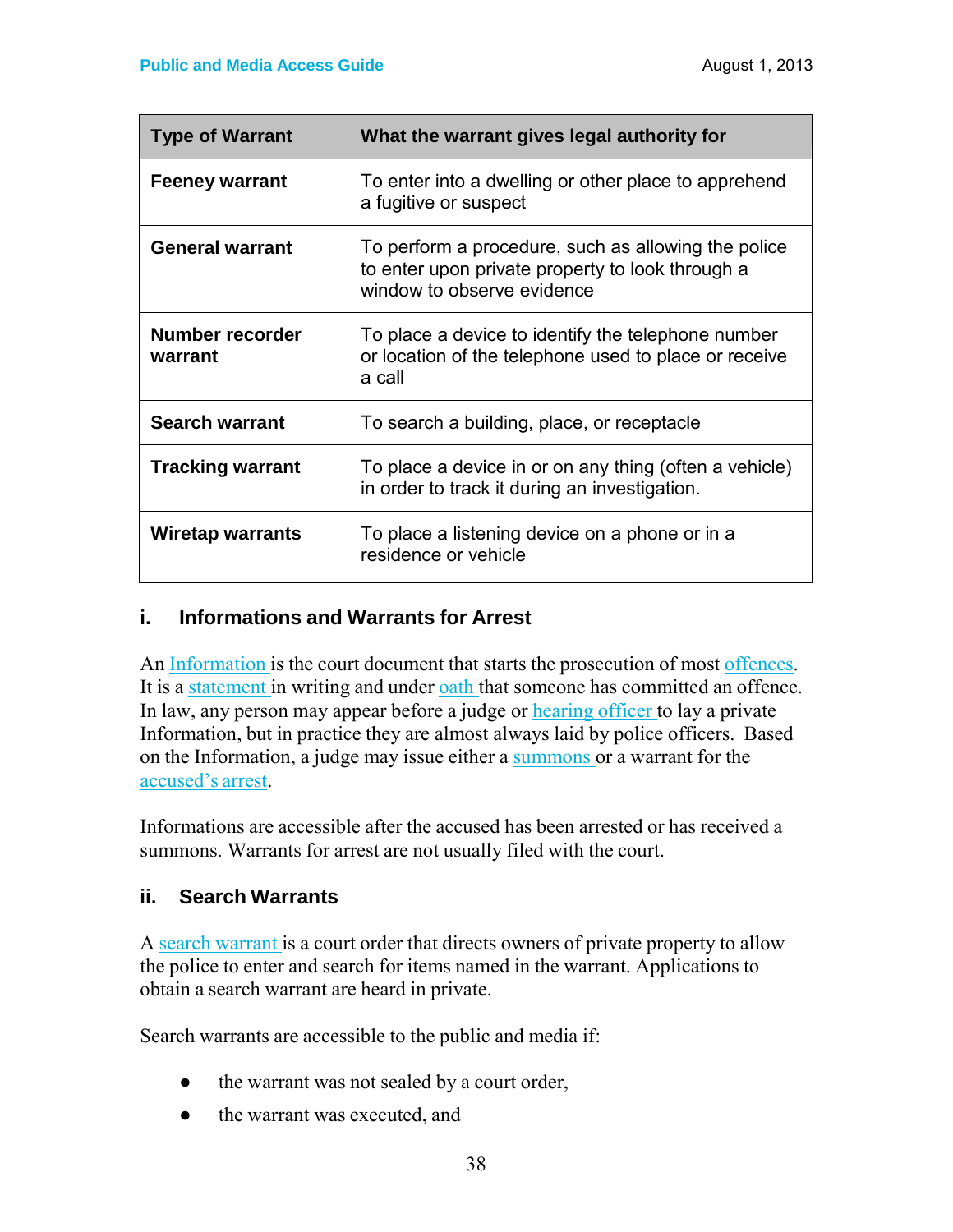| Type of Warrant | What the warrant gives legal authority for |
|---|---|
| **Feeney warrant** | To enter into a dwelling or other place to apprehend a fugitive or suspect |
| **General warrant** | To perform a procedure, such as allowing the police to enter upon private property to look through a window to observe evidence |
| **Number recorder warrant** | To place a device to identify the telephone number or location of the telephone used to place or receive a call |
| **Search warrant** | To search a building, place, or receptacle |
| **Tracking warrant** | To place a device in or on any thing (often a vehicle) in order to track it during an investigation. |
| **Wiretap warrants** | To place a listening device on a phone or in a residence or vehicle |

### i. Informations and Warrants for Arrest

An Information is the court document that starts the prosecution of most offences. It is a statement in writing and under oath that someone has committed an offence. In law, any person may appear before a judge or hearing officer to lay a private Information, but in practice they are almost always laid by police officers. Based on the Information, a judge may issue either a summons or a warrant for the accused's arrest.

Informations are accessible after the accused has been arrested or has received a summons. Warrants for arrest are not usually filed with the court.

### ii. Search Warrants

A search warrant is a court order that directs owners of private property to allow the police to enter and search for items named in the warrant. Applications to obtain a search warrant are heard in private.

Search warrants are accessible to the public and media if:

- the warrant was not sealed by a court order,
- the warrant was executed, and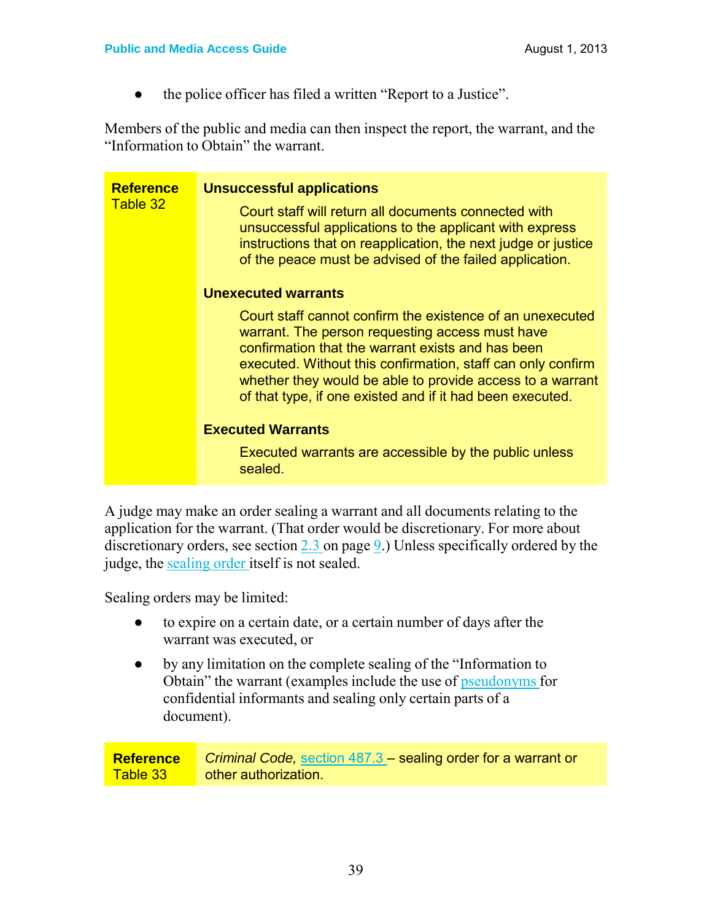- the police officer has filed a written “Report to a Justice”.

Members of the public and media can then inspect the report, the warrant, and the “Information to Obtain” the warrant.

| **Reference** Table 32 | **Unsuccessful applications**<br><br>Court staff will return all documents connected with unsuccessful applications to the applicant with express instructions that on reapplication, the next judge or justice of the peace must be advised of the failed application.<br><br>**Unexecuted warrants**<br><br>Court staff cannot confirm the existence of an unexecuted warrant. The person requesting access must have confirmation that the warrant exists and has been executed. Without this confirmation, staff can only confirm whether they would be able to provide access to a warrant of that type, if one existed and if it had been executed.<br><br>**Executed Warrants**<br><br>Executed warrants are accessible by the public unless sealed. |
|---|---|

A judge may make an order sealing a warrant and all documents relating to the application for the warrant. (That order would be discretionary. For more about discretionary orders, see section 2.3 on page 9.) Unless specifically ordered by the judge, the sealing order itself is not sealed.

Sealing orders may be limited:

- to expire on a certain date, or a certain number of days after the warrant was executed, or
- by any limitation on the complete sealing of the “Information to Obtain” the warrant (examples include the use of pseudonyms for confidential informants and sealing only certain parts of a document).

| **Reference** Table 33 | *Criminal Code,* section 487.3 – sealing order for a warrant or other authorization. |
|---|---|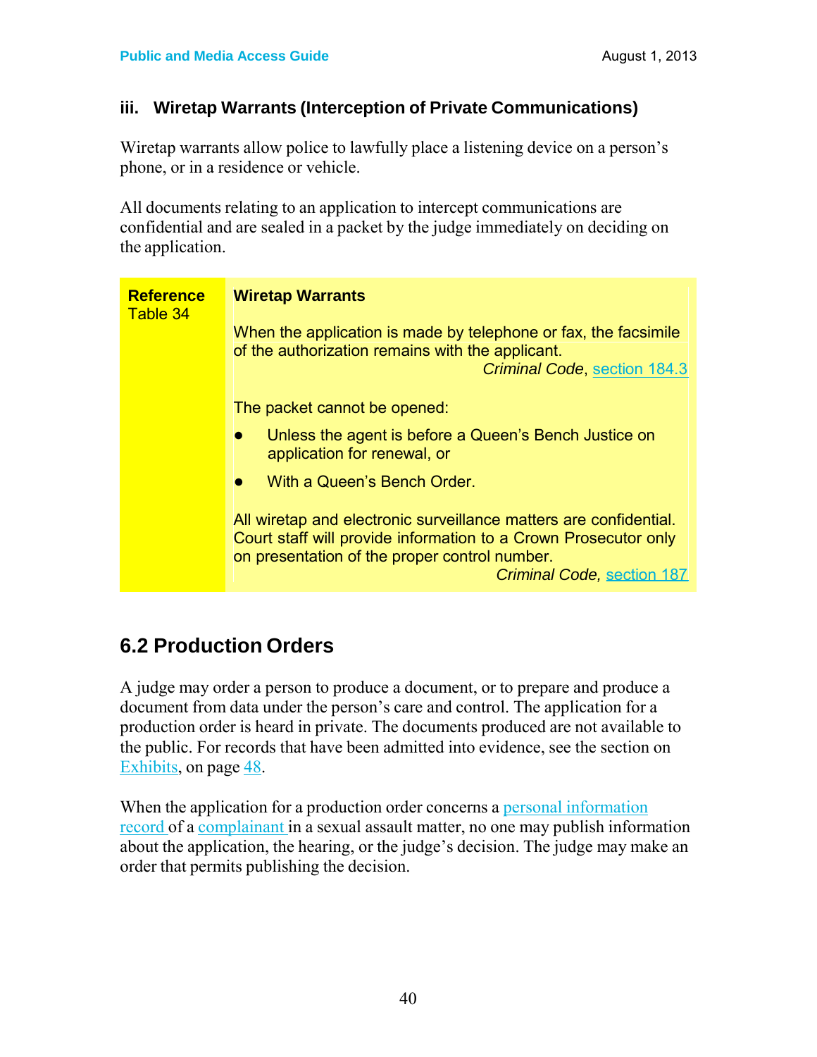### iii. Wiretap Warrants (Interception of Private Communications)

Wiretap warrants allow police to lawfully place a listening device on a person's phone, or in a residence or vehicle.

All documents relating to an application to intercept communications are confidential and are sealed in a packet by the judge immediately on deciding on the application.

| **Reference** Table 34 | **Wiretap Warrants** |
|---|---|
| | When the application is made by telephone or fax, the facsimile of the authorization remains with the applicant. *Criminal Code*, section 184.3 |
| | The packet cannot be opened:<br>● Unless the agent is before a Queen's Bench Justice on application for renewal, or<br>● With a Queen's Bench Order. |
| | All wiretap and electronic surveillance matters are confidential. Court staff will provide information to a Crown Prosecutor only on presentation of the proper control number. *Criminal Code,* section 187 |

## 6.2 Production Orders

A judge may order a person to produce a document, or to prepare and produce a document from data under the person's care and control. The application for a production order is heard in private. The documents produced are not available to the public. For records that have been admitted into evidence, see the section on Exhibits, on page 48.

When the application for a production order concerns a personal information record of a complainant in a sexual assault matter, no one may publish information about the application, the hearing, or the judge's decision. The judge may make an order that permits publishing the decision.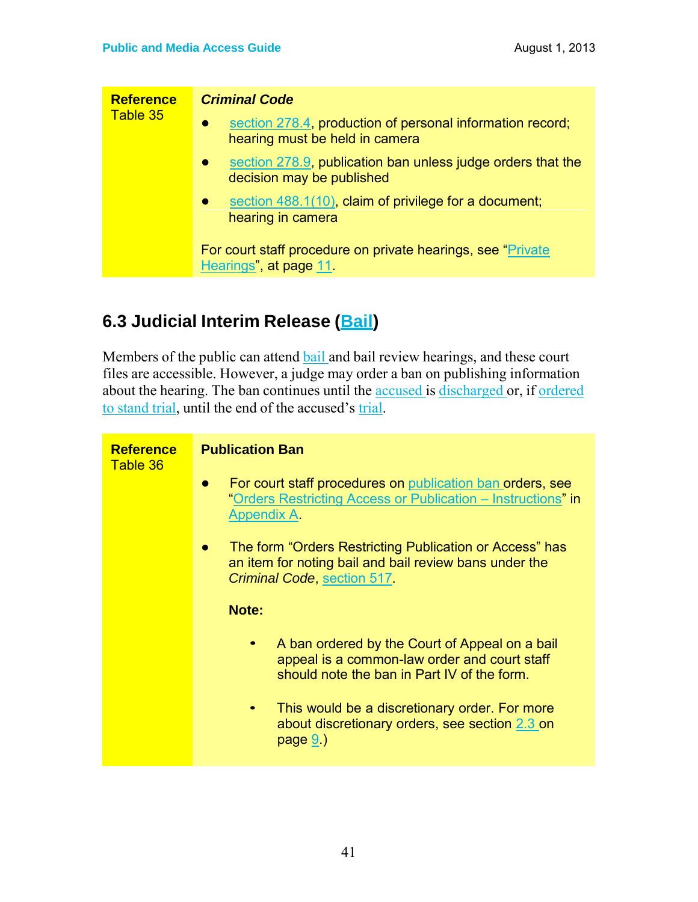| **Reference** Table 35 | ***Criminal Code*** <br>● section 278.4, production of personal information record; hearing must be held in camera <br>● section 278.9, publication ban unless judge orders that the decision may be published <br>● section 488.1(10), claim of privilege for a document; hearing in camera <br><br>For court staff procedure on private hearings, see "Private Hearings", at page 11. |
|---|---|

## 6.3 Judicial Interim Release (Bail)

Members of the public can attend bail and bail review hearings, and these court files are accessible. However, a judge may order a ban on publishing information about the hearing. The ban continues until the accused is discharged or, if ordered to stand trial, until the end of the accused's trial.

| **Reference** Table 36 | **Publication Ban** <br>● For court staff procedures on publication ban orders, see "Orders Restricting Access or Publication – Instructions" in Appendix A. <br>● The form "Orders Restricting Publication or Access" has an item for noting bail and bail review bans under the *Criminal Code*, section 517. <br><br>**Note:** <br>• A ban ordered by the Court of Appeal on a bail appeal is a common-law order and court staff should note the ban in Part IV of the form. <br>• This would be a discretionary order. For more about discretionary orders, see section 2.3 on page 9.) |
|---|---|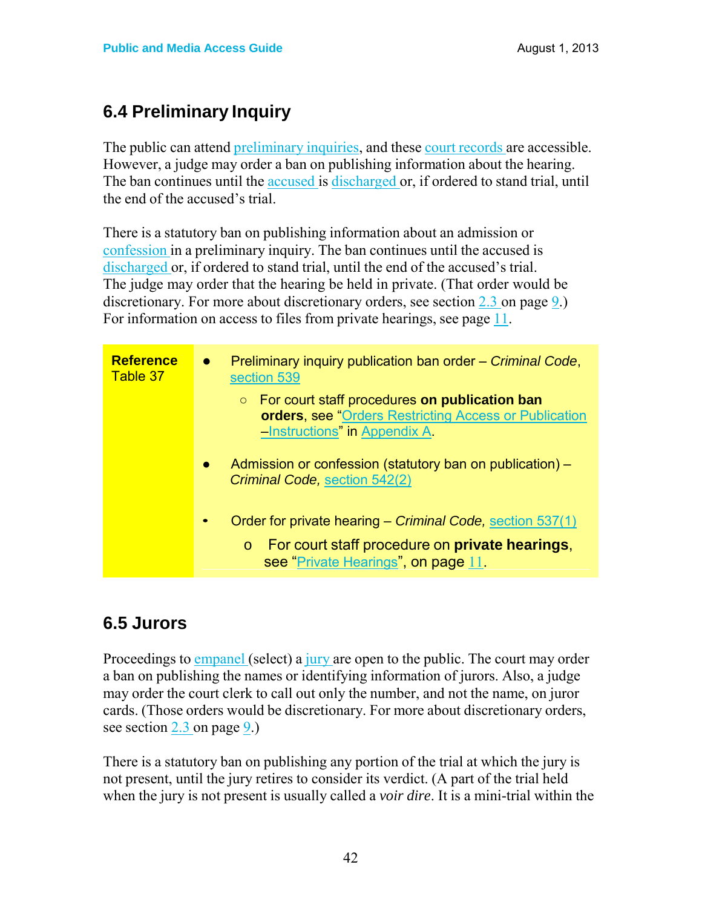## 6.4 Preliminary Inquiry

The public can attend preliminary inquiries, and these court records are accessible. However, a judge may order a ban on publishing information about the hearing. The ban continues until the accused is discharged or, if ordered to stand trial, until the end of the accused's trial.

There is a statutory ban on publishing information about an admission or confession in a preliminary inquiry. The ban continues until the accused is discharged or, if ordered to stand trial, until the end of the accused's trial. The judge may order that the hearing be held in private. (That order would be discretionary. For more about discretionary orders, see section 2.3 on page 9.) For information on access to files from private hearings, see page 11.

| **Reference** Table 37 | • Preliminary inquiry publication ban order – *Criminal Code*, section 539<br>  ○ For court staff procedures **on publication ban orders**, see "Orders Restricting Access or Publication –Instructions" in Appendix A.<br>• Admission or confession (statutory ban on publication) – *Criminal Code,* section 542(2)<br>• Order for private hearing – *Criminal Code,* section 537(1)<br>  o For court staff procedure on **private hearings**, see "Private Hearings", on page 11. |
|---|---|

## 6.5 Jurors

Proceedings to empanel (select) a jury are open to the public. The court may order a ban on publishing the names or identifying information of jurors. Also, a judge may order the court clerk to call out only the number, and not the name, on juror cards. (Those orders would be discretionary. For more about discretionary orders, see section 2.3 on page 9.)

There is a statutory ban on publishing any portion of the trial at which the jury is not present, until the jury retires to consider its verdict. (A part of the trial held when the jury is not present is usually called a *voir dire*. It is a mini-trial within the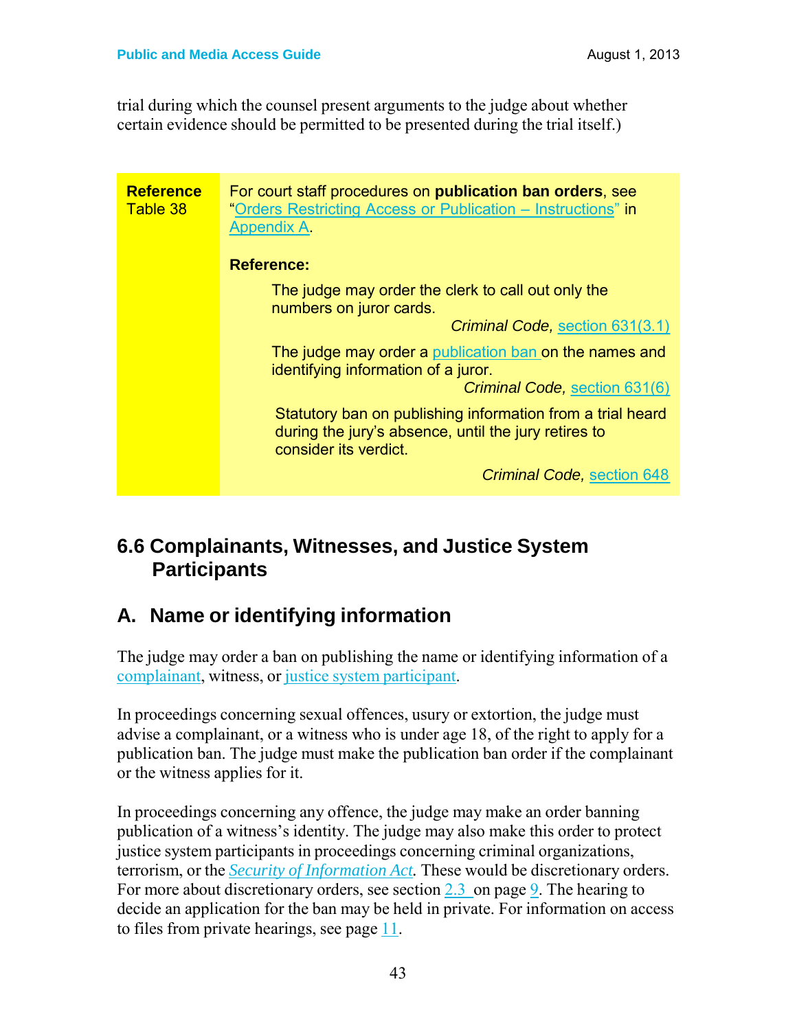trial during which the counsel present arguments to the judge about whether certain evidence should be permitted to be presented during the trial itself.)

| **Reference** Table 38 | For court staff procedures on **publication ban orders**, see "Orders Restricting Access or Publication – Instructions" in Appendix A.<br><br>**Reference:**<br><br>The judge may order the clerk to call out only the numbers on juror cards.<br>*Criminal Code,* section 631(3.1)<br><br>The judge may order a publication ban on the names and identifying information of a juror.<br>*Criminal Code,* section 631(6)<br><br>Statutory ban on publishing information from a trial heard during the jury's absence, until the jury retires to consider its verdict.<br>*Criminal Code,* section 648 |
|---|---|

## 6.6 Complainants, Witnesses, and Justice System Participants

## A. Name or identifying information

The judge may order a ban on publishing the name or identifying information of a complainant, witness, or justice system participant.

In proceedings concerning sexual offences, usury or extortion, the judge must advise a complainant, or a witness who is under age 18, of the right to apply for a publication ban. The judge must make the publication ban order if the complainant or the witness applies for it.

In proceedings concerning any offence, the judge may make an order banning publication of a witness's identity. The judge may also make this order to protect justice system participants in proceedings concerning criminal organizations, terrorism, or the *Security of Information Act*. These would be discretionary orders. For more about discretionary orders, see section 2.3 on page 9. The hearing to decide an application for the ban may be held in private. For information on access to files from private hearings, see page 11.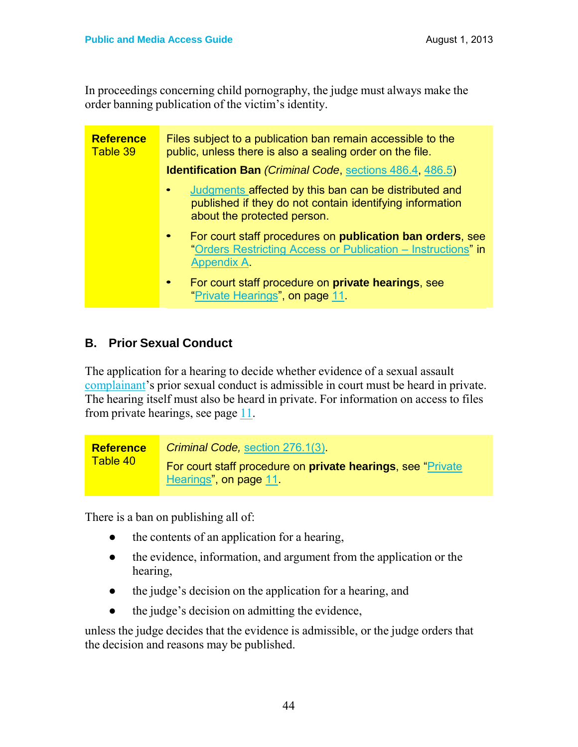In proceedings concerning child pornography, the judge must always make the order banning publication of the victim's identity.

| **Reference** Table 39 | Files subject to a publication ban remain accessible to the public, unless there is also a sealing order on the file.<br><br>**Identification Ban** (*Criminal Code*, sections 486.4, 486.5)<br><br>• Judgments affected by this ban can be distributed and published if they do not contain identifying information about the protected person.<br><br>• For court staff procedures on **publication ban orders**, see "Orders Restricting Access or Publication – Instructions" in Appendix A.<br><br>• For court staff procedure on **private hearings**, see "Private Hearings", on page 11. |
|---|---|

## B. Prior Sexual Conduct

The application for a hearing to decide whether evidence of a sexual assault complainant's prior sexual conduct is admissible in court must be heard in private. The hearing itself must also be heard in private. For information on access to files from private hearings, see page 11.

| **Reference** Table 40 | *Criminal Code,* section 276.1(3).<br><br>For court staff procedure on **private hearings**, see "Private Hearings", on page 11. |
|---|---|

There is a ban on publishing all of:

- the contents of an application for a hearing,
- the evidence, information, and argument from the application or the hearing,
- the judge's decision on the application for a hearing, and
- the judge's decision on admitting the evidence,

unless the judge decides that the evidence is admissible, or the judge orders that the decision and reasons may be published.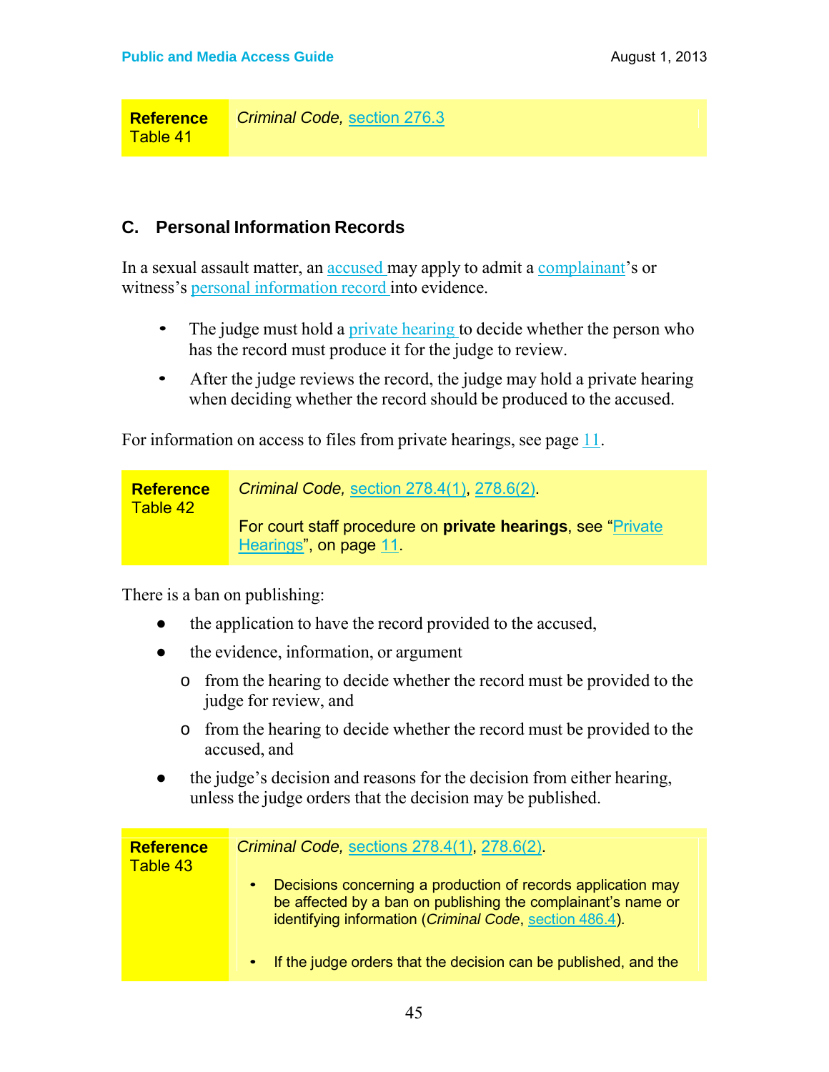| **Reference** Table 41 | *Criminal Code,* section 276.3 |
|---|---|

## C. Personal Information Records

In a sexual assault matter, an accused may apply to admit a complainant's or witness's personal information record into evidence.

- The judge must hold a private hearing to decide whether the person who has the record must produce it for the judge to review.
- After the judge reviews the record, the judge may hold a private hearing when deciding whether the record should be produced to the accused.

For information on access to files from private hearings, see page 11.

| **Reference** Table 42 | *Criminal Code,* section 278.4(1), 278.6(2).<br><br>For court staff procedure on **private hearings**, see "Private Hearings", on page 11. |
|---|---|

There is a ban on publishing:

- the application to have the record provided to the accused,
- the evidence, information, or argument
  - from the hearing to decide whether the record must be provided to the judge for review, and
  - from the hearing to decide whether the record must be provided to the accused, and
- the judge's decision and reasons for the decision from either hearing, unless the judge orders that the decision may be published.

| **Reference** Table 43 | *Criminal Code,* sections 278.4(1), 278.6(2).<br><br>• Decisions concerning a production of records application may be affected by a ban on publishing the complainant's name or identifying information (*Criminal Code*, section 486.4).<br><br>• If the judge orders that the decision can be published, and the |
|---|---|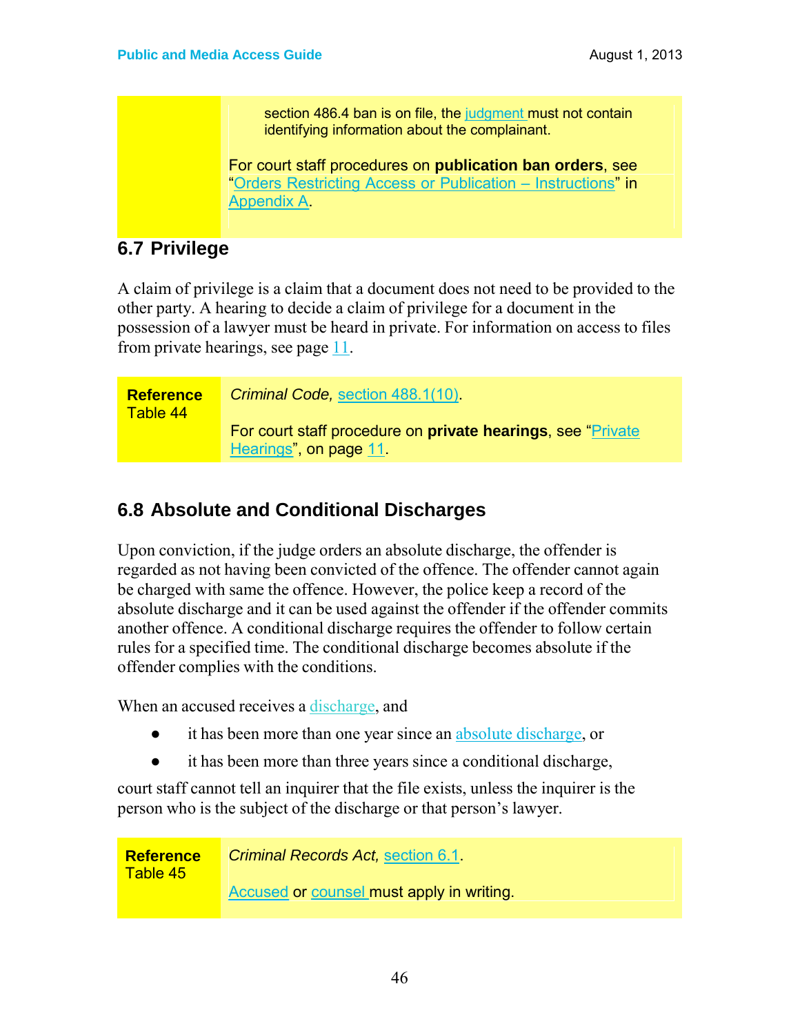| | |
|---|---|
| | section 486.4 ban is on file, the judgment must not contain identifying information about the complainant.<br><br>For court staff procedures on **publication ban orders**, see "Orders Restricting Access or Publication – Instructions" in Appendix A. |

## 6.7 Privilege

A claim of privilege is a claim that a document does not need to be provided to the other party. A hearing to decide a claim of privilege for a document in the possession of a lawyer must be heard in private. For information on access to files from private hearings, see page 11.

| **Reference** Table 44 | *Criminal Code,* section 488.1(10).<br><br>For court staff procedure on **private hearings**, see "Private Hearings", on page 11. |
|---|---|

## 6.8 Absolute and Conditional Discharges

Upon conviction, if the judge orders an absolute discharge, the offender is regarded as not having been convicted of the offence. The offender cannot again be charged with same the offence. However, the police keep a record of the absolute discharge and it can be used against the offender if the offender commits another offence. A conditional discharge requires the offender to follow certain rules for a specified time. The conditional discharge becomes absolute if the offender complies with the conditions.

When an accused receives a discharge, and

- it has been more than one year since an absolute discharge, or
- it has been more than three years since a conditional discharge,

court staff cannot tell an inquirer that the file exists, unless the inquirer is the person who is the subject of the discharge or that person's lawyer.

| **Reference** Table 45 | *Criminal Records Act,* section 6.1.<br><br>Accused or counsel must apply in writing. |
|---|---|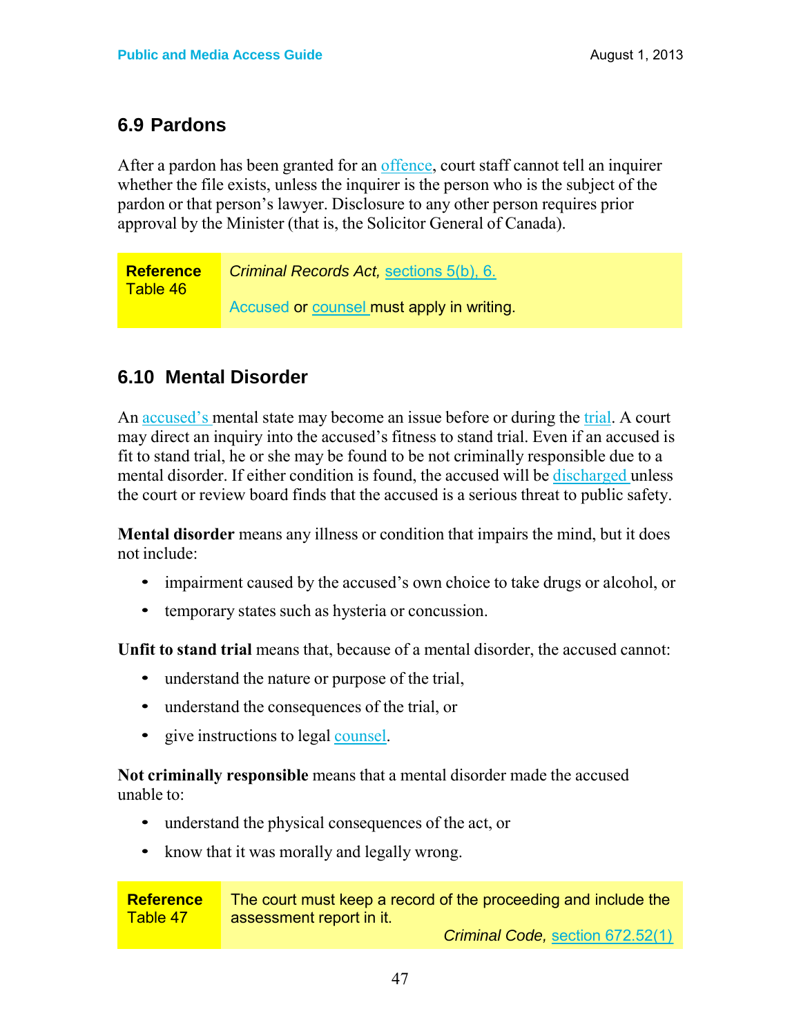## 6.9 Pardons

After a pardon has been granted for an offence, court staff cannot tell an inquirer whether the file exists, unless the inquirer is the person who is the subject of the pardon or that person's lawyer. Disclosure to any other person requires prior approval by the Minister (that is, the Solicitor General of Canada).

| **Reference** Table 46 | *Criminal Records Act,* sections 5(b), 6.<br><br>Accused or counsel must apply in writing. |
|---|---|

## 6.10 Mental Disorder

An accused's mental state may become an issue before or during the trial. A court may direct an inquiry into the accused's fitness to stand trial. Even if an accused is fit to stand trial, he or she may be found to be not criminally responsible due to a mental disorder. If either condition is found, the accused will be discharged unless the court or review board finds that the accused is a serious threat to public safety.

**Mental disorder** means any illness or condition that impairs the mind, but it does not include:

- impairment caused by the accused's own choice to take drugs or alcohol, or
- temporary states such as hysteria or concussion.

**Unfit to stand trial** means that, because of a mental disorder, the accused cannot:

- understand the nature or purpose of the trial,
- understand the consequences of the trial, or
- give instructions to legal counsel.

**Not criminally responsible** means that a mental disorder made the accused unable to:

- understand the physical consequences of the act, or
- know that it was morally and legally wrong.

| **Reference** Table 47 | The court must keep a record of the proceeding and include the assessment report in it.<br><br>*Criminal Code,* section 672.52(1) |
|---|---|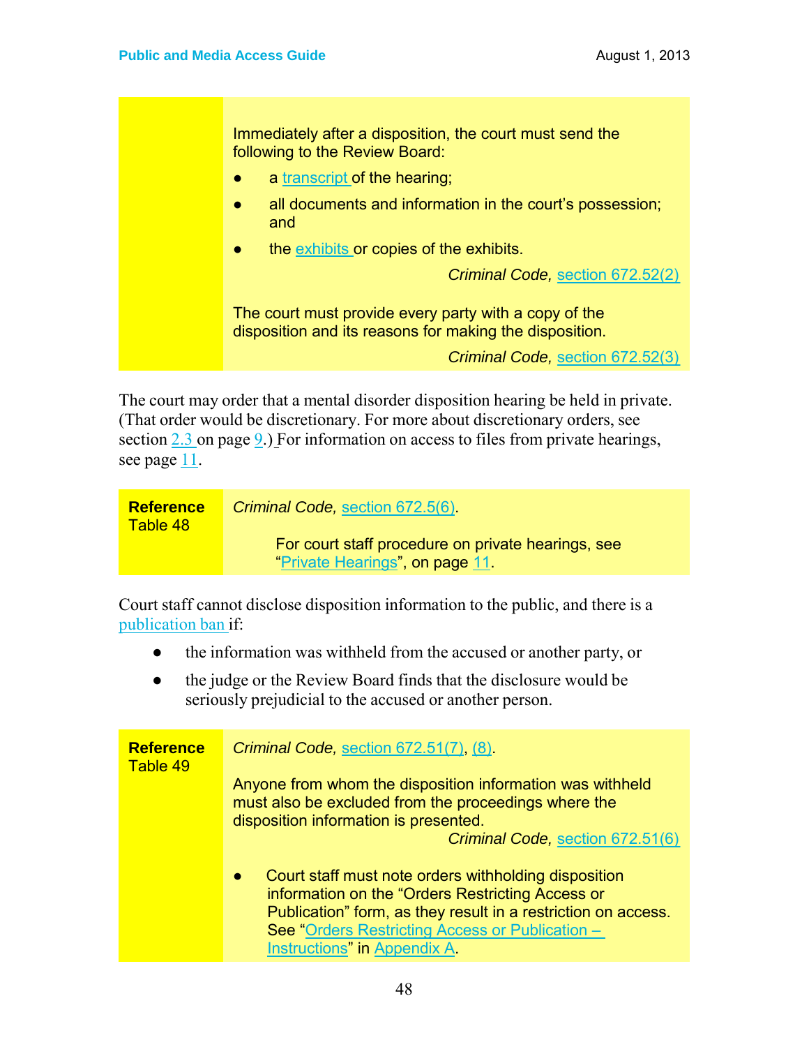| | |
|---|---|
| | Immediately after a disposition, the court must send the following to the Review Board:<br>● a transcript of the hearing;<br>● all documents and information in the court's possession; and<br>● the exhibits or copies of the exhibits.<br>*Criminal Code,* section 672.52(2)<br><br>The court must provide every party with a copy of the disposition and its reasons for making the disposition.<br>*Criminal Code,* section 672.52(3) |

The court may order that a mental disorder disposition hearing be held in private. (That order would be discretionary. For more about discretionary orders, see section 2.3 on page 9.) For information on access to files from private hearings, see page 11.

| | |
|---|---|
| **Reference** Table 48 | *Criminal Code,* section 672.5(6).<br><br>For court staff procedure on private hearings, see "Private Hearings", on page 11. |

Court staff cannot disclose disposition information to the public, and there is a publication ban if:

- the information was withheld from the accused or another party, or
- the judge or the Review Board finds that the disclosure would be seriously prejudicial to the accused or another person.

| | |
|---|---|
| **Reference** Table 49 | *Criminal Code,* section 672.51(7), (8).<br><br>Anyone from whom the disposition information was withheld must also be excluded from the proceedings where the disposition information is presented.<br>*Criminal Code,* section 672.51(6)<br><br>● Court staff must note orders withholding disposition information on the "Orders Restricting Access or Publication" form, as they result in a restriction on access. See "Orders Restricting Access or Publication – Instructions" in Appendix A. |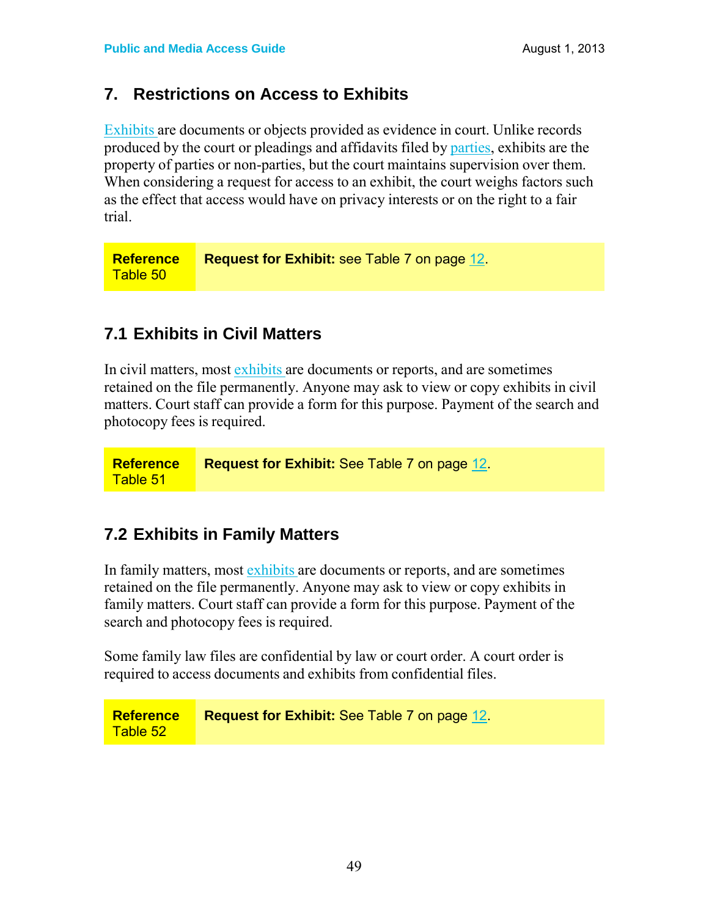## 7. Restrictions on Access to Exhibits

Exhibits are documents or objects provided as evidence in court. Unlike records produced by the court or pleadings and affidavits filed by parties, exhibits are the property of parties or non-parties, but the court maintains supervision over them. When considering a request for access to an exhibit, the court weighs factors such as the effect that access would have on privacy interests or on the right to a fair trial.

| **Reference** Table 50 | **Request for Exhibit:** see Table 7 on page 12. |
|---|---|

### 7.1 Exhibits in Civil Matters

In civil matters, most exhibits are documents or reports, and are sometimes retained on the file permanently. Anyone may ask to view or copy exhibits in civil matters. Court staff can provide a form for this purpose. Payment of the search and photocopy fees is required.

| **Reference** Table 51 | **Request for Exhibit:** See Table 7 on page 12. |
|---|---|

### 7.2 Exhibits in Family Matters

In family matters, most exhibits are documents or reports, and are sometimes retained on the file permanently. Anyone may ask to view or copy exhibits in family matters. Court staff can provide a form for this purpose. Payment of the search and photocopy fees is required.

Some family law files are confidential by law or court order. A court order is required to access documents and exhibits from confidential files.

| **Reference** Table 52 | **Request for Exhibit:** See Table 7 on page 12. |
|---|---|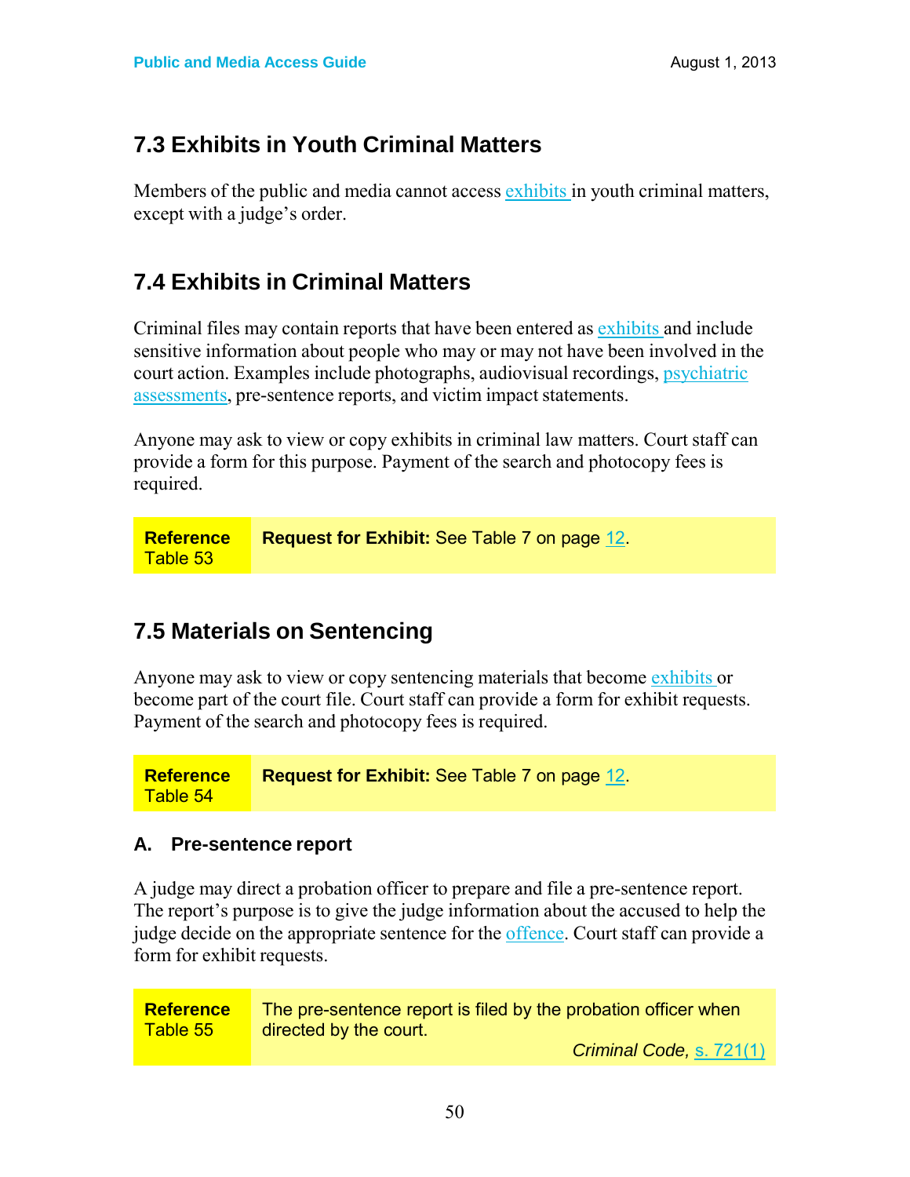## 7.3 Exhibits in Youth Criminal Matters

Members of the public and media cannot access exhibits in youth criminal matters, except with a judge's order.

## 7.4 Exhibits in Criminal Matters

Criminal files may contain reports that have been entered as exhibits and include sensitive information about people who may or may not have been involved in the court action. Examples include photographs, audiovisual recordings, psychiatric assessments, pre-sentence reports, and victim impact statements.

Anyone may ask to view or copy exhibits in criminal law matters. Court staff can provide a form for this purpose. Payment of the search and photocopy fees is required.

| **Reference** Table 53 | **Request for Exhibit:** See Table 7 on page 12. |
|---|---|

## 7.5 Materials on Sentencing

Anyone may ask to view or copy sentencing materials that become exhibits or become part of the court file. Court staff can provide a form for exhibit requests. Payment of the search and photocopy fees is required.

| **Reference** Table 54 | **Request for Exhibit:** See Table 7 on page 12. |
|---|---|

### A. Pre-sentence report

A judge may direct a probation officer to prepare and file a pre-sentence report. The report's purpose is to give the judge information about the accused to help the judge decide on the appropriate sentence for the offence. Court staff can provide a form for exhibit requests.

| **Reference** Table 55 | The pre-sentence report is filed by the probation officer when directed by the court. *Criminal Code,* s. 721(1) |
|---|---|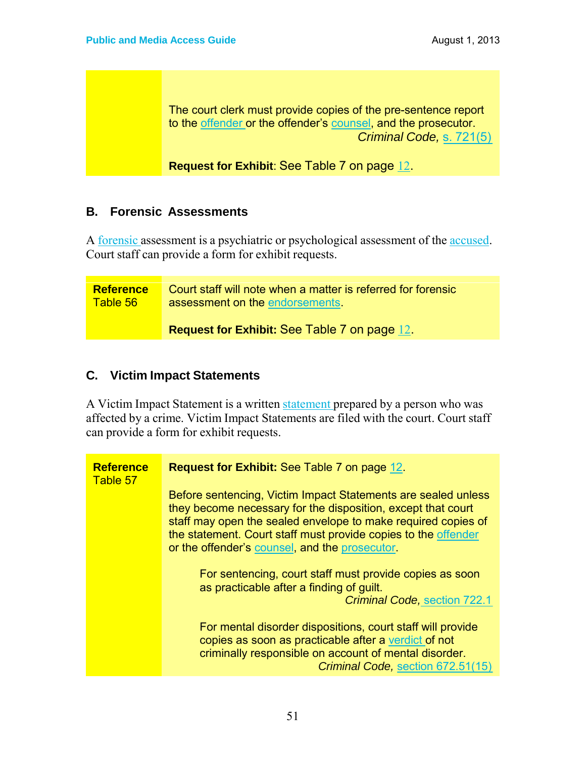| | |
|---|---|
| | The court clerk must provide copies of the pre-sentence report to the offender or the offender's counsel, and the prosecutor.<br>*Criminal Code,* s. 721(5)<br><br>**Request for Exhibit**: See Table 7 on page 12. |

## B. Forensic Assessments

A forensic assessment is a psychiatric or psychological assessment of the accused. Court staff can provide a form for exhibit requests.

| | |
|---|---|
| **Reference** Table 56 | Court staff will note when a matter is referred for forensic assessment on the endorsements.<br><br>**Request for Exhibit:** See Table 7 on page 12. |

## C. Victim Impact Statements

A Victim Impact Statement is a written statement prepared by a person who was affected by a crime. Victim Impact Statements are filed with the court. Court staff can provide a form for exhibit requests.

| | |
|---|---|
| **Reference** Table 57 | **Request for Exhibit:** See Table 7 on page 12.<br><br>Before sentencing, Victim Impact Statements are sealed unless they become necessary for the disposition, except that court staff may open the sealed envelope to make required copies of the statement. Court staff must provide copies to the offender or the offender's counsel, and the prosecutor.<br><br>For sentencing, court staff must provide copies as soon as practicable after a finding of guilt.<br>*Criminal Code,* section 722.1<br><br>For mental disorder dispositions, court staff will provide copies as soon as practicable after a verdict of not criminally responsible on account of mental disorder.<br>*Criminal Code,* section 672.51(15) |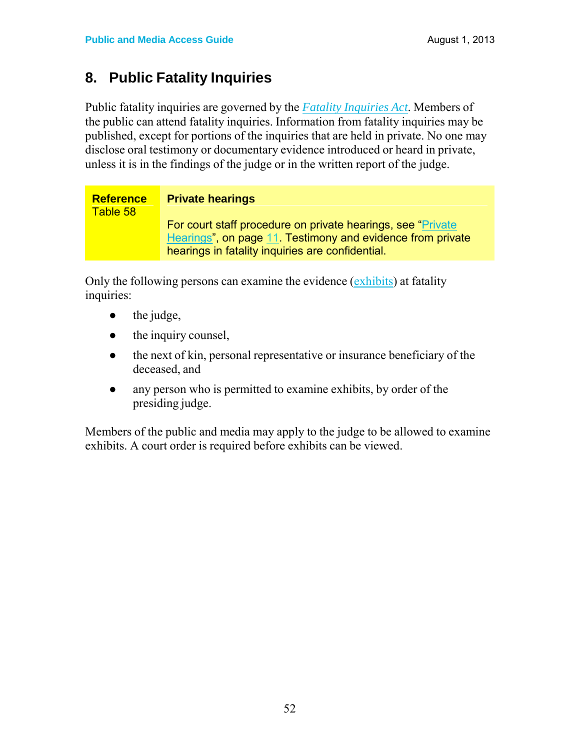## 8. Public Fatality Inquiries

Public fatality inquiries are governed by the *Fatality Inquiries Act*. Members of the public can attend fatality inquiries. Information from fatality inquiries may be published, except for portions of the inquiries that are held in private. No one may disclose oral testimony or documentary evidence introduced or heard in private, unless it is in the findings of the judge or in the written report of the judge.

| **Reference** Table 58 | **Private hearings** For court staff procedure on private hearings, see "Private Hearings", on page 11. Testimony and evidence from private hearings in fatality inquiries are confidential. |
|---|---|

Only the following persons can examine the evidence (exhibits) at fatality inquiries:

- the judge,
- the inquiry counsel,
- the next of kin, personal representative or insurance beneficiary of the deceased, and
- any person who is permitted to examine exhibits, by order of the presiding judge.

Members of the public and media may apply to the judge to be allowed to examine exhibits. A court order is required before exhibits can be viewed.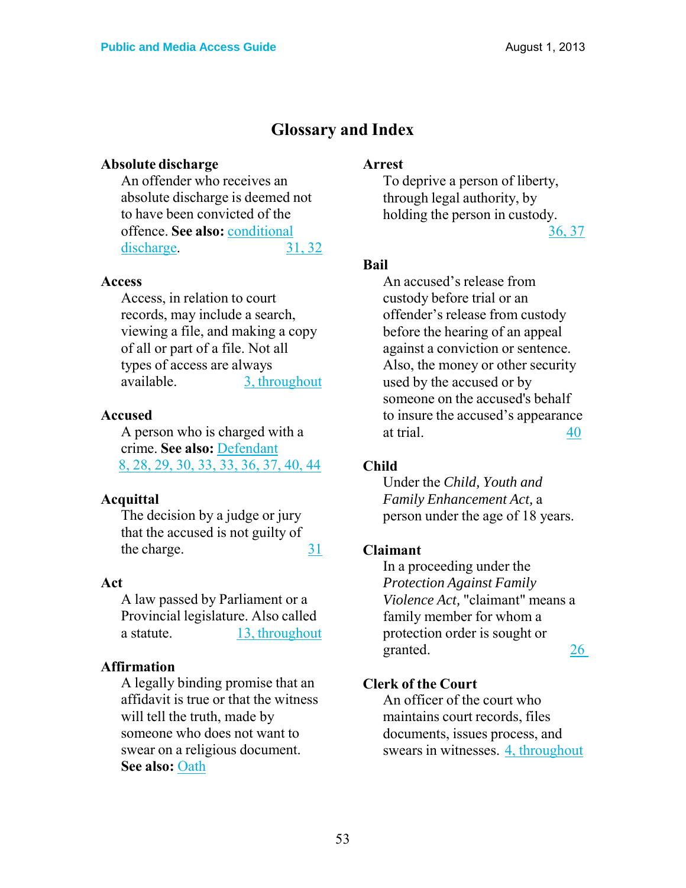# Glossary and Index

**Absolute discharge**

An offender who receives an absolute discharge is deemed not to have been convicted of the offence. **See also:** conditional discharge. 31, 32

**Access**

Access, in relation to court records, may include a search, viewing a file, and making a copy of all or part of a file. Not all types of access are always available. 3, throughout

**Accused**

A person who is charged with a crime. **See also:** Defendant 8, 28, 29, 30, 33, 33, 36, 37, 40, 44

**Acquittal**

The decision by a judge or jury that the accused is not guilty of the charge. 31

**Act**

A law passed by Parliament or a Provincial legislature. Also called a statute. 13, throughout

**Affirmation**

A legally binding promise that an affidavit is true or that the witness will tell the truth, made by someone who does not want to swear on a religious document. **See also:** Oath

**Arrest**

To deprive a person of liberty, through legal authority, by holding the person in custody. 36, 37

**Bail**

An accused's release from custody before trial or an offender's release from custody before the hearing of an appeal against a conviction or sentence. Also, the money or other security used by the accused or by someone on the accused's behalf to insure the accused's appearance at trial. 40

**Child**

Under the *Child, Youth and Family Enhancement Act,* a person under the age of 18 years.

**Claimant**

In a proceeding under the *Protection Against Family Violence Act,* "claimant" means a family member for whom a protection order is sought or granted. 26

**Clerk of the Court**

An officer of the court who maintains court records, files documents, issues process, and swears in witnesses. 4, throughout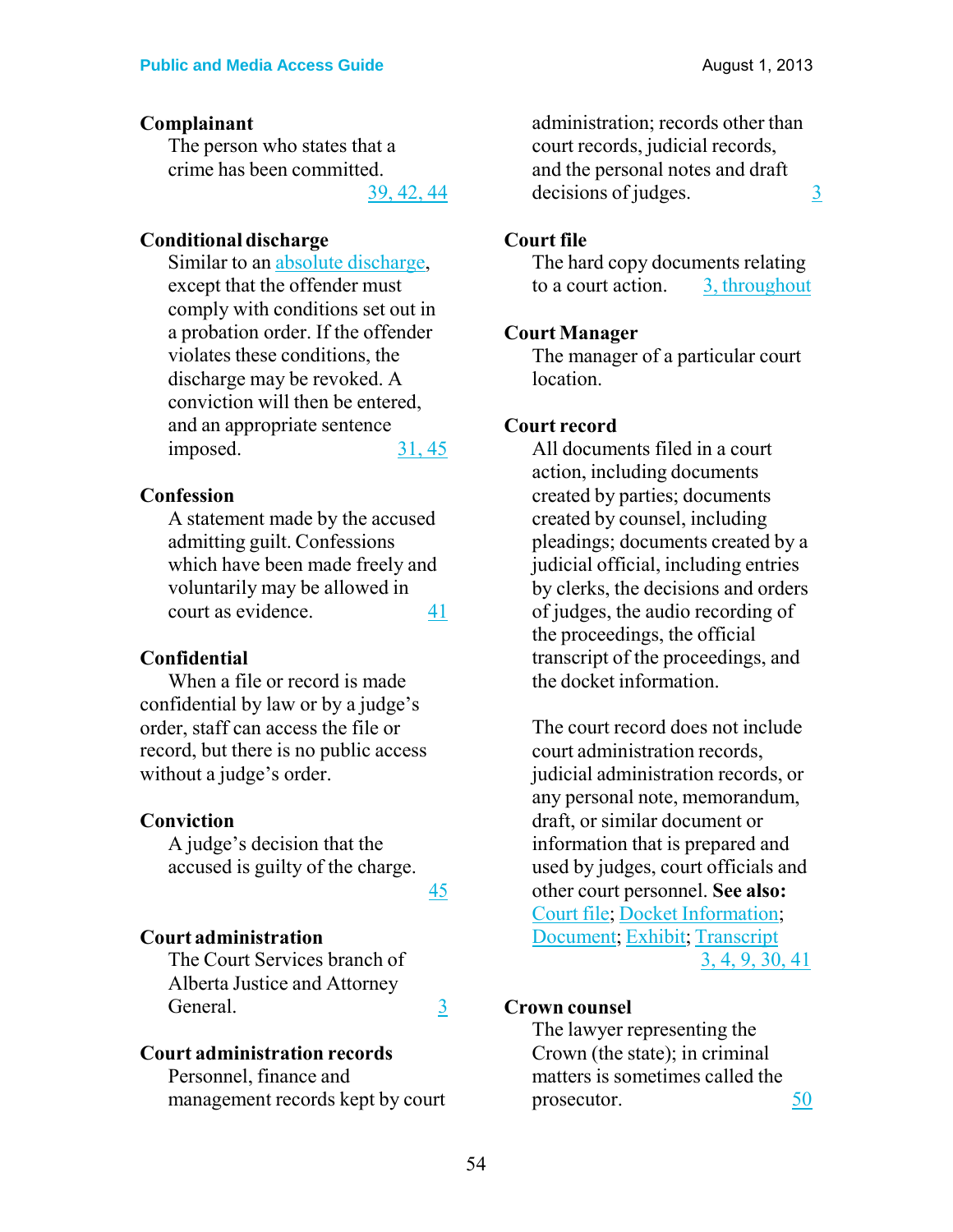**Complainant**

The person who states that a crime has been committed. 39, 42, 44

**Conditional discharge**

Similar to an absolute discharge, except that the offender must comply with conditions set out in a probation order. If the offender violates these conditions, the discharge may be revoked. A conviction will then be entered, and an appropriate sentence imposed. 31, 45

**Confession**

A statement made by the accused admitting guilt. Confessions which have been made freely and voluntarily may be allowed in court as evidence. 41

**Confidential**

When a file or record is made confidential by law or by a judge's order, staff can access the file or record, but there is no public access without a judge's order.

**Conviction**

A judge's decision that the accused is guilty of the charge. 45

**Court administration**

The Court Services branch of Alberta Justice and Attorney General. 3

**Court administration records**

Personnel, finance and management records kept by court administration; records other than court records, judicial records, and the personal notes and draft decisions of judges. 3

**Court file**

The hard copy documents relating to a court action. 3, throughout

**Court Manager**

The manager of a particular court location.

**Court record**

All documents filed in a court action, including documents created by parties; documents created by counsel, including pleadings; documents created by a judicial official, including entries by clerks, the decisions and orders of judges, the audio recording of the proceedings, the official transcript of the proceedings, and the docket information.

The court record does not include court administration records, judicial administration records, or any personal note, memorandum, draft, or similar document or information that is prepared and used by judges, court officials and other court personnel. **See also:** Court file; Docket Information; Document; Exhibit; Transcript 3, 4, 9, 30, 41

**Crown counsel**

The lawyer representing the Crown (the state); in criminal matters is sometimes called the prosecutor. 50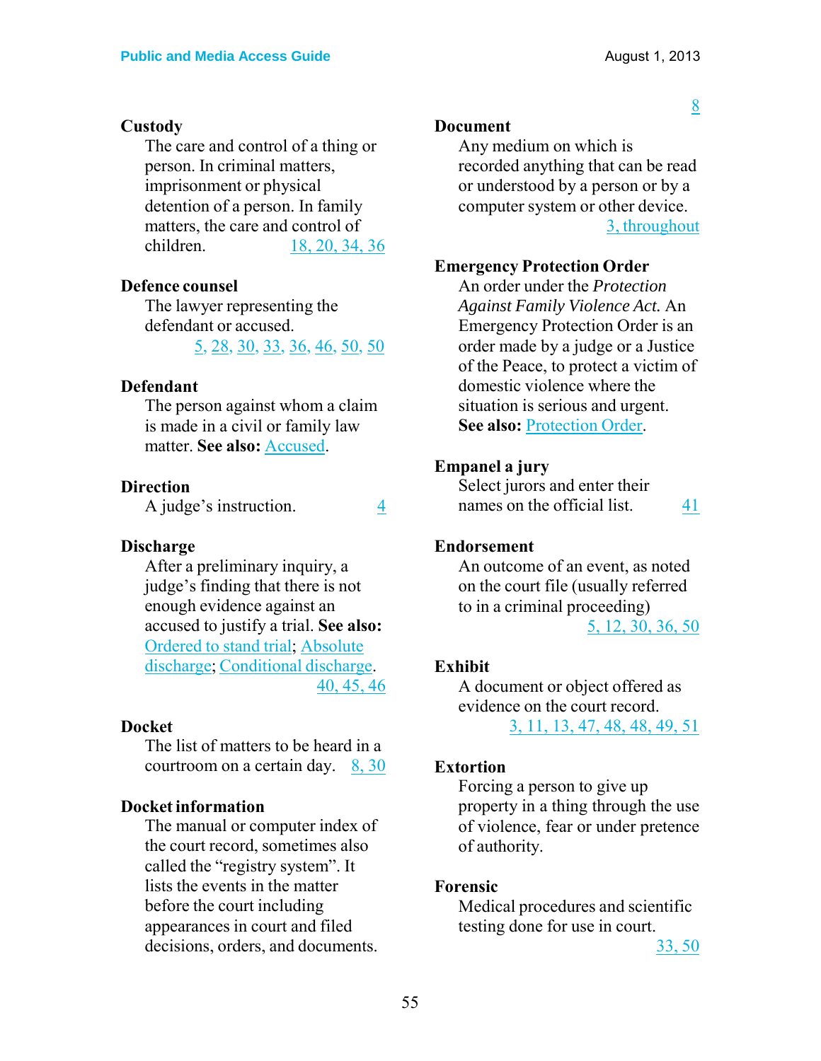**Custody**

The care and control of a thing or person. In criminal matters, imprisonment or physical detention of a person. In family matters, the care and control of children. 18, 20, 34, 36

**Defence counsel**

The lawyer representing the defendant or accused. 5, 28, 30, 33, 36, 46, 50, 50

**Defendant**

The person against whom a claim is made in a civil or family law matter. **See also:** Accused.

**Direction**

A judge's instruction. 4

**Discharge**

After a preliminary inquiry, a judge's finding that there is not enough evidence against an accused to justify a trial. **See also:** Ordered to stand trial; Absolute discharge; Conditional discharge. 40, 45, 46

**Docket**

The list of matters to be heard in a courtroom on a certain day. 8, 30

**Docket information**

The manual or computer index of the court record, sometimes also called the "registry system". It lists the events in the matter before the court including appearances in court and filed decisions, orders, and documents. 8

**Document**

Any medium on which is recorded anything that can be read or understood by a person or by a computer system or other device. 3, throughout

**Emergency Protection Order**

An order under the *Protection Against Family Violence Act.* An Emergency Protection Order is an order made by a judge or a Justice of the Peace, to protect a victim of domestic violence where the situation is serious and urgent. **See also:** Protection Order.

**Empanel a jury**

Select jurors and enter their names on the official list. 41

**Endorsement**

An outcome of an event, as noted on the court file (usually referred to in a criminal proceeding) 5, 12, 30, 36, 50

**Exhibit**

A document or object offered as evidence on the court record. 3, 11, 13, 47, 48, 48, 49, 51

**Extortion**

Forcing a person to give up property in a thing through the use of violence, fear or under pretence of authority.

**Forensic**

Medical procedures and scientific testing done for use in court. 33, 50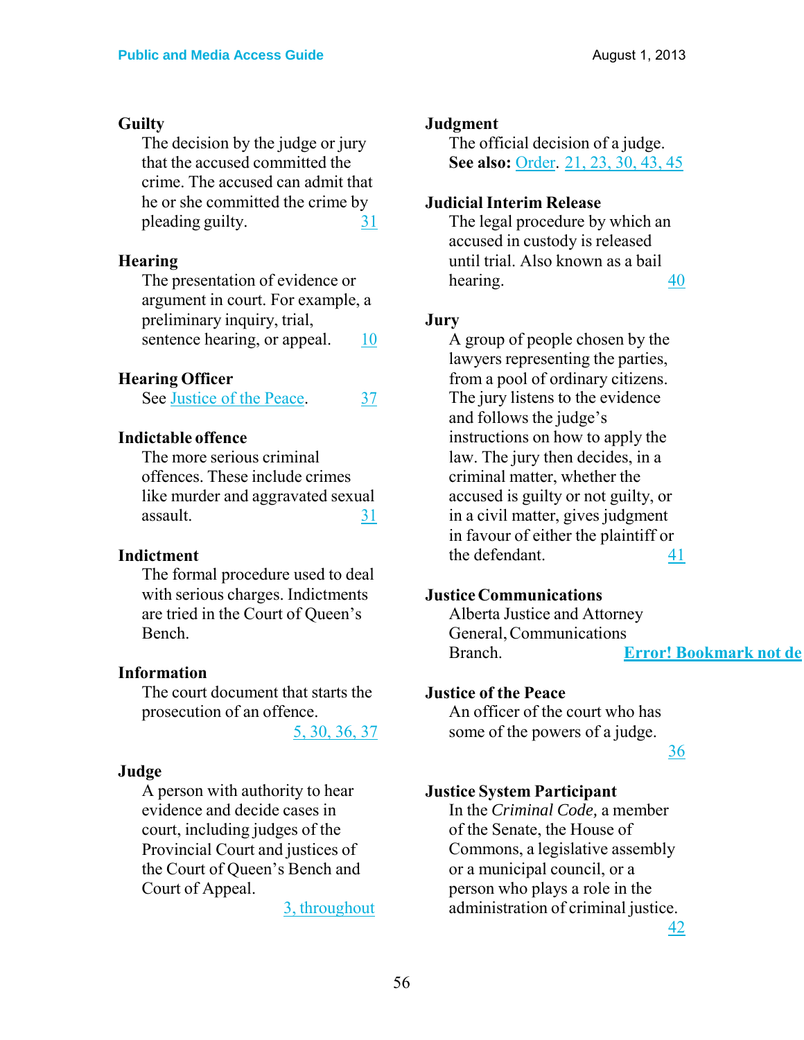**Guilty**

The decision by the judge or jury that the accused committed the crime. The accused can admit that he or she committed the crime by pleading guilty. 31

**Hearing**

The presentation of evidence or argument in court. For example, a preliminary inquiry, trial, sentence hearing, or appeal. 10

**Hearing Officer**

See Justice of the Peace. 37

**Indictable offence**

The more serious criminal offences. These include crimes like murder and aggravated sexual assault. 31

**Indictment**

The formal procedure used to deal with serious charges. Indictments are tried in the Court of Queen's Bench.

**Information**

The court document that starts the prosecution of an offence. 5, 30, 36, 37

**Judge**

A person with authority to hear evidence and decide cases in court, including judges of the Provincial Court and justices of the Court of Queen's Bench and Court of Appeal. 3, throughout

**Judgment**

The official decision of a judge. **See also:** Order. 21, 23, 30, 43, 45

**Judicial Interim Release**

The legal procedure by which an accused in custody is released until trial. Also known as a bail hearing. 40

**Jury**

A group of people chosen by the lawyers representing the parties, from a pool of ordinary citizens. The jury listens to the evidence and follows the judge's instructions on how to apply the law. The jury then decides, in a criminal matter, whether the accused is guilty or not guilty, or in a civil matter, gives judgment in favour of either the plaintiff or the defendant. 41

**Justice Communications**

Alberta Justice and Attorney General, Communications Branch. **Error! Bookmark not de**

**Justice of the Peace**

An officer of the court who has some of the powers of a judge. 36

**Justice System Participant**

In the *Criminal Code,* a member of the Senate, the House of Commons, a legislative assembly or a municipal council, or a person who plays a role in the administration of criminal justice. 42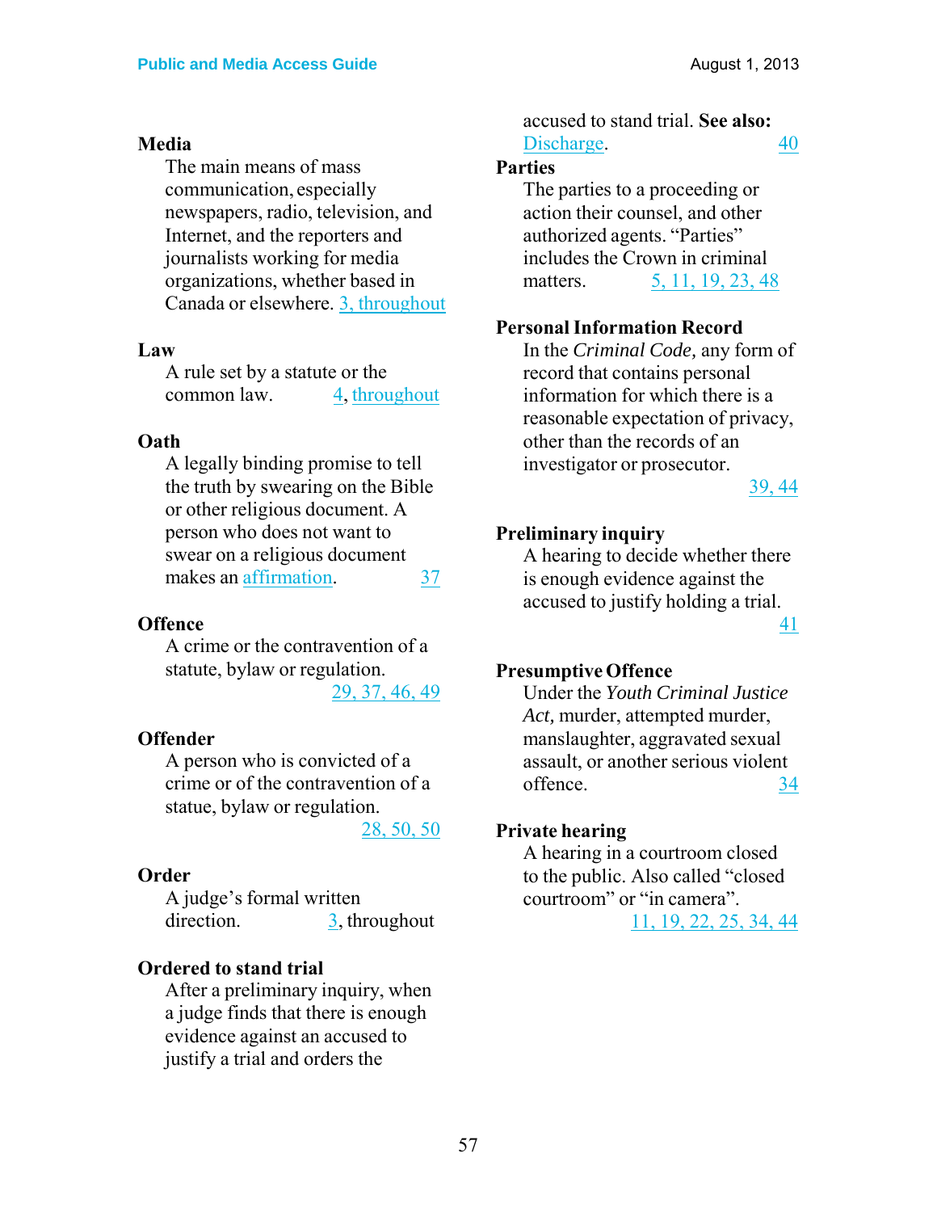**Media**

The main means of mass communication, especially newspapers, radio, television, and Internet, and the reporters and journalists working for media organizations, whether based in Canada or elsewhere. 3, throughout

**Law**

A rule set by a statute or the common law. 4, throughout

**Oath**

A legally binding promise to tell the truth by swearing on the Bible or other religious document. A person who does not want to swear on a religious document makes an affirmation. 37

**Offence**

A crime or the contravention of a statute, bylaw or regulation. 29, 37, 46, 49

**Offender**

A person who is convicted of a crime or of the contravention of a statue, bylaw or regulation. 28, 50, 50

**Order**

A judge's formal written direction. 3, throughout

**Ordered to stand trial**

After a preliminary inquiry, when a judge finds that there is enough evidence against an accused to justify a trial and orders the accused to stand trial. **See also:** Discharge. 40

**Parties**

The parties to a proceeding or action their counsel, and other authorized agents. "Parties" includes the Crown in criminal matters. 5, 11, 19, 23, 48

**Personal Information Record**

In the *Criminal Code,* any form of record that contains personal information for which there is a reasonable expectation of privacy, other than the records of an investigator or prosecutor. 39, 44

**Preliminary inquiry**

A hearing to decide whether there is enough evidence against the accused to justify holding a trial. 41

**Presumptive Offence**

Under the *Youth Criminal Justice Act,* murder, attempted murder, manslaughter, aggravated sexual assault, or another serious violent offence. 34

**Private hearing**

A hearing in a courtroom closed to the public. Also called "closed courtroom" or "in camera". 11, 19, 22, 25, 34, 44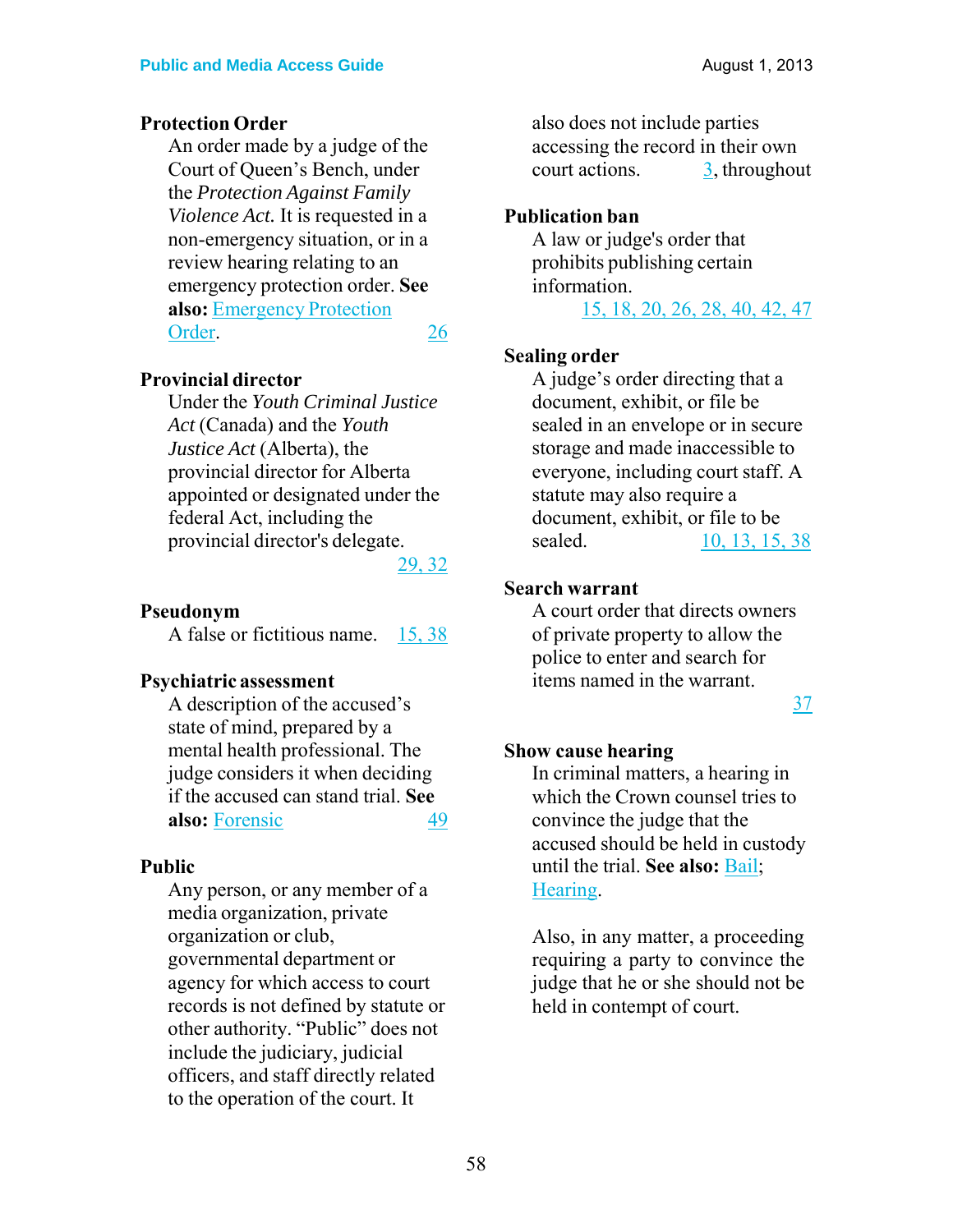**Protection Order**

An order made by a judge of the Court of Queen's Bench, under the *Protection Against Family Violence Act.* It is requested in a non-emergency situation, or in a review hearing relating to an emergency protection order. **See also:** Emergency Protection Order. 26

**Provincial director**

Under the *Youth Criminal Justice Act* (Canada) and the *Youth Justice Act* (Alberta), the provincial director for Alberta appointed or designated under the federal Act, including the provincial director's delegate. 29, 32

**Pseudonym**

A false or fictitious name. 15, 38

**Psychiatric assessment**

A description of the accused's state of mind, prepared by a mental health professional. The judge considers it when deciding if the accused can stand trial. **See also:** Forensic 49

**Public**

Any person, or any member of a media organization, private organization or club, governmental department or agency for which access to court records is not defined by statute or other authority. "Public" does not include the judiciary, judicial officers, and staff directly related to the operation of the court. It also does not include parties accessing the record in their own court actions. 3, throughout

**Publication ban**

A law or judge's order that prohibits publishing certain information. 15, 18, 20, 26, 28, 40, 42, 47

**Sealing order**

A judge's order directing that a document, exhibit, or file be sealed in an envelope or in secure storage and made inaccessible to everyone, including court staff. A statute may also require a document, exhibit, or file to be sealed. 10, 13, 15, 38

**Search warrant**

A court order that directs owners of private property to allow the police to enter and search for items named in the warrant. 37

**Show cause hearing**

In criminal matters, a hearing in which the Crown counsel tries to convince the judge that the accused should be held in custody until the trial. **See also:** Bail; Hearing.

Also, in any matter, a proceeding requiring a party to convince the judge that he or she should not be held in contempt of court.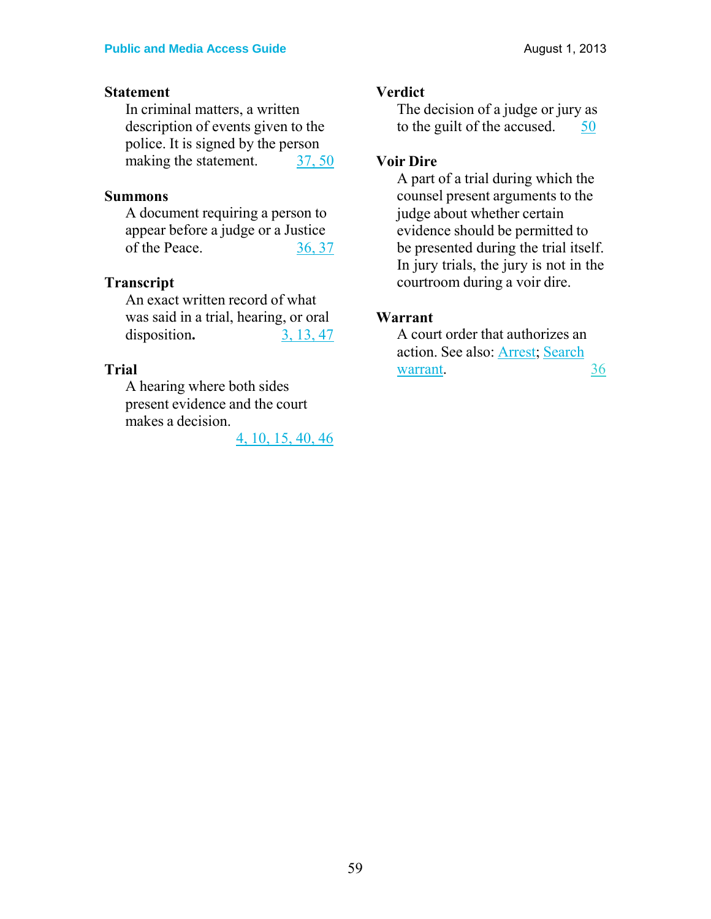**Statement**

In criminal matters, a written description of events given to the police. It is signed by the person making the statement. 37, 50

**Summons**

A document requiring a person to appear before a judge or a Justice of the Peace. 36, 37

**Transcript**

An exact written record of what was said in a trial, hearing, or oral disposition**.** 3, 13, 47

**Trial**

A hearing where both sides present evidence and the court makes a decision. 4, 10, 15, 40, 46

**Verdict**

The decision of a judge or jury as to the guilt of the accused. 50

**Voir Dire**

A part of a trial during which the counsel present arguments to the judge about whether certain evidence should be permitted to be presented during the trial itself. In jury trials, the jury is not in the courtroom during a voir dire.

**Warrant**

A court order that authorizes an action. See also: Arrest; Search warrant. 36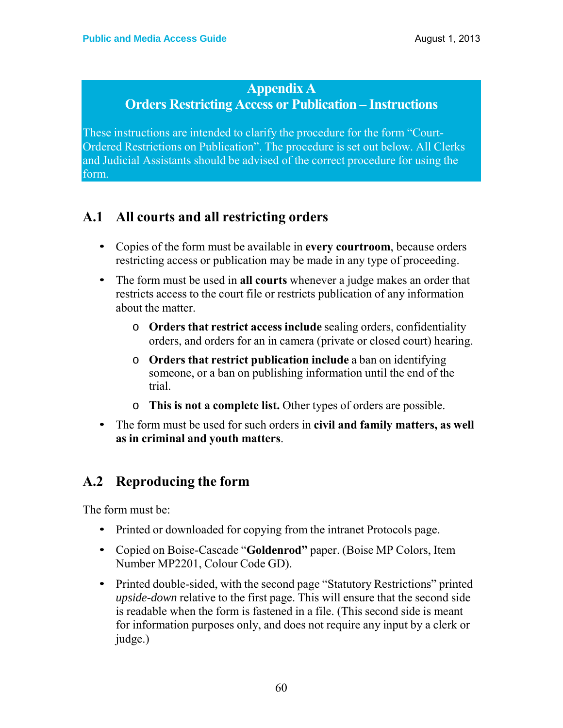# Appendix A
# Orders Restricting Access or Publication – Instructions

These instructions are intended to clarify the procedure for the form "Court-Ordered Restrictions on Publication". The procedure is set out below. All Clerks and Judicial Assistants should be advised of the correct procedure for using the form.

## A.1 All courts and all restricting orders

- Copies of the form must be available in **every courtroom**, because orders restricting access or publication may be made in any type of proceeding.
- The form must be used in **all courts** whenever a judge makes an order that restricts access to the court file or restricts publication of any information about the matter.
  - **Orders that restrict access include** sealing orders, confidentiality orders, and orders for an in camera (private or closed court) hearing.
  - **Orders that restrict publication include** a ban on identifying someone, or a ban on publishing information until the end of the trial.
  - **This is not a complete list.** Other types of orders are possible.
- The form must be used for such orders in **civil and family matters, as well as in criminal and youth matters**.

## A.2 Reproducing the form

The form must be:

- Printed or downloaded for copying from the intranet Protocols page.
- Copied on Boise-Cascade "**Goldenrod"** paper. (Boise MP Colors, Item Number MP2201, Colour Code GD).
- Printed double-sided, with the second page "Statutory Restrictions" printed *upside-down* relative to the first page. This will ensure that the second side is readable when the form is fastened in a file. (This second side is meant for information purposes only, and does not require any input by a clerk or judge.)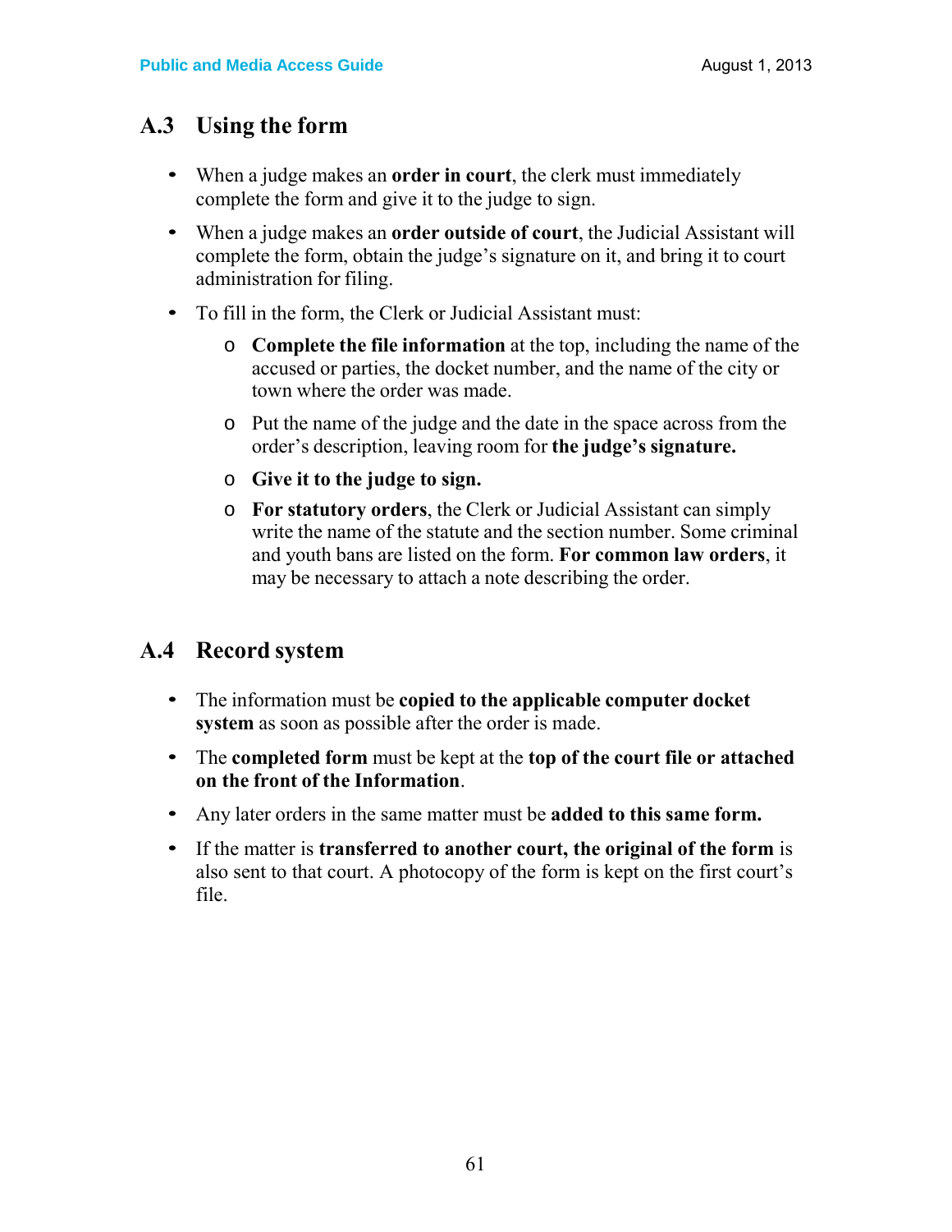## A.3 Using the form

- When a judge makes an **order in court**, the clerk must immediately complete the form and give it to the judge to sign.
- When a judge makes an **order outside of court**, the Judicial Assistant will complete the form, obtain the judge's signature on it, and bring it to court administration for filing.
- To fill in the form, the Clerk or Judicial Assistant must:
  - **Complete the file information** at the top, including the name of the accused or parties, the docket number, and the name of the city or town where the order was made.
  - Put the name of the judge and the date in the space across from the order's description, leaving room for **the judge's signature.**
  - **Give it to the judge to sign.**
  - **For statutory orders**, the Clerk or Judicial Assistant can simply write the name of the statute and the section number. Some criminal and youth bans are listed on the form. **For common law orders**, it may be necessary to attach a note describing the order.

## A.4 Record system

- The information must be **copied to the applicable computer docket system** as soon as possible after the order is made.
- The **completed form** must be kept at the **top of the court file or attached on the front of the Information**.
- Any later orders in the same matter must be **added to this same form.**
- If the matter is **transferred to another court, the original of the form** is also sent to that court. A photocopy of the form is kept on the first court's file.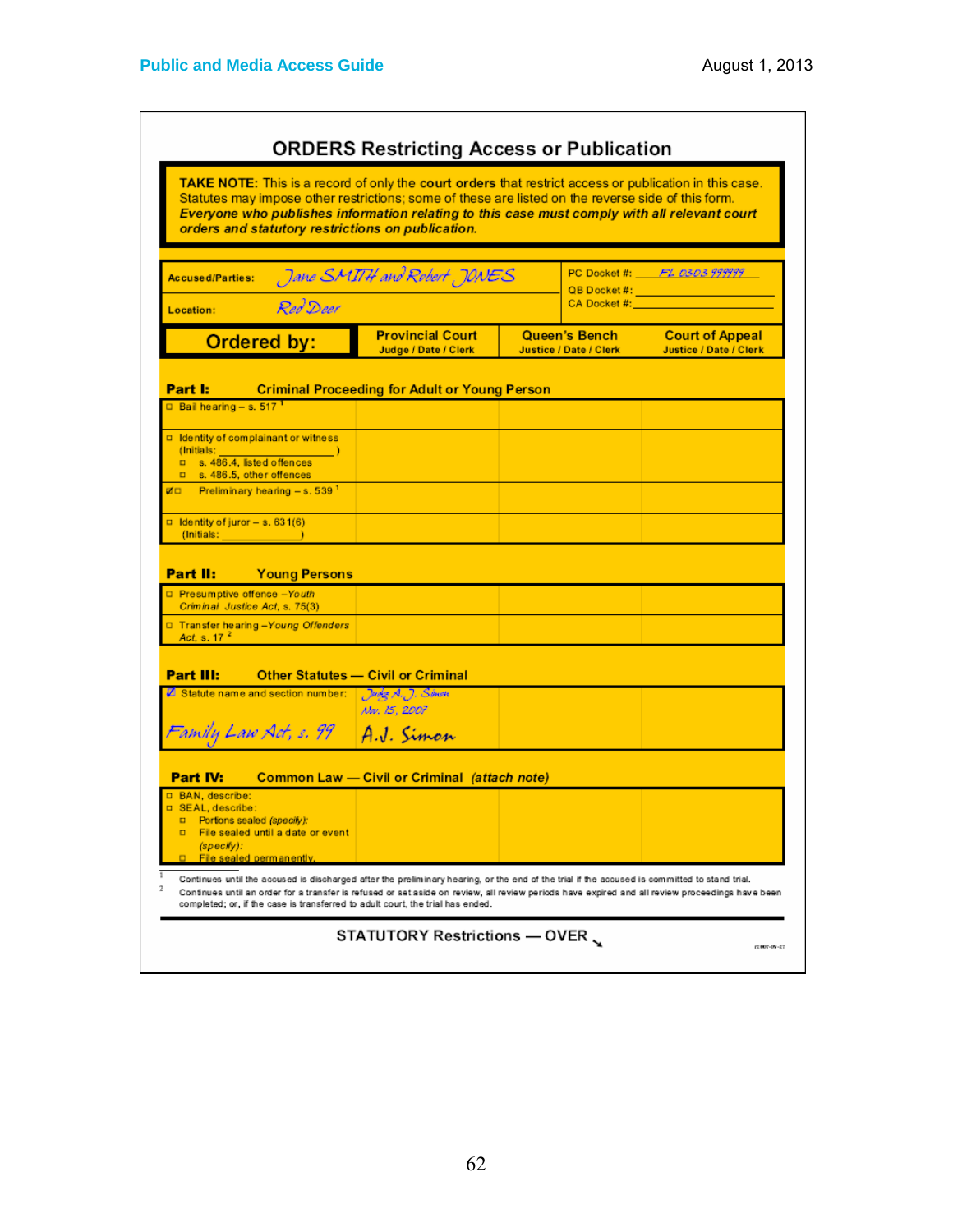## ORDERS Restricting Access or Publication

**TAKE NOTE:** This is a record of only the **court orders** that restrict access or publication in this case. Statutes may impose other restrictions; some of these are listed on the reverse side of this form. ***Everyone who publishes information relating to this case must comply with all relevant court orders and statutory restrictions on publication.***

| | | |
|---|---|---|
| **Accused/Parties:** | Jane SMITH and Robert JONES | PC Docket #: FL 0303 999999 |
| | | QB Docket #: |
| **Location:** | Red Deer | CA Docket #: |

| **Ordered by:** | **Provincial Court** Judge / Date / Clerk | **Queen's Bench** Justice / Date / Clerk | **Court of Appeal** Justice / Date / Clerk |
|---|---|---|---|
| **Part I: Criminal Proceeding for Adult or Young Person** | | | |
| ☐ Bail hearing – s. 517 [1] | | | |
| ☐ Identity of complainant or witness (Initials: \_\_\_\_\_\_\_\_\_\_\_\_ ) ☐ s. 486.4, listed offences ☐ s. 486.5, other offences | | | |
| ☑☐ Preliminary hearing – s. 539 [1] | | | |
| ☐ Identity of juror – s. 631(6) (Initials: \_\_\_\_\_\_\_\_\_\_\_\_ ) | | | |
| **Part II: Young Persons** | | | |
| ☐ Presumptive offence – *Youth Criminal Justice Act*, s. 75(3) | | | |
| ☐ Transfer hearing – *Young Offenders Act*, s. 17 [2] | | | |
| **Part III: Other Statutes — Civil or Criminal** | | | |
| ☑ Statute name and section number: Family Law Act, s. 99 | Judge A.J. Simon Nov. 15, 2007 A.J. Simon | | |
| **Part IV: Common Law — Civil or Criminal** *(attach note)* | | | |
| ☐ BAN, describe: ☐ SEAL, describe: ☐ Portions sealed *(specify)*: ☐ File sealed until a date or event *(specify)*: ☐ File sealed permanently. | | | |

[1] Continues until the accused is discharged after the preliminary hearing, or the end of the trial if the accused is committed to stand trial.

[2] Continues until an order for a transfer is refused or set aside on review, all review periods have expired and all review proceedings have been completed; or, if the case is transferred to adult court, the trial has ended.

STATUTORY Restrictions — OVER ↘

r2007-09-27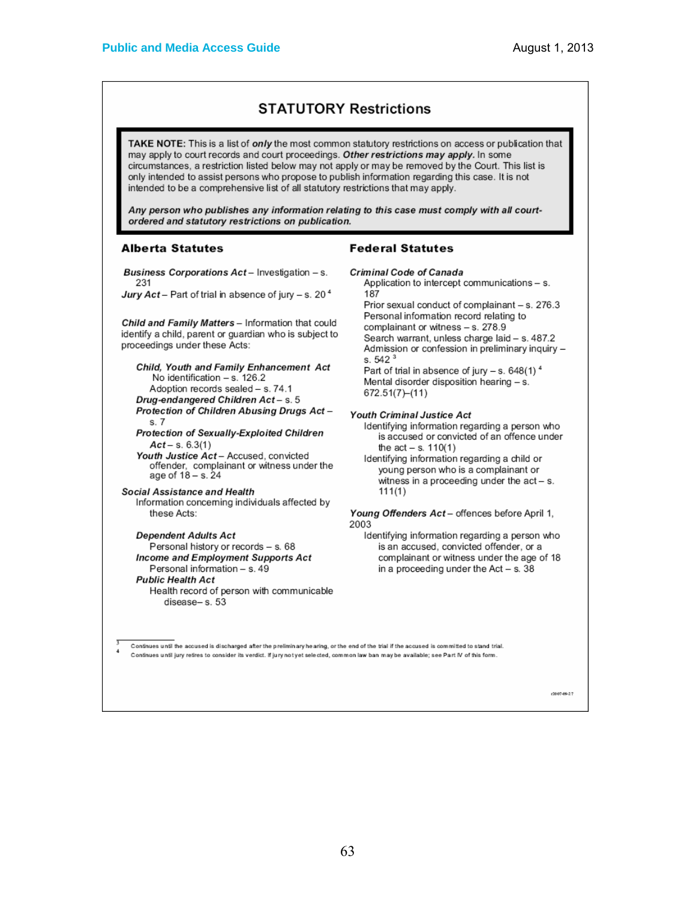## STATUTORY Restrictions

> **TAKE NOTE:** This is a list of ***only*** the most common statutory restrictions on access or publication that may apply to court records and court proceedings. ***Other restrictions may apply.*** In some circumstances, a restriction listed below may not apply or may be removed by the Court. This list is only intended to assist persons who propose to publish information regarding this case. It is not intended to be a comprehensive list of all statutory restrictions that may apply.
>
> ***Any person who publishes any information relating to this case must comply with all court-ordered and statutory restrictions on publication.***

### Alberta Statutes

***Business Corporations Act*** – Investigation – s. 231
***Jury Act*** – Part of trial in absence of jury – s. 20 [4]

***Child and Family Matters*** – Information that could identify a child, parent or guardian who is subject to proceedings under these Acts:

- ***Child, Youth and Family Enhancement Act***
  - No identification – s. 126.2
  - Adoption records sealed – s. 74.1
- ***Drug-endangered Children Act*** – s. 5
- ***Protection of Children Abusing Drugs Act*** – s. 7
- ***Protection of Sexually-Exploited Children Act*** – s. 6.3(1)
- ***Youth Justice Act*** – Accused, convicted offender, complainant or witness under the age of 18 – s. 24

***Social Assistance and Health***
Information concerning individuals affected by these Acts:

- ***Dependent Adults Act***
  - Personal history or records – s. 68
- ***Income and Employment Supports Act***
  - Personal information – s. 49
- ***Public Health Act***
  - Health record of person with communicable disease– s. 53

### Federal Statutes

***Criminal Code of Canada***

- Application to intercept communications – s. 187
- Prior sexual conduct of complainant – s. 276.3
- Personal information record relating to complainant or witness – s. 278.9
- Search warrant, unless charge laid – s. 487.2
- Admission or confession in preliminary inquiry – s. 542 [3]
- Part of trial in absence of jury – s. 648(1) [4]
- Mental disorder disposition hearing – s. 672.51(7)–(11)

***Youth Criminal Justice Act***

- Identifying information regarding a person who is accused or convicted of an offence under the act – s. 110(1)
- Identifying information regarding a child or young person who is a complainant or witness in a proceeding under the act – s. 111(1)

***Young Offenders Act*** – offences before April 1, 2003

- Identifying information regarding a person who is an accused, convicted offender, or a complainant or witness under the age of 18 in a proceeding under the Act – s. 38

---

[3] Continues until the accused is discharged after the preliminary hearing, or the end of the trial if the accused is committed to stand trial.
[4] Continues until jury retires to consider its verdict. If jury not yet selected, common law ban may be available; see Part IV of this form.

r2007-09-27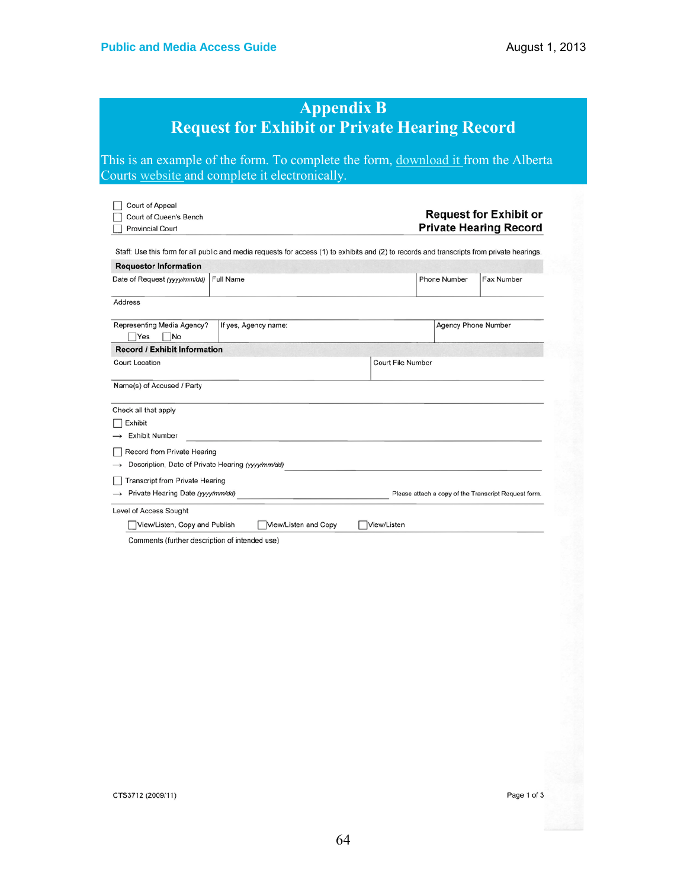# Appendix B
# Request for Exhibit or Private Hearing Record

This is an example of the form. To complete the form, download it from the Alberta Courts website and complete it electronically.

☐ Court of Appeal
☐ Court of Queen's Bench
☐ Provincial Court

**Request for Exhibit or Private Hearing Record**

Staff: Use this form for all public and media requests for access (1) to exhibits and (2) to records and transcripts from private hearings.

**Requestor Information**

| Date of Request *(yyyy/mm/dd)* | Full Name | Phone Number | Fax Number |
|---|---|---|---|
| | | | |

Address

| Representing Media Agency? ☐Yes ☐No | If yes, Agency name: | Agency Phone Number |
|---|---|---|
| | | |

**Record / Exhibit Information**

| Court Location | Court File Number |
|---|---|
| | |

Name(s) of Accused / Party

Check all that apply

☐ Exhibit

→ Exhibit Number ______

☐ Record from Private Hearing

→ Description, Date of Private Hearing *(yyyy/mm/dd)* ______

☐ Transcript from Private Hearing

→ Private Hearing Date *(yyyy/mm/dd)* ______ Please attach a copy of the Transcript Request form.

Level of Access Sought

☐View/Listen, Copy and Publish ☐View/Listen and Copy ☐View/Listen

Comments (further description of intended use)

CTS3712 (2009/11)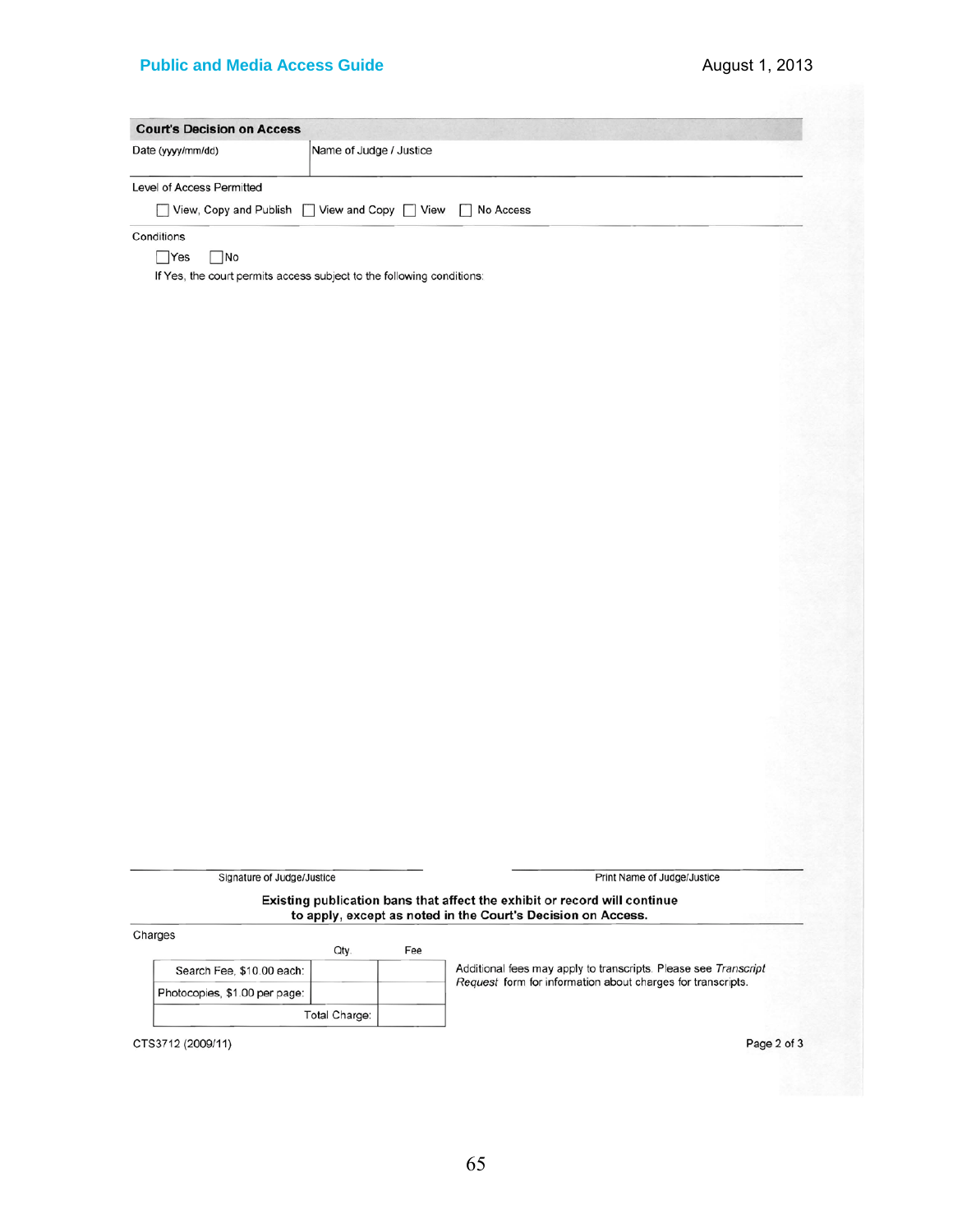**Court's Decision on Access**

| Date (yyyy/mm/dd) | Name of Judge / Justice |
|---|---|
| | |

Level of Access Permitted

☐ View, Copy and Publish ☐ View and Copy ☐ View ☐ No Access

Conditions

☐Yes ☐No

If Yes, the court permits access subject to the following conditions:

Signature of Judge/Justice

Print Name of Judge/Justice

**Existing publication bans that affect the exhibit or record will continue to apply, except as noted in the Court's Decision on Access.**

Charges

| | Qty. | Fee |
|---|---|---|
| Search Fee, $10.00 each: | | |
| Photocopies, $1.00 per page: | | |
| Total Charge: | | |

Additional fees may apply to transcripts. Please see *Transcript Request* form for information about charges for transcripts.

CTS3712 (2009/11)